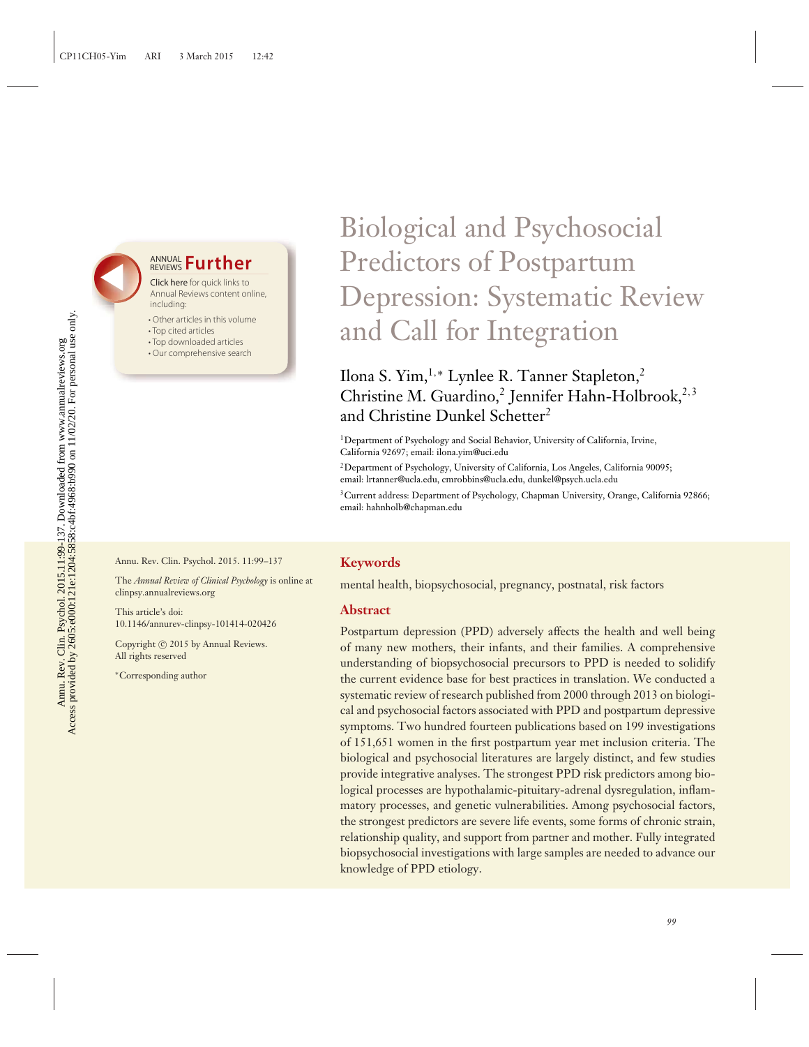# Biological and Psychosocial Predictors of Postpartum Depression: Systematic Review and Call for Integration

Ilona S. Yim,[1,*] Lynlee R. Tanner Stapleton,[2] Christine M. Guardino,[2] Jennifer Hahn-Holbrook,[2,3] and Christine Dunkel Schetter[2]

[1]Department of Psychology and Social Behavior, University of California, Irvine, California 92697; email: ilona.yim@uci.edu

[2]Department of Psychology, University of California, Los Angeles, California 90095; email: lrtanner@ucla.edu, cmrobbins@ucla.edu, dunkel@psych.ucla.edu

[3]Current address: Department of Psychology, Chapman University, Orange, California 92866; email: hahnholb@chapman.edu

Annu. Rev. Clin. Psychol. 2015. 11:99–137

The *Annual Review of Clinical Psychology* is online at clinpsy.annualreviews.org

This article's doi: 10.1146/annurev-clinpsy-101414-020426

Copyright © 2015 by Annual Reviews. All rights reserved

*Corresponding author

## Keywords

mental health, biopsychosocial, pregnancy, postnatal, risk factors

## Abstract

Postpartum depression (PPD) adversely affects the health and well being of many new mothers, their infants, and their families. A comprehensive understanding of biopsychosocial precursors to PPD is needed to solidify the current evidence base for best practices in translation. We conducted a systematic review of research published from 2000 through 2013 on biological and psychosocial factors associated with PPD and postpartum depressive symptoms. Two hundred fourteen publications based on 199 investigations of 151,651 women in the first postpartum year met inclusion criteria. The biological and psychosocial literatures are largely distinct, and few studies provide integrative analyses. The strongest PPD risk predictors among biological processes are hypothalamic-pituitary-adrenal dysregulation, inflammatory processes, and genetic vulnerabilities. Among psychosocial factors, the strongest predictors are severe life events, some forms of chronic strain, relationship quality, and support from partner and mother. Fully integrated biopsychosocial investigations with large samples are needed to advance our knowledge of PPD etiology.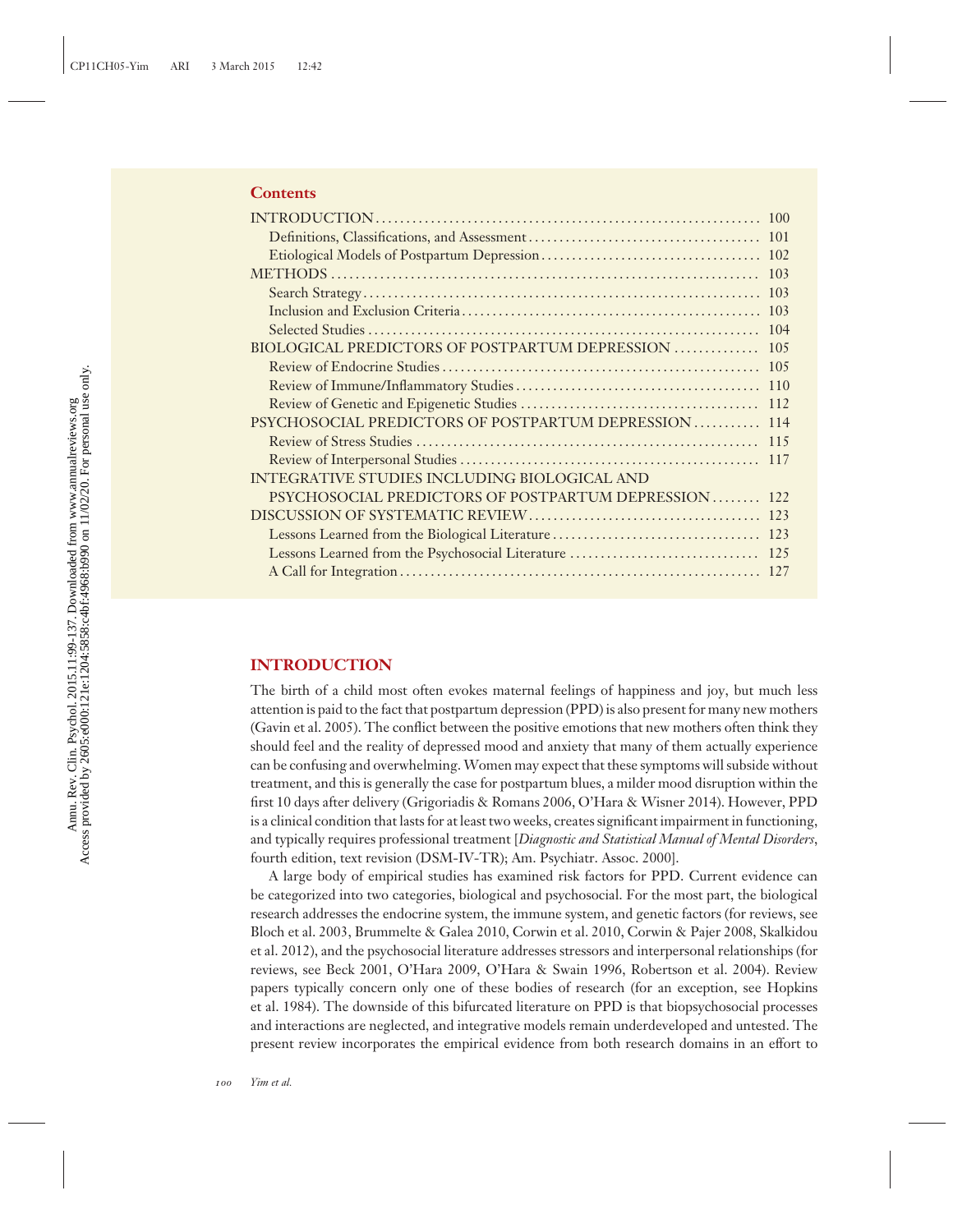## Contents

| | |
|---|---|
| INTRODUCTION | 100 |
| Definitions, Classifications, and Assessment | 101 |
| Etiological Models of Postpartum Depression | 102 |
| METHODS | 103 |
| Search Strategy | 103 |
| Inclusion and Exclusion Criteria | 103 |
| Selected Studies | 104 |
| BIOLOGICAL PREDICTORS OF POSTPARTUM DEPRESSION | 105 |
| Review of Endocrine Studies | 105 |
| Review of Immune/Inflammatory Studies | 110 |
| Review of Genetic and Epigenetic Studies | 112 |
| PSYCHOSOCIAL PREDICTORS OF POSTPARTUM DEPRESSION | 114 |
| Review of Stress Studies | 115 |
| Review of Interpersonal Studies | 117 |
| INTEGRATIVE STUDIES INCLUDING BIOLOGICAL AND PSYCHOSOCIAL PREDICTORS OF POSTPARTUM DEPRESSION | 122 |
| DISCUSSION OF SYSTEMATIC REVIEW | 123 |
| Lessons Learned from the Biological Literature | 123 |
| Lessons Learned from the Psychosocial Literature | 125 |
| A Call for Integration | 127 |

## INTRODUCTION

The birth of a child most often evokes maternal feelings of happiness and joy, but much less attention is paid to the fact that postpartum depression (PPD) is also present for many new mothers (Gavin et al. 2005). The conflict between the positive emotions that new mothers often think they should feel and the reality of depressed mood and anxiety that many of them actually experience can be confusing and overwhelming. Women may expect that these symptoms will subside without treatment, and this is generally the case for postpartum blues, a milder mood disruption within the first 10 days after delivery (Grigoriadis & Romans 2006, O'Hara & Wisner 2014). However, PPD is a clinical condition that lasts for at least two weeks, creates significant impairment in functioning, and typically requires professional treatment [*Diagnostic and Statistical Manual of Mental Disorders*, fourth edition, text revision (DSM-IV-TR); Am. Psychiatr. Assoc. 2000].

A large body of empirical studies has examined risk factors for PPD. Current evidence can be categorized into two categories, biological and psychosocial. For the most part, the biological research addresses the endocrine system, the immune system, and genetic factors (for reviews, see Bloch et al. 2003, Brummelte & Galea 2010, Corwin et al. 2010, Corwin & Pajer 2008, Skalkidou et al. 2012), and the psychosocial literature addresses stressors and interpersonal relationships (for reviews, see Beck 2001, O'Hara 2009, O'Hara & Swain 1996, Robertson et al. 2004). Review papers typically concern only one of these bodies of research (for an exception, see Hopkins et al. 1984). The downside of this bifurcated literature on PPD is that biopsychosocial processes and interactions are neglected, and integrative models remain underdeveloped and untested. The present review incorporates the empirical evidence from both research domains in an effort to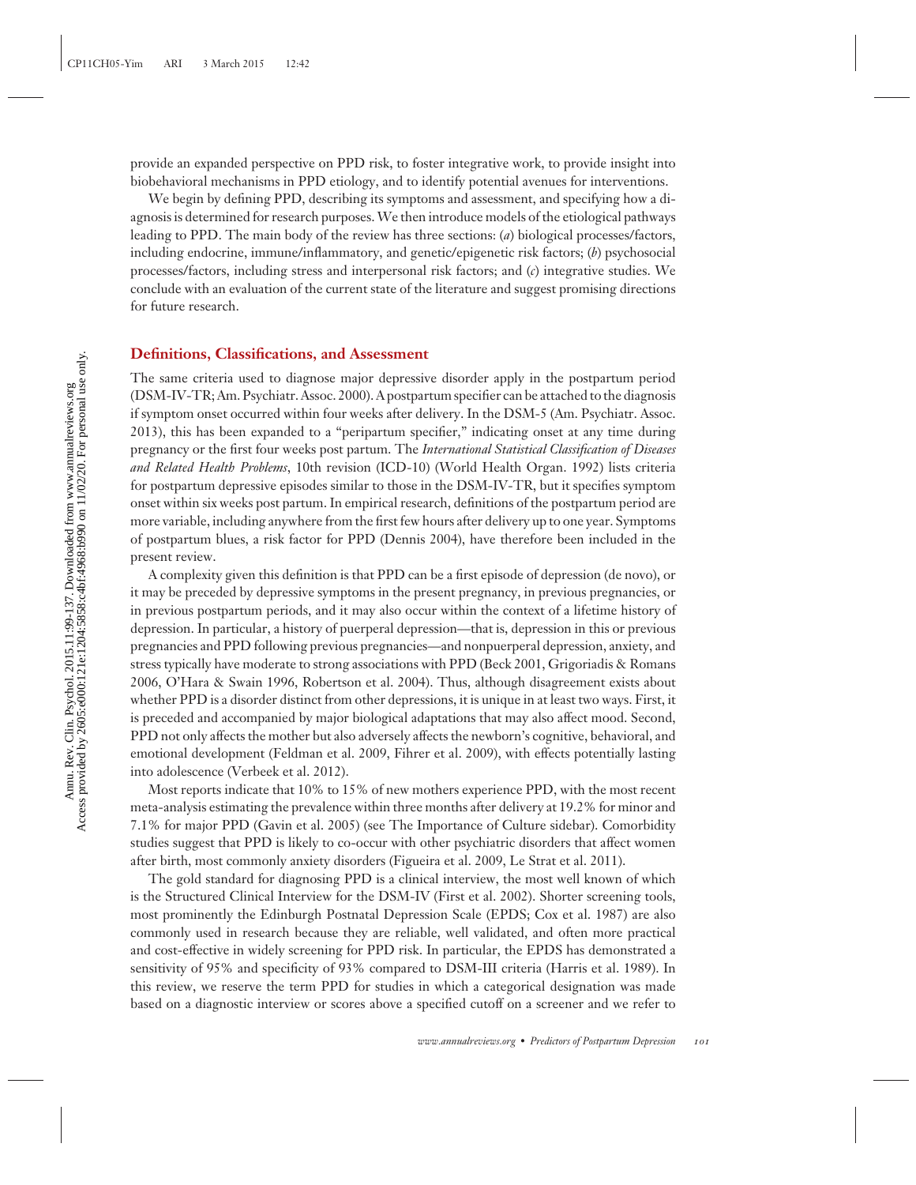provide an expanded perspective on PPD risk, to foster integrative work, to provide insight into biobehavioral mechanisms in PPD etiology, and to identify potential avenues for interventions.

We begin by defining PPD, describing its symptoms and assessment, and specifying how a diagnosis is determined for research purposes. We then introduce models of the etiological pathways leading to PPD. The main body of the review has three sections: (*a*) biological processes/factors, including endocrine, immune/inflammatory, and genetic/epigenetic risk factors; (*b*) psychosocial processes/factors, including stress and interpersonal risk factors; and (*c*) integrative studies. We conclude with an evaluation of the current state of the literature and suggest promising directions for future research.

## Definitions, Classifications, and Assessment

The same criteria used to diagnose major depressive disorder apply in the postpartum period (DSM-IV-TR; Am. Psychiatr. Assoc. 2000). A postpartum specifier can be attached to the diagnosis if symptom onset occurred within four weeks after delivery. In the DSM-5 (Am. Psychiatr. Assoc. 2013), this has been expanded to a "peripartum specifier," indicating onset at any time during pregnancy or the first four weeks post partum. The *International Statistical Classification of Diseases and Related Health Problems*, 10th revision (ICD-10) (World Health Organ. 1992) lists criteria for postpartum depressive episodes similar to those in the DSM-IV-TR, but it specifies symptom onset within six weeks post partum. In empirical research, definitions of the postpartum period are more variable, including anywhere from the first few hours after delivery up to one year. Symptoms of postpartum blues, a risk factor for PPD (Dennis 2004), have therefore been included in the present review.

A complexity given this definition is that PPD can be a first episode of depression (de novo), or it may be preceded by depressive symptoms in the present pregnancy, in previous pregnancies, or in previous postpartum periods, and it may also occur within the context of a lifetime history of depression. In particular, a history of puerperal depression—that is, depression in this or previous pregnancies and PPD following previous pregnancies—and nonpuerperal depression, anxiety, and stress typically have moderate to strong associations with PPD (Beck 2001, Grigoriadis & Romans 2006, O'Hara & Swain 1996, Robertson et al. 2004). Thus, although disagreement exists about whether PPD is a disorder distinct from other depressions, it is unique in at least two ways. First, it is preceded and accompanied by major biological adaptations that may also affect mood. Second, PPD not only affects the mother but also adversely affects the newborn's cognitive, behavioral, and emotional development (Feldman et al. 2009, Fihrer et al. 2009), with effects potentially lasting into adolescence (Verbeek et al. 2012).

Most reports indicate that 10% to 15% of new mothers experience PPD, with the most recent meta-analysis estimating the prevalence within three months after delivery at 19.2% for minor and 7.1% for major PPD (Gavin et al. 2005) (see The Importance of Culture sidebar). Comorbidity studies suggest that PPD is likely to co-occur with other psychiatric disorders that affect women after birth, most commonly anxiety disorders (Figueira et al. 2009, Le Strat et al. 2011).

The gold standard for diagnosing PPD is a clinical interview, the most well known of which is the Structured Clinical Interview for the DSM-IV (First et al. 2002). Shorter screening tools, most prominently the Edinburgh Postnatal Depression Scale (EPDS; Cox et al. 1987) are also commonly used in research because they are reliable, well validated, and often more practical and cost-effective in widely screening for PPD risk. In particular, the EPDS has demonstrated a sensitivity of 95% and specificity of 93% compared to DSM-III criteria (Harris et al. 1989). In this review, we reserve the term PPD for studies in which a categorical designation was made based on a diagnostic interview or scores above a specified cutoff on a screener and we refer to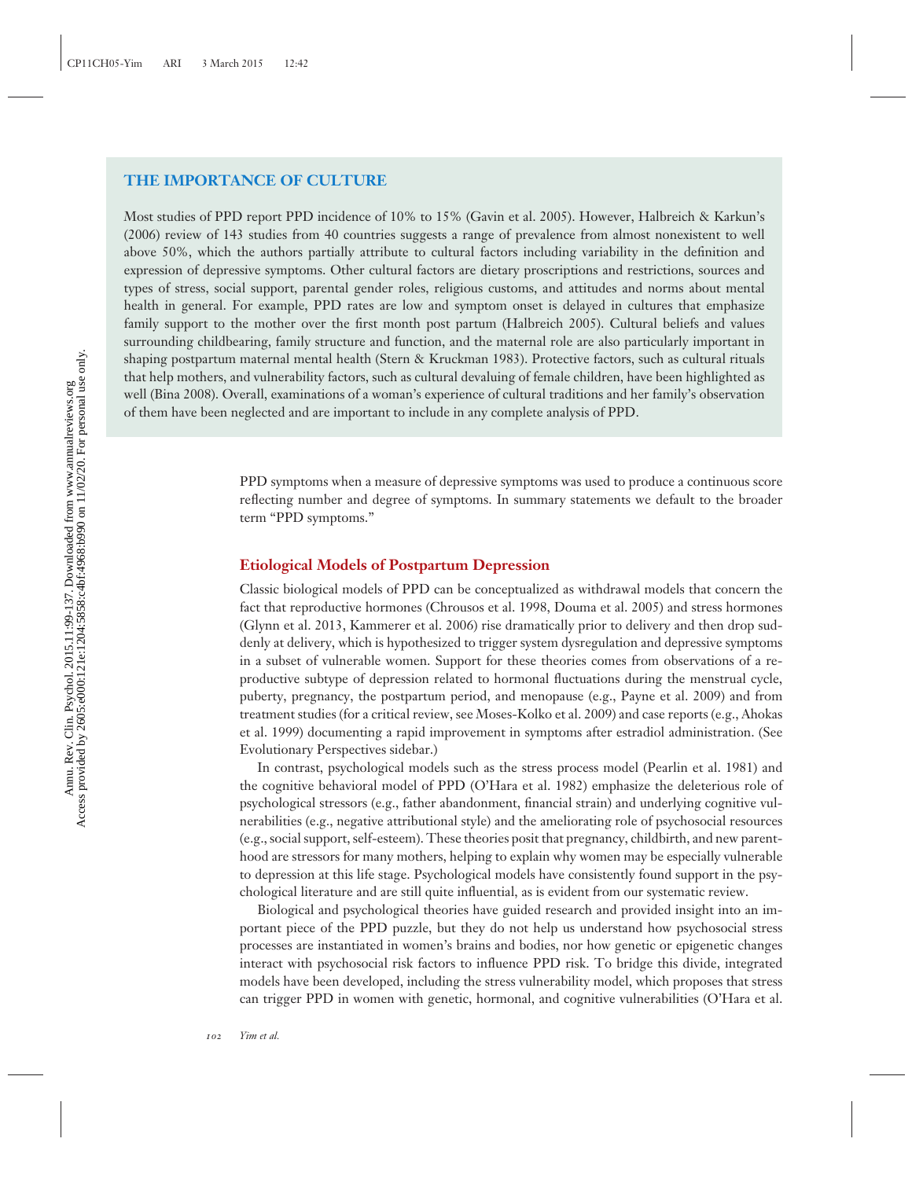## THE IMPORTANCE OF CULTURE

Most studies of PPD report PPD incidence of 10% to 15% (Gavin et al. 2005). However, Halbreich & Karkun's (2006) review of 143 studies from 40 countries suggests a range of prevalence from almost nonexistent to well above 50%, which the authors partially attribute to cultural factors including variability in the definition and expression of depressive symptoms. Other cultural factors are dietary proscriptions and restrictions, sources and types of stress, social support, parental gender roles, religious customs, and attitudes and norms about mental health in general. For example, PPD rates are low and symptom onset is delayed in cultures that emphasize family support to the mother over the first month post partum (Halbreich 2005). Cultural beliefs and values surrounding childbearing, family structure and function, and the maternal role are also particularly important in shaping postpartum maternal mental health (Stern & Kruckman 1983). Protective factors, such as cultural rituals that help mothers, and vulnerability factors, such as cultural devaluing of female children, have been highlighted as well (Bina 2008). Overall, examinations of a woman's experience of cultural traditions and her family's observation of them have been neglected and are important to include in any complete analysis of PPD.

PPD symptoms when a measure of depressive symptoms was used to produce a continuous score reflecting number and degree of symptoms. In summary statements we default to the broader term "PPD symptoms."

## Etiological Models of Postpartum Depression

Classic biological models of PPD can be conceptualized as withdrawal models that concern the fact that reproductive hormones (Chrousos et al. 1998, Douma et al. 2005) and stress hormones (Glynn et al. 2013, Kammerer et al. 2006) rise dramatically prior to delivery and then drop suddenly at delivery, which is hypothesized to trigger system dysregulation and depressive symptoms in a subset of vulnerable women. Support for these theories comes from observations of a reproductive subtype of depression related to hormonal fluctuations during the menstrual cycle, puberty, pregnancy, the postpartum period, and menopause (e.g., Payne et al. 2009) and from treatment studies (for a critical review, see Moses-Kolko et al. 2009) and case reports (e.g., Ahokas et al. 1999) documenting a rapid improvement in symptoms after estradiol administration. (See Evolutionary Perspectives sidebar.)

In contrast, psychological models such as the stress process model (Pearlin et al. 1981) and the cognitive behavioral model of PPD (O'Hara et al. 1982) emphasize the deleterious role of psychological stressors (e.g., father abandonment, financial strain) and underlying cognitive vulnerabilities (e.g., negative attributional style) and the ameliorating role of psychosocial resources (e.g., social support, self-esteem). These theories posit that pregnancy, childbirth, and new parenthood are stressors for many mothers, helping to explain why women may be especially vulnerable to depression at this life stage. Psychological models have consistently found support in the psychological literature and are still quite influential, as is evident from our systematic review.

Biological and psychological theories have guided research and provided insight into an important piece of the PPD puzzle, but they do not help us understand how psychosocial stress processes are instantiated in women's brains and bodies, nor how genetic or epigenetic changes interact with psychosocial risk factors to influence PPD risk. To bridge this divide, integrated models have been developed, including the stress vulnerability model, which proposes that stress can trigger PPD in women with genetic, hormonal, and cognitive vulnerabilities (O'Hara et al.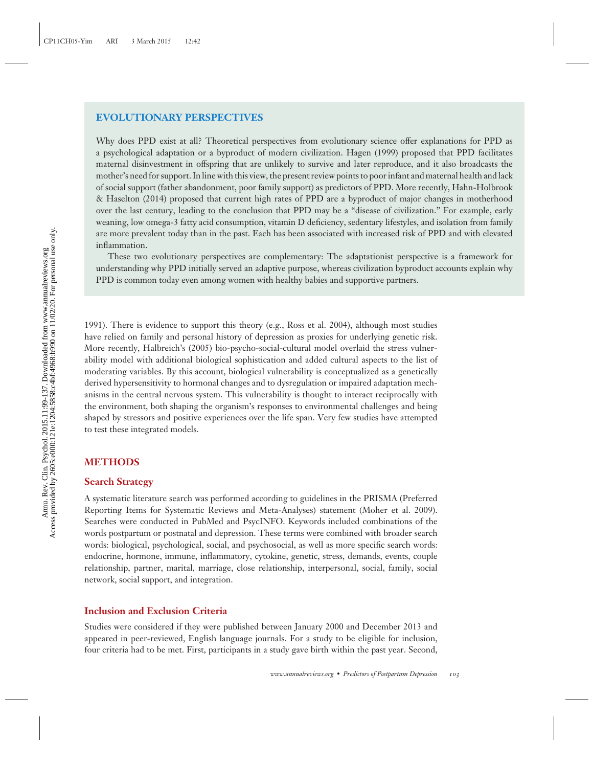## EVOLUTIONARY PERSPECTIVES

Why does PPD exist at all? Theoretical perspectives from evolutionary science offer explanations for PPD as a psychological adaptation or a byproduct of modern civilization. Hagen (1999) proposed that PPD facilitates maternal disinvestment in offspring that are unlikely to survive and later reproduce, and it also broadcasts the mother's need for support. In line with this view, the present review points to poor infant and maternal health and lack of social support (father abandonment, poor family support) as predictors of PPD. More recently, Hahn-Holbrook & Haselton (2014) proposed that current high rates of PPD are a byproduct of major changes in motherhood over the last century, leading to the conclusion that PPD may be a "disease of civilization." For example, early weaning, low omega-3 fatty acid consumption, vitamin D deficiency, sedentary lifestyles, and isolation from family are more prevalent today than in the past. Each has been associated with increased risk of PPD and with elevated inflammation.

These two evolutionary perspectives are complementary: The adaptationist perspective is a framework for understanding why PPD initially served an adaptive purpose, whereas civilization byproduct accounts explain why PPD is common today even among women with healthy babies and supportive partners.

1991). There is evidence to support this theory (e.g., Ross et al. 2004), although most studies have relied on family and personal history of depression as proxies for underlying genetic risk. More recently, Halbreich's (2005) bio-psycho-social-cultural model overlaid the stress vulnerability model with additional biological sophistication and added cultural aspects to the list of moderating variables. By this account, biological vulnerability is conceptualized as a genetically derived hypersensitivity to hormonal changes and to dysregulation or impaired adaptation mechanisms in the central nervous system. This vulnerability is thought to interact reciprocally with the environment, both shaping the organism's responses to environmental challenges and being shaped by stressors and positive experiences over the life span. Very few studies have attempted to test these integrated models.

# METHODS

## Search Strategy

A systematic literature search was performed according to guidelines in the PRISMA (Preferred Reporting Items for Systematic Reviews and Meta-Analyses) statement (Moher et al. 2009). Searches were conducted in PubMed and PsycINFO. Keywords included combinations of the words postpartum or postnatal and depression. These terms were combined with broader search words: biological, psychological, social, and psychosocial, as well as more specific search words: endocrine, hormone, immune, inflammatory, cytokine, genetic, stress, demands, events, couple relationship, partner, marital, marriage, close relationship, interpersonal, social, family, social network, social support, and integration.

## Inclusion and Exclusion Criteria

Studies were considered if they were published between January 2000 and December 2013 and appeared in peer-reviewed, English language journals. For a study to be eligible for inclusion, four criteria had to be met. First, participants in a study gave birth within the past year. Second,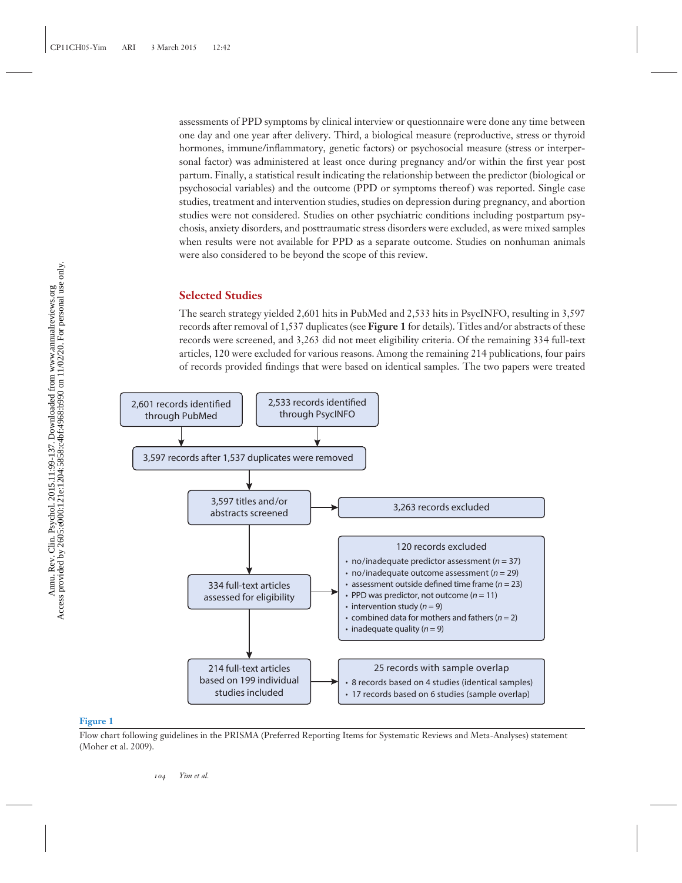assessments of PPD symptoms by clinical interview or questionnaire were done any time between one day and one year after delivery. Third, a biological measure (reproductive, stress or thyroid hormones, immune/inflammatory, genetic factors) or psychosocial measure (stress or interpersonal factor) was administered at least once during pregnancy and/or within the first year postpartum. Finally, a statistical result indicating the relationship between the predictor (biological or psychosocial variables) and the outcome (PPD or symptoms thereof) was reported. Single case studies, treatment and intervention studies, studies on depression during pregnancy, and abortion studies were not considered. Studies on other psychiatric conditions including postpartum psychosis, anxiety disorders, and posttraumatic stress disorders were excluded, as were mixed samples when results were not available for PPD as a separate outcome. Studies on nonhuman animals were also considered to be beyond the scope of this review.

## Selected Studies

The search strategy yielded 2,601 hits in PubMed and 2,533 hits in PsycINFO, resulting in 3,597 records after removal of 1,537 duplicates (see **Figure 1** for details). Titles and/or abstracts of these records were screened, and 3,263 did not meet eligibility criteria. Of the remaining 334 full-text articles, 120 were excluded for various reasons. Among the remaining 214 publications, four pairs of records provided findings that were based on identical samples. The two papers were treated

- 2,601 records identified through PubMed
- 2,533 records identified through PsycINFO
- 3,597 records after 1,537 duplicates were removed
- 3,597 titles and/or abstracts screened → 3,263 records excluded
- 334 full-text articles assessed for eligibility → 120 records excluded
  - no/inadequate predictor assessment ($n = 37$)
  - no/inadequate outcome assessment ($n = 29$)
  - assessment outside defined time frame ($n = 23$)
  - PPD was predictor, not outcome ($n = 11$)
  - intervention study ($n = 9$)
  - combined data for mothers and fathers ($n = 2$)
  - inadequate quality ($n = 9$)
- 214 full-text articles based on 199 individual studies included → 25 records with sample overlap
  - 8 records based on 4 studies (identical samples)
  - 17 records based on 6 studies (sample overlap)

**Figure 1**

Flow chart following guidelines in the PRISMA (Preferred Reporting Items for Systematic Reviews and Meta-Analyses) statement (Moher et al. 2009).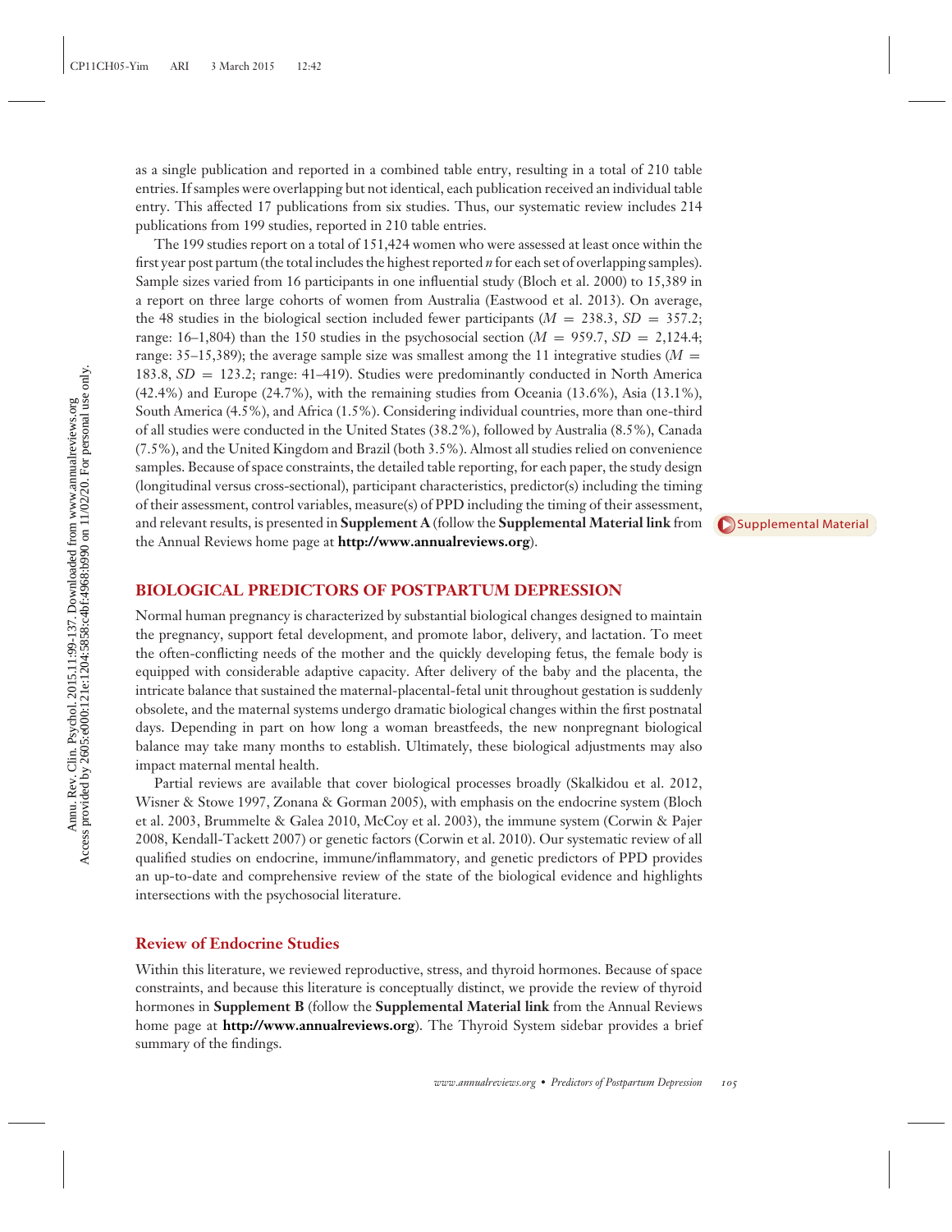as a single publication and reported in a combined table entry, resulting in a total of 210 table entries. If samples were overlapping but not identical, each publication received an individual table entry. This affected 17 publications from six studies. Thus, our systematic review includes 214 publications from 199 studies, reported in 210 table entries.

The 199 studies report on a total of 151,424 women who were assessed at least once within the first year post partum (the total includes the highest reported *n* for each set of overlapping samples). Sample sizes varied from 16 participants in one influential study (Bloch et al. 2000) to 15,389 in a report on three large cohorts of women from Australia (Eastwood et al. 2013). On average, the 48 studies in the biological section included fewer participants ($M = 238.3$, $SD = 357.2$; range: 16–1,804) than the 150 studies in the psychosocial section ($M = 959.7$, $SD = 2{,}124.4$; range: 35–15,389); the average sample size was smallest among the 11 integrative studies ($M = 183.8$, $SD = 123.2$; range: 41–419). Studies were predominantly conducted in North America (42.4%) and Europe (24.7%), with the remaining studies from Oceania (13.6%), Asia (13.1%), South America (4.5%), and Africa (1.5%). Considering individual countries, more than one-third of all studies were conducted in the United States (38.2%), followed by Australia (8.5%), Canada (7.5%), and the United Kingdom and Brazil (both 3.5%). Almost all studies relied on convenience samples. Because of space constraints, the detailed table reporting, for each paper, the study design (longitudinal versus cross-sectional), participant characteristics, predictor(s) including the timing of their assessment, control variables, measure(s) of PPD including the timing of their assessment, and relevant results, is presented in **Supplement A** (follow the **Supplemental Material link** from the Annual Reviews home page at **http://www.annualreviews.org**).

## BIOLOGICAL PREDICTORS OF POSTPARTUM DEPRESSION

Normal human pregnancy is characterized by substantial biological changes designed to maintain the pregnancy, support fetal development, and promote labor, delivery, and lactation. To meet the often-conflicting needs of the mother and the quickly developing fetus, the female body is equipped with considerable adaptive capacity. After delivery of the baby and the placenta, the intricate balance that sustained the maternal-placental-fetal unit throughout gestation is suddenly obsolete, and the maternal systems undergo dramatic biological changes within the first postnatal days. Depending in part on how long a woman breastfeeds, the new nonpregnant biological balance may take many months to establish. Ultimately, these biological adjustments may also impact maternal mental health.

Partial reviews are available that cover biological processes broadly (Skalkidou et al. 2012, Wisner & Stowe 1997, Zonana & Gorman 2005), with emphasis on the endocrine system (Bloch et al. 2003, Brummelte & Galea 2010, McCoy et al. 2003), the immune system (Corwin & Pajer 2008, Kendall-Tackett 2007) or genetic factors (Corwin et al. 2010). Our systematic review of all qualified studies on endocrine, immune/inflammatory, and genetic predictors of PPD provides an up-to-date and comprehensive review of the state of the biological evidence and highlights intersections with the psychosocial literature.

### Review of Endocrine Studies

Within this literature, we reviewed reproductive, stress, and thyroid hormones. Because of space constraints, and because this literature is conceptually distinct, we provide the review of thyroid hormones in **Supplement B** (follow the **Supplemental Material link** from the Annual Reviews home page at **http://www.annualreviews.org**). The Thyroid System sidebar provides a brief summary of the findings.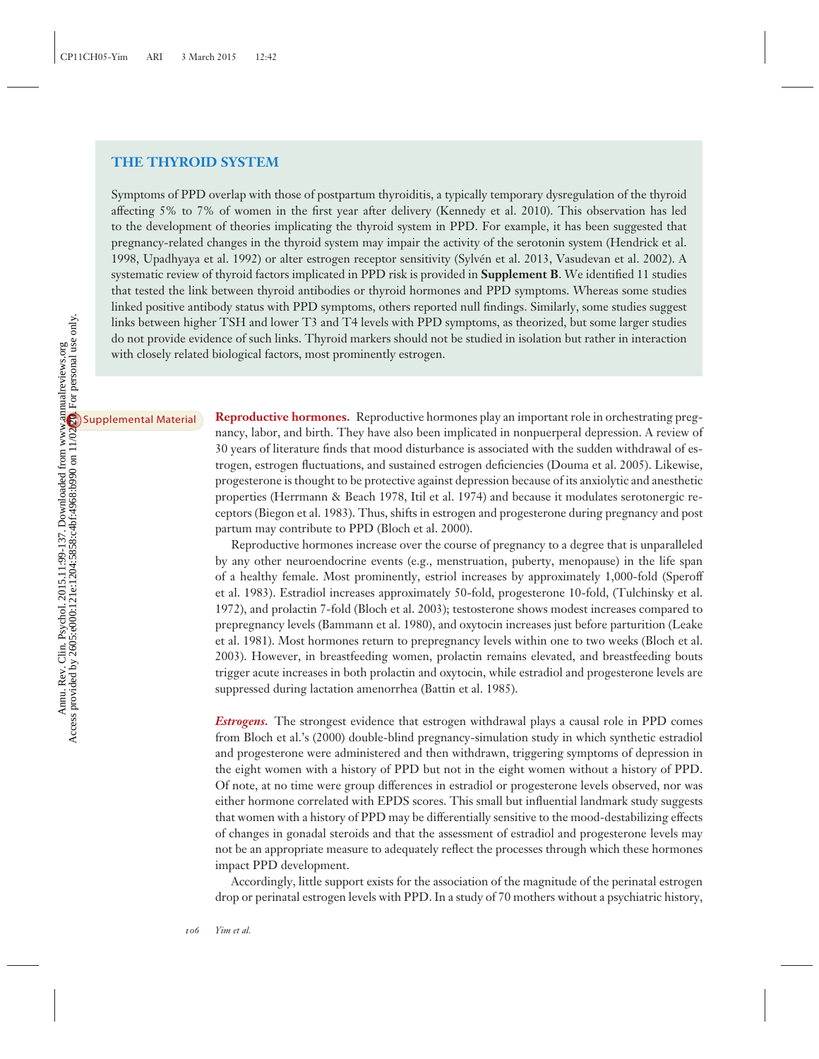## THE THYROID SYSTEM

Symptoms of PPD overlap with those of postpartum thyroiditis, a typically temporary dysregulation of the thyroid affecting 5% to 7% of women in the first year after delivery (Kennedy et al. 2010). This observation has led to the development of theories implicating the thyroid system in PPD. For example, it has been suggested that pregnancy-related changes in the thyroid system may impair the activity of the serotonin system (Hendrick et al. 1998, Upadhyaya et al. 1992) or alter estrogen receptor sensitivity (Sylvén et al. 2013, Vasudevan et al. 2002). A systematic review of thyroid factors implicated in PPD risk is provided in **Supplement B**. We identified 11 studies that tested the link between thyroid antibodies or thyroid hormones and PPD symptoms. Whereas some studies linked positive antibody status with PPD symptoms, others reported null findings. Similarly, some studies suggest links between higher TSH and lower T3 and T4 levels with PPD symptoms, as theorized, but some larger studies do not provide evidence of such links. Thyroid markers should not be studied in isolation but rather in interaction with closely related biological factors, most prominently estrogen.

Supplemental Material

**Reproductive hormones.** Reproductive hormones play an important role in orchestrating pregnancy, labor, and birth. They have also been implicated in nonpuerperal depression. A review of 30 years of literature finds that mood disturbance is associated with the sudden withdrawal of estrogen, estrogen fluctuations, and sustained estrogen deficiencies (Douma et al. 2005). Likewise, progesterone is thought to be protective against depression because of its anxiolytic and anesthetic properties (Herrmann & Beach 1978, Itil et al. 1974) and because it modulates serotonergic receptors (Biegon et al. 1983). Thus, shifts in estrogen and progesterone during pregnancy and post partum may contribute to PPD (Bloch et al. 2000).

Reproductive hormones increase over the course of pregnancy to a degree that is unparalleled by any other neuroendocrine events (e.g., menstruation, puberty, menopause) in the life span of a healthy female. Most prominently, estriol increases by approximately 1,000-fold (Speroff et al. 1983). Estradiol increases approximately 50-fold, progesterone 10-fold, (Tulchinsky et al. 1972), and prolactin 7-fold (Bloch et al. 2003); testosterone shows modest increases compared to prepregnancy levels (Bammann et al. 1980), and oxytocin increases just before parturition (Leake et al. 1981). Most hormones return to prepregnancy levels within one to two weeks (Bloch et al. 2003). However, in breastfeeding women, prolactin remains elevated, and breastfeeding bouts trigger acute increases in both prolactin and oxytocin, while estradiol and progesterone levels are suppressed during lactation amenorrhea (Battin et al. 1985).

***Estrogens.*** The strongest evidence that estrogen withdrawal plays a causal role in PPD comes from Bloch et al.'s (2000) double-blind pregnancy-simulation study in which synthetic estradiol and progesterone were administered and then withdrawn, triggering symptoms of depression in the eight women with a history of PPD but not in the eight women without a history of PPD. Of note, at no time were group differences in estradiol or progesterone levels observed, nor was either hormone correlated with EPDS scores. This small but influential landmark study suggests that women with a history of PPD may be differentially sensitive to the mood-destabilizing effects of changes in gonadal steroids and that the assessment of estradiol and progesterone levels may not be an appropriate measure to adequately reflect the processes through which these hormones impact PPD development.

Accordingly, little support exists for the association of the magnitude of the perinatal estrogen drop or perinatal estrogen levels with PPD. In a study of 70 mothers without a psychiatric history,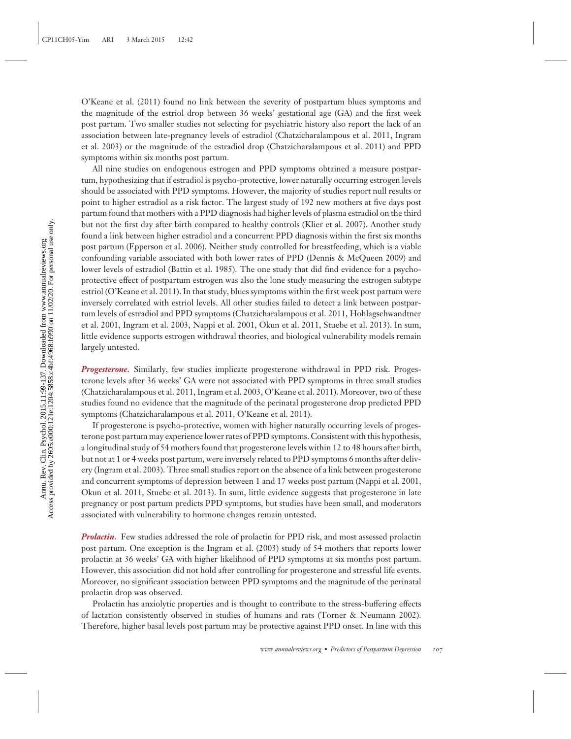O'Keane et al. (2011) found no link between the severity of postpartum blues symptoms and the magnitude of the estriol drop between 36 weeks' gestational age (GA) and the first week post partum. Two smaller studies not selecting for psychiatric history also report the lack of an association between late-pregnancy levels of estradiol (Chatzicharalampous et al. 2011, Ingram et al. 2003) or the magnitude of the estradiol drop (Chatzicharalampous et al. 2011) and PPD symptoms within six months post partum.

All nine studies on endogenous estrogen and PPD symptoms obtained a measure postpartum, hypothesizing that if estradiol is psycho-protective, lower naturally occurring estrogen levels should be associated with PPD symptoms. However, the majority of studies report null results or point to higher estradiol as a risk factor. The largest study of 192 new mothers at five days post partum found that mothers with a PPD diagnosis had higher levels of plasma estradiol on the third but not the first day after birth compared to healthy controls (Klier et al. 2007). Another study found a link between higher estradiol and a concurrent PPD diagnosis within the first six months post partum (Epperson et al. 2006). Neither study controlled for breastfeeding, which is a viable confounding variable associated with both lower rates of PPD (Dennis & McQueen 2009) and lower levels of estradiol (Battin et al. 1985). The one study that did find evidence for a psycho-protective effect of postpartum estrogen was also the lone study measuring the estrogen subtype estriol (O'Keane et al. 2011). In that study, blues symptoms within the first week post partum were inversely correlated with estriol levels. All other studies failed to detect a link between postpartum levels of estradiol and PPD symptoms (Chatzicharalampous et al. 2011, Hohlagschwandtner et al. 2001, Ingram et al. 2003, Nappi et al. 2001, Okun et al. 2011, Stuebe et al. 2013). In sum, little evidence supports estrogen withdrawal theories, and biological vulnerability models remain largely untested.

***Progesterone.*** Similarly, few studies implicate progesterone withdrawal in PPD risk. Progesterone levels after 36 weeks' GA were not associated with PPD symptoms in three small studies (Chatzicharalampous et al. 2011, Ingram et al. 2003, O'Keane et al. 2011). Moreover, two of these studies found no evidence that the magnitude of the perinatal progesterone drop predicted PPD symptoms (Chatzicharalampous et al. 2011, O'Keane et al. 2011).

If progesterone is psycho-protective, women with higher naturally occurring levels of progesterone post partum may experience lower rates of PPD symptoms. Consistent with this hypothesis, a longitudinal study of 54 mothers found that progesterone levels within 12 to 48 hours after birth, but not at 1 or 4 weeks post partum, were inversely related to PPD symptoms 6 months after delivery (Ingram et al. 2003). Three small studies report on the absence of a link between progesterone and concurrent symptoms of depression between 1 and 17 weeks post partum (Nappi et al. 2001, Okun et al. 2011, Stuebe et al. 2013). In sum, little evidence suggests that progesterone in late pregnancy or post partum predicts PPD symptoms, but studies have been small, and moderators associated with vulnerability to hormone changes remain untested.

***Prolactin.*** Few studies addressed the role of prolactin for PPD risk, and most assessed prolactin post partum. One exception is the Ingram et al. (2003) study of 54 mothers that reports lower prolactin at 36 weeks' GA with higher likelihood of PPD symptoms at six months post partum. However, this association did not hold after controlling for progesterone and stressful life events. Moreover, no significant association between PPD symptoms and the magnitude of the perinatal prolactin drop was observed.

Prolactin has anxiolytic properties and is thought to contribute to the stress-buffering effects of lactation consistently observed in studies of humans and rats (Torner & Neumann 2002). Therefore, higher basal levels post partum may be protective against PPD onset. In line with this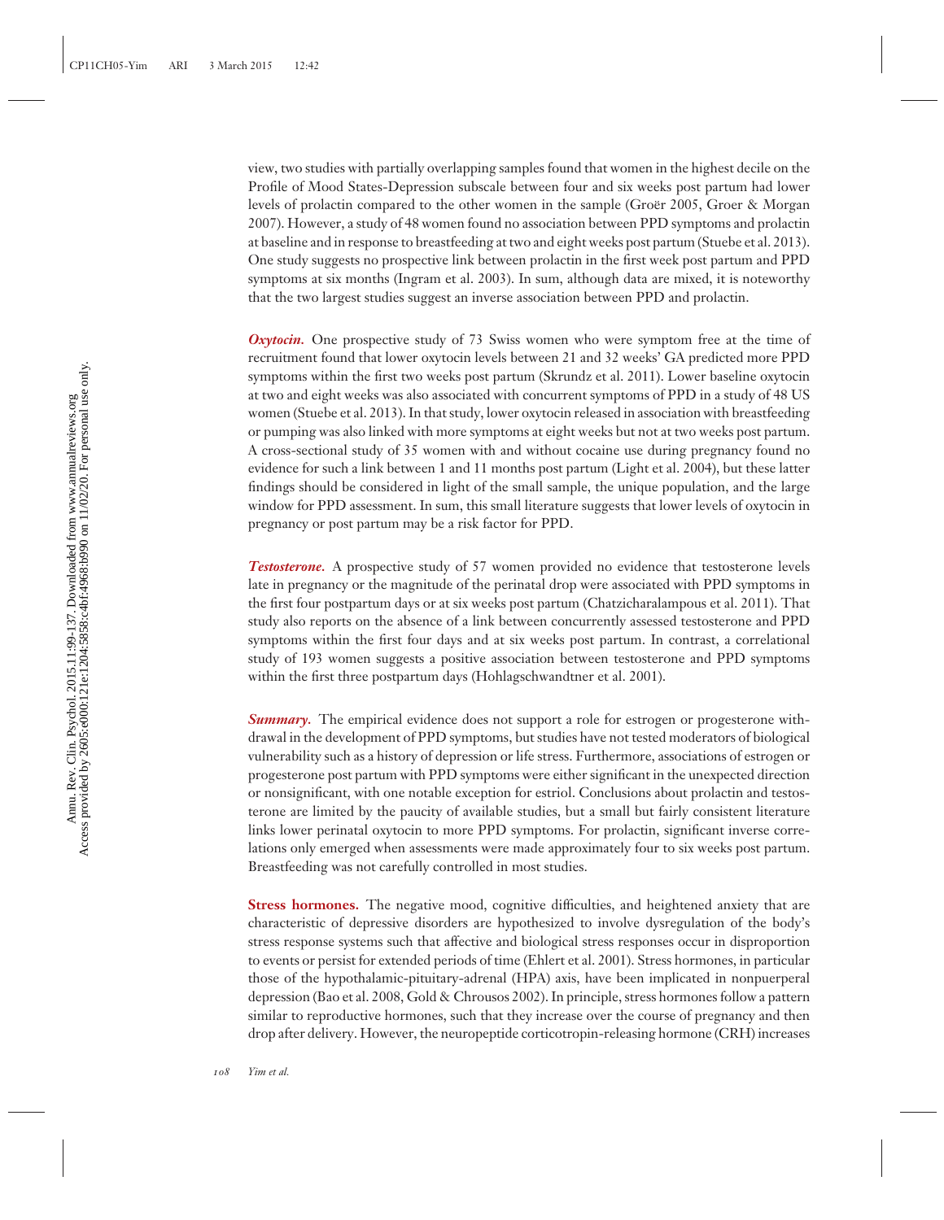view, two studies with partially overlapping samples found that women in the highest decile on the Profile of Mood States-Depression subscale between four and six weeks post partum had lower levels of prolactin compared to the other women in the sample (Groër 2005, Groer & Morgan 2007). However, a study of 48 women found no association between PPD symptoms and prolactin at baseline and in response to breastfeeding at two and eight weeks post partum (Stuebe et al. 2013). One study suggests no prospective link between prolactin in the first week post partum and PPD symptoms at six months (Ingram et al. 2003). In sum, although data are mixed, it is noteworthy that the two largest studies suggest an inverse association between PPD and prolactin.

***Oxytocin.*** One prospective study of 73 Swiss women who were symptom free at the time of recruitment found that lower oxytocin levels between 21 and 32 weeks' GA predicted more PPD symptoms within the first two weeks post partum (Skrundz et al. 2011). Lower baseline oxytocin at two and eight weeks was also associated with concurrent symptoms of PPD in a study of 48 US women (Stuebe et al. 2013). In that study, lower oxytocin released in association with breastfeeding or pumping was also linked with more symptoms at eight weeks but not at two weeks post partum. A cross-sectional study of 35 women with and without cocaine use during pregnancy found no evidence for such a link between 1 and 11 months post partum (Light et al. 2004), but these latter findings should be considered in light of the small sample, the unique population, and the large window for PPD assessment. In sum, this small literature suggests that lower levels of oxytocin in pregnancy or post partum may be a risk factor for PPD.

***Testosterone.*** A prospective study of 57 women provided no evidence that testosterone levels late in pregnancy or the magnitude of the perinatal drop were associated with PPD symptoms in the first four postpartum days or at six weeks post partum (Chatzicharalampous et al. 2011). That study also reports on the absence of a link between concurrently assessed testosterone and PPD symptoms within the first four days and at six weeks post partum. In contrast, a correlational study of 193 women suggests a positive association between testosterone and PPD symptoms within the first three postpartum days (Hohlagschwandtner et al. 2001).

***Summary.*** The empirical evidence does not support a role for estrogen or progesterone withdrawal in the development of PPD symptoms, but studies have not tested moderators of biological vulnerability such as a history of depression or life stress. Furthermore, associations of estrogen or progesterone post partum with PPD symptoms were either significant in the unexpected direction or nonsignificant, with one notable exception for estriol. Conclusions about prolactin and testosterone are limited by the paucity of available studies, but a small but fairly consistent literature links lower perinatal oxytocin to more PPD symptoms. For prolactin, significant inverse correlations only emerged when assessments were made approximately four to six weeks post partum. Breastfeeding was not carefully controlled in most studies.

**Stress hormones.** The negative mood, cognitive difficulties, and heightened anxiety that are characteristic of depressive disorders are hypothesized to involve dysregulation of the body's stress response systems such that affective and biological stress responses occur in disproportion to events or persist for extended periods of time (Ehlert et al. 2001). Stress hormones, in particular those of the hypothalamic-pituitary-adrenal (HPA) axis, have been implicated in nonpuerperal depression (Bao et al. 2008, Gold & Chrousos 2002). In principle, stress hormones follow a pattern similar to reproductive hormones, such that they increase over the course of pregnancy and then drop after delivery. However, the neuropeptide corticotropin-releasing hormone (CRH) increases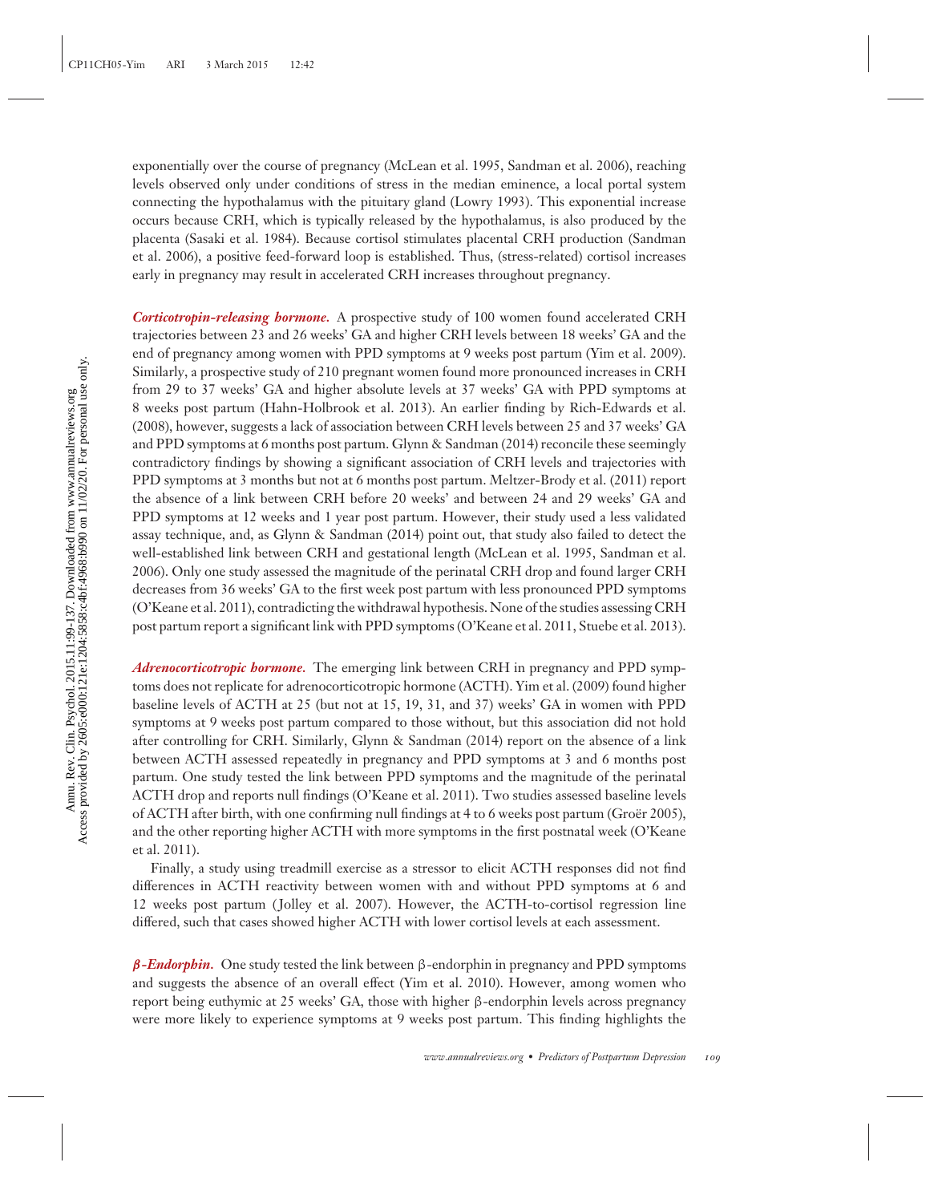exponentially over the course of pregnancy (McLean et al. 1995, Sandman et al. 2006), reaching levels observed only under conditions of stress in the median eminence, a local portal system connecting the hypothalamus with the pituitary gland (Lowry 1993). This exponential increase occurs because CRH, which is typically released by the hypothalamus, is also produced by the placenta (Sasaki et al. 1984). Because cortisol stimulates placental CRH production (Sandman et al. 2006), a positive feed-forward loop is established. Thus, (stress-related) cortisol increases early in pregnancy may result in accelerated CRH increases throughout pregnancy.

***Corticotropin-releasing hormone.*** A prospective study of 100 women found accelerated CRH trajectories between 23 and 26 weeks' GA and higher CRH levels between 18 weeks' GA and the end of pregnancy among women with PPD symptoms at 9 weeks post partum (Yim et al. 2009). Similarly, a prospective study of 210 pregnant women found more pronounced increases in CRH from 29 to 37 weeks' GA and higher absolute levels at 37 weeks' GA with PPD symptoms at 8 weeks post partum (Hahn-Holbrook et al. 2013). An earlier finding by Rich-Edwards et al. (2008), however, suggests a lack of association between CRH levels between 25 and 37 weeks' GA and PPD symptoms at 6 months post partum. Glynn & Sandman (2014) reconcile these seemingly contradictory findings by showing a significant association of CRH levels and trajectories with PPD symptoms at 3 months but not at 6 months post partum. Meltzer-Brody et al. (2011) report the absence of a link between CRH before 20 weeks' and between 24 and 29 weeks' GA and PPD symptoms at 12 weeks and 1 year post partum. However, their study used a less validated assay technique, and, as Glynn & Sandman (2014) point out, that study also failed to detect the well-established link between CRH and gestational length (McLean et al. 1995, Sandman et al. 2006). Only one study assessed the magnitude of the perinatal CRH drop and found larger CRH decreases from 36 weeks' GA to the first week post partum with less pronounced PPD symptoms (O'Keane et al. 2011), contradicting the withdrawal hypothesis. None of the studies assessing CRH post partum report a significant link with PPD symptoms (O'Keane et al. 2011, Stuebe et al. 2013).

***Adrenocorticotropic hormone.*** The emerging link between CRH in pregnancy and PPD symptoms does not replicate for adrenocorticotropic hormone (ACTH). Yim et al. (2009) found higher baseline levels of ACTH at 25 (but not at 15, 19, 31, and 37) weeks' GA in women with PPD symptoms at 9 weeks post partum compared to those without, but this association did not hold after controlling for CRH. Similarly, Glynn & Sandman (2014) report on the absence of a link between ACTH assessed repeatedly in pregnancy and PPD symptoms at 3 and 6 months post partum. One study tested the link between PPD symptoms and the magnitude of the perinatal ACTH drop and reports null findings (O'Keane et al. 2011). Two studies assessed baseline levels of ACTH after birth, with one confirming null findings at 4 to 6 weeks post partum (Groër 2005), and the other reporting higher ACTH with more symptoms in the first postnatal week (O'Keane et al. 2011).

Finally, a study using treadmill exercise as a stressor to elicit ACTH responses did not find differences in ACTH reactivity between women with and without PPD symptoms at 6 and 12 weeks post partum (Jolley et al. 2007). However, the ACTH-to-cortisol regression line differed, such that cases showed higher ACTH with lower cortisol levels at each assessment.

***β-Endorphin.*** One study tested the link between β-endorphin in pregnancy and PPD symptoms and suggests the absence of an overall effect (Yim et al. 2010). However, among women who report being euthymic at 25 weeks' GA, those with higher β-endorphin levels across pregnancy were more likely to experience symptoms at 9 weeks post partum. This finding highlights the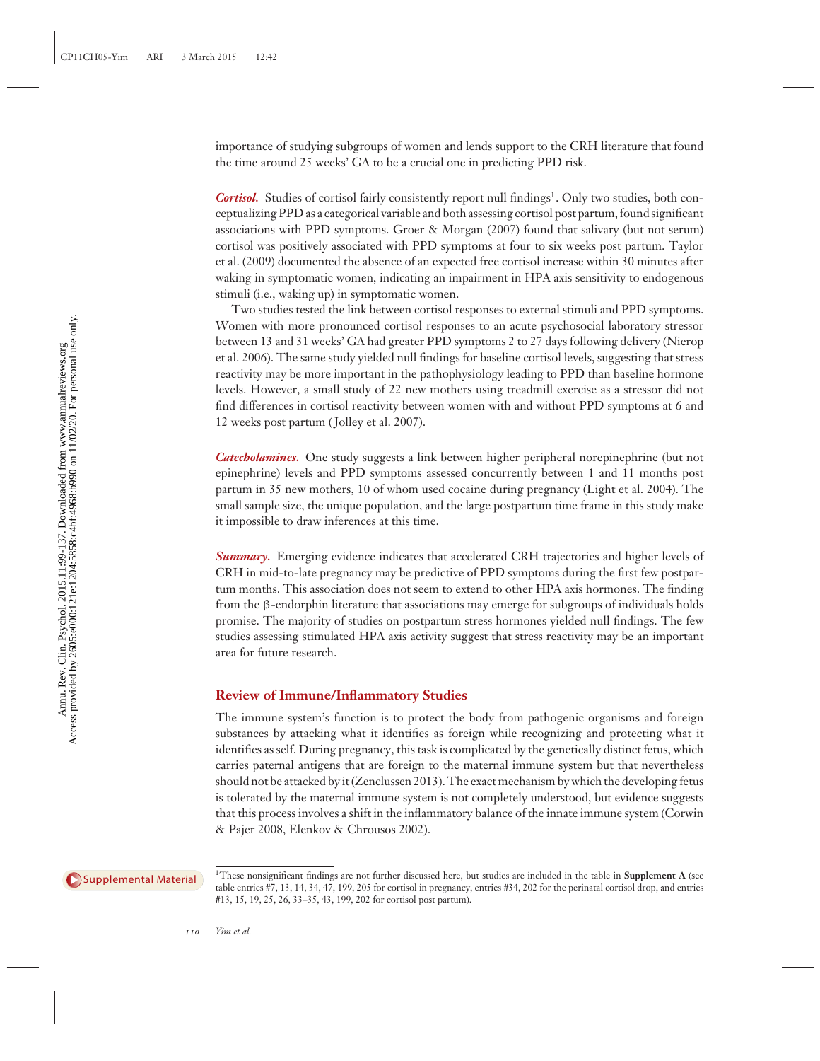importance of studying subgroups of women and lends support to the CRH literature that found the time around 25 weeks' GA to be a crucial one in predicting PPD risk.

***Cortisol.*** Studies of cortisol fairly consistently report null findings[1]. Only two studies, both conceptualizing PPD as a categorical variable and both assessing cortisol post partum, found significant associations with PPD symptoms. Groer & Morgan (2007) found that salivary (but not serum) cortisol was positively associated with PPD symptoms at four to six weeks post partum. Taylor et al. (2009) documented the absence of an expected free cortisol increase within 30 minutes after waking in symptomatic women, indicating an impairment in HPA axis sensitivity to endogenous stimuli (i.e., waking up) in symptomatic women.

Two studies tested the link between cortisol responses to external stimuli and PPD symptoms. Women with more pronounced cortisol responses to an acute psychosocial laboratory stressor between 13 and 31 weeks' GA had greater PPD symptoms 2 to 27 days following delivery (Nierop et al. 2006). The same study yielded null findings for baseline cortisol levels, suggesting that stress reactivity may be more important in the pathophysiology leading to PPD than baseline hormone levels. However, a small study of 22 new mothers using treadmill exercise as a stressor did not find differences in cortisol reactivity between women with and without PPD symptoms at 6 and 12 weeks post partum (Jolley et al. 2007).

***Catecholamines.*** One study suggests a link between higher peripheral norepinephrine (but not epinephrine) levels and PPD symptoms assessed concurrently between 1 and 11 months post partum in 35 new mothers, 10 of whom used cocaine during pregnancy (Light et al. 2004). The small sample size, the unique population, and the large postpartum time frame in this study make it impossible to draw inferences at this time.

***Summary.*** Emerging evidence indicates that accelerated CRH trajectories and higher levels of CRH in mid-to-late pregnancy may be predictive of PPD symptoms during the first few postpartum months. This association does not seem to extend to other HPA axis hormones. The finding from the β-endorphin literature that associations may emerge for subgroups of individuals holds promise. The majority of studies on postpartum stress hormones yielded null findings. The few studies assessing stimulated HPA axis activity suggest that stress reactivity may be an important area for future research.

## Review of Immune/Inflammatory Studies

The immune system's function is to protect the body from pathogenic organisms and foreign substances by attacking what it identifies as foreign while recognizing and protecting what it identifies as self. During pregnancy, this task is complicated by the genetically distinct fetus, which carries paternal antigens that are foreign to the maternal immune system but that nevertheless should not be attacked by it (Zenclussen 2013). The exact mechanism by which the developing fetus is tolerated by the maternal immune system is not completely understood, but evidence suggests that this process involves a shift in the inflammatory balance of the innate immune system (Corwin & Pajer 2008, Elenkov & Chrousos 2002).

Supplemental Material

[1]These nonsignificant findings are not further discussed here, but studies are included in the table in **Supplement A** (see table entries #7, 13, 14, 34, 47, 199, 205 for cortisol in pregnancy, entries #34, 202 for the perinatal cortisol drop, and entries #13, 15, 19, 25, 26, 33–35, 43, 199, 202 for cortisol post partum).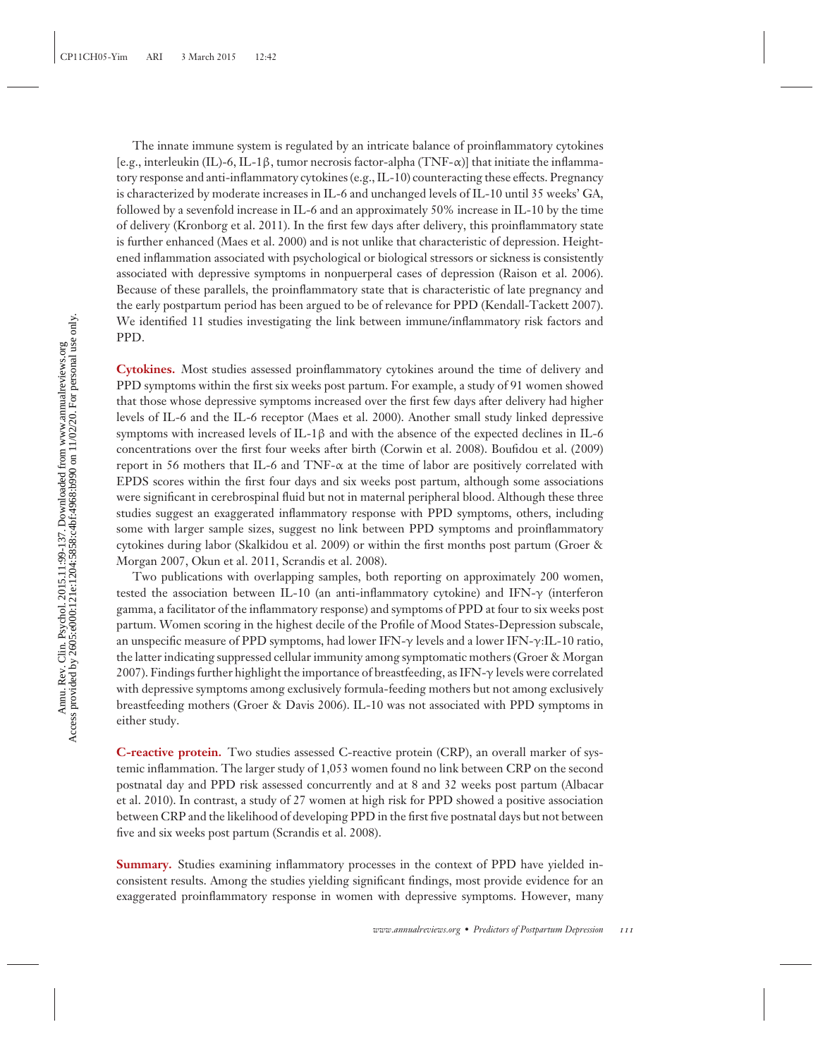The innate immune system is regulated by an intricate balance of proinflammatory cytokines [e.g., interleukin (IL)-6, IL-1β, tumor necrosis factor-alpha (TNF-α)] that initiate the inflammatory response and anti-inflammatory cytokines (e.g., IL-10) counteracting these effects. Pregnancy is characterized by moderate increases in IL-6 and unchanged levels of IL-10 until 35 weeks' GA, followed by a sevenfold increase in IL-6 and an approximately 50% increase in IL-10 by the time of delivery (Kronborg et al. 2011). In the first few days after delivery, this proinflammatory state is further enhanced (Maes et al. 2000) and is not unlike that characteristic of depression. Heightened inflammation associated with psychological or biological stressors or sickness is consistently associated with depressive symptoms in nonpuerperal cases of depression (Raison et al. 2006). Because of these parallels, the proinflammatory state that is characteristic of late pregnancy and the early postpartum period has been argued to be of relevance for PPD (Kendall-Tackett 2007). We identified 11 studies investigating the link between immune/inflammatory risk factors and PPD.

**Cytokines.** Most studies assessed proinflammatory cytokines around the time of delivery and PPD symptoms within the first six weeks post partum. For example, a study of 91 women showed that those whose depressive symptoms increased over the first few days after delivery had higher levels of IL-6 and the IL-6 receptor (Maes et al. 2000). Another small study linked depressive symptoms with increased levels of IL-1β and with the absence of the expected declines in IL-6 concentrations over the first four weeks after birth (Corwin et al. 2008). Boufidou et al. (2009) report in 56 mothers that IL-6 and TNF-α at the time of labor are positively correlated with EPDS scores within the first four days and six weeks post partum, although some associations were significant in cerebrospinal fluid but not in maternal peripheral blood. Although these three studies suggest an exaggerated inflammatory response with PPD symptoms, others, including some with larger sample sizes, suggest no link between PPD symptoms and proinflammatory cytokines during labor (Skalkidou et al. 2009) or within the first months post partum (Groer & Morgan 2007, Okun et al. 2011, Scrandis et al. 2008).

Two publications with overlapping samples, both reporting on approximately 200 women, tested the association between IL-10 (an anti-inflammatory cytokine) and IFN-γ (interferon gamma, a facilitator of the inflammatory response) and symptoms of PPD at four to six weeks post partum. Women scoring in the highest decile of the Profile of Mood States-Depression subscale, an unspecific measure of PPD symptoms, had lower IFN-γ levels and a lower IFN-γ:IL-10 ratio, the latter indicating suppressed cellular immunity among symptomatic mothers (Groer & Morgan 2007). Findings further highlight the importance of breastfeeding, as IFN-γ levels were correlated with depressive symptoms among exclusively formula-feeding mothers but not among exclusively breastfeeding mothers (Groer & Davis 2006). IL-10 was not associated with PPD symptoms in either study.

**C-reactive protein.** Two studies assessed C-reactive protein (CRP), an overall marker of systemic inflammation. The larger study of 1,053 women found no link between CRP on the second postnatal day and PPD risk assessed concurrently and at 8 and 32 weeks post partum (Albacar et al. 2010). In contrast, a study of 27 women at high risk for PPD showed a positive association between CRP and the likelihood of developing PPD in the first five postnatal days but not between five and six weeks post partum (Scrandis et al. 2008).

**Summary.** Studies examining inflammatory processes in the context of PPD have yielded inconsistent results. Among the studies yielding significant findings, most provide evidence for an exaggerated proinflammatory response in women with depressive symptoms. However, many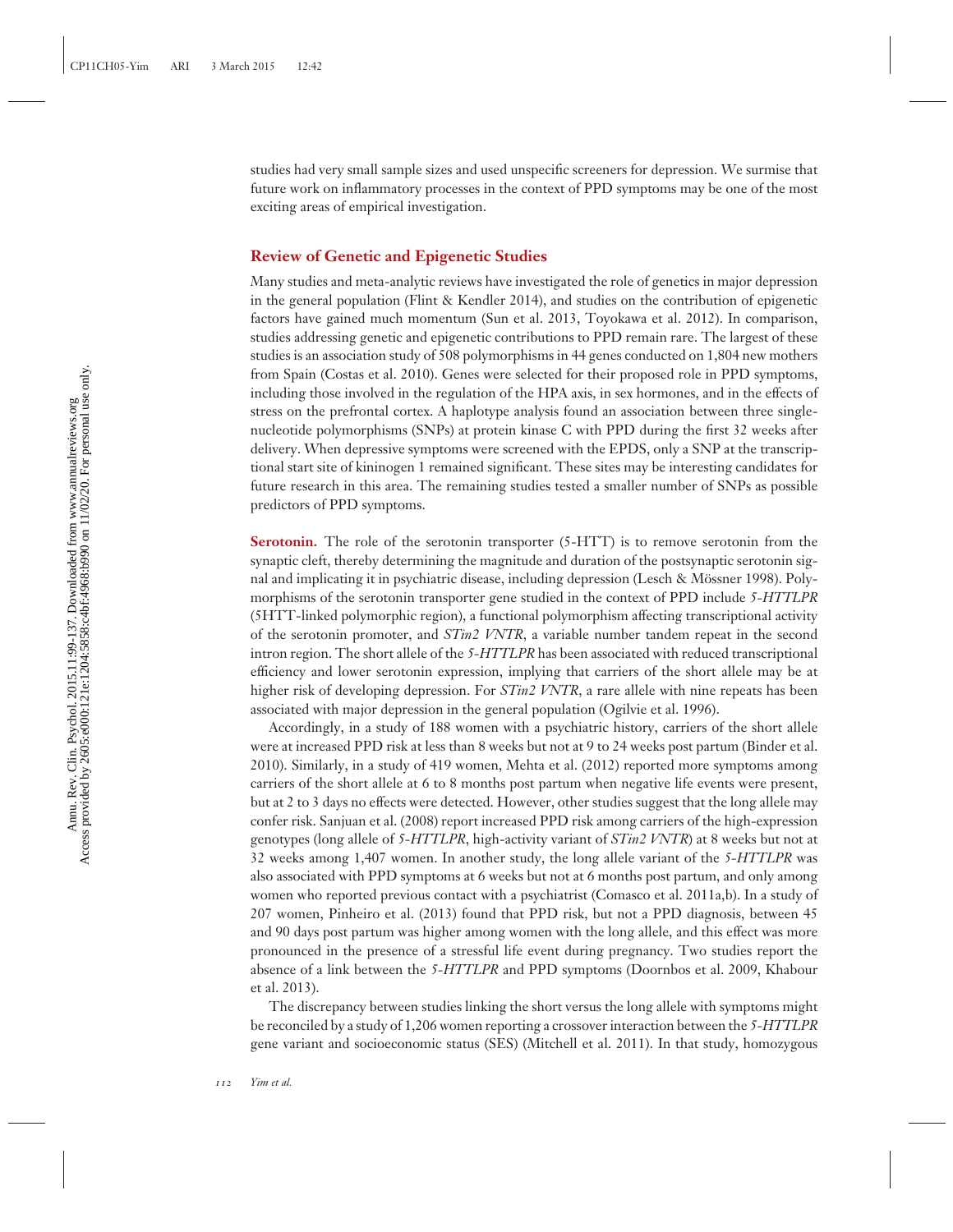studies had very small sample sizes and used unspecific screeners for depression. We surmise that future work on inflammatory processes in the context of PPD symptoms may be one of the most exciting areas of empirical investigation.

## Review of Genetic and Epigenetic Studies

Many studies and meta-analytic reviews have investigated the role of genetics in major depression in the general population (Flint & Kendler 2014), and studies on the contribution of epigenetic factors have gained much momentum (Sun et al. 2013, Toyokawa et al. 2012). In comparison, studies addressing genetic and epigenetic contributions to PPD remain rare. The largest of these studies is an association study of 508 polymorphisms in 44 genes conducted on 1,804 new mothers from Spain (Costas et al. 2010). Genes were selected for their proposed role in PPD symptoms, including those involved in the regulation of the HPA axis, in sex hormones, and in the effects of stress on the prefrontal cortex. A haplotype analysis found an association between three single-nucleotide polymorphisms (SNPs) at protein kinase C with PPD during the first 32 weeks after delivery. When depressive symptoms were screened with the EPDS, only a SNP at the transcriptional start site of kininogen 1 remained significant. These sites may be interesting candidates for future research in this area. The remaining studies tested a smaller number of SNPs as possible predictors of PPD symptoms.

**Serotonin.** The role of the serotonin transporter (5-HTT) is to remove serotonin from the synaptic cleft, thereby determining the magnitude and duration of the postsynaptic serotonin signal and implicating it in psychiatric disease, including depression (Lesch & Mössner 1998). Polymorphisms of the serotonin transporter gene studied in the context of PPD include *5-HTTLPR* (5HTT-linked polymorphic region), a functional polymorphism affecting transcriptional activity of the serotonin promoter, and *STin2 VNTR*, a variable number tandem repeat in the second intron region. The short allele of the *5-HTTLPR* has been associated with reduced transcriptional efficiency and lower serotonin expression, implying that carriers of the short allele may be at higher risk of developing depression. For *STin2 VNTR*, a rare allele with nine repeats has been associated with major depression in the general population (Ogilvie et al. 1996).

Accordingly, in a study of 188 women with a psychiatric history, carriers of the short allele were at increased PPD risk at less than 8 weeks but not at 9 to 24 weeks post partum (Binder et al. 2010). Similarly, in a study of 419 women, Mehta et al. (2012) reported more symptoms among carriers of the short allele at 6 to 8 months post partum when negative life events were present, but at 2 to 3 days no effects were detected. However, other studies suggest that the long allele may confer risk. Sanjuan et al. (2008) report increased PPD risk among carriers of the high-expression genotypes (long allele of *5-HTTLPR*, high-activity variant of *STin2 VNTR*) at 8 weeks but not at 32 weeks among 1,407 women. In another study, the long allele variant of the *5-HTTLPR* was also associated with PPD symptoms at 6 weeks but not at 6 months post partum, and only among women who reported previous contact with a psychiatrist (Comasco et al. 2011a,b). In a study of 207 women, Pinheiro et al. (2013) found that PPD risk, but not a PPD diagnosis, between 45 and 90 days post partum was higher among women with the long allele, and this effect was more pronounced in the presence of a stressful life event during pregnancy. Two studies report the absence of a link between the *5-HTTLPR* and PPD symptoms (Doornbos et al. 2009, Khabour et al. 2013).

The discrepancy between studies linking the short versus the long allele with symptoms might be reconciled by a study of 1,206 women reporting a crossover interaction between the *5-HTTLPR* gene variant and socioeconomic status (SES) (Mitchell et al. 2011). In that study, homozygous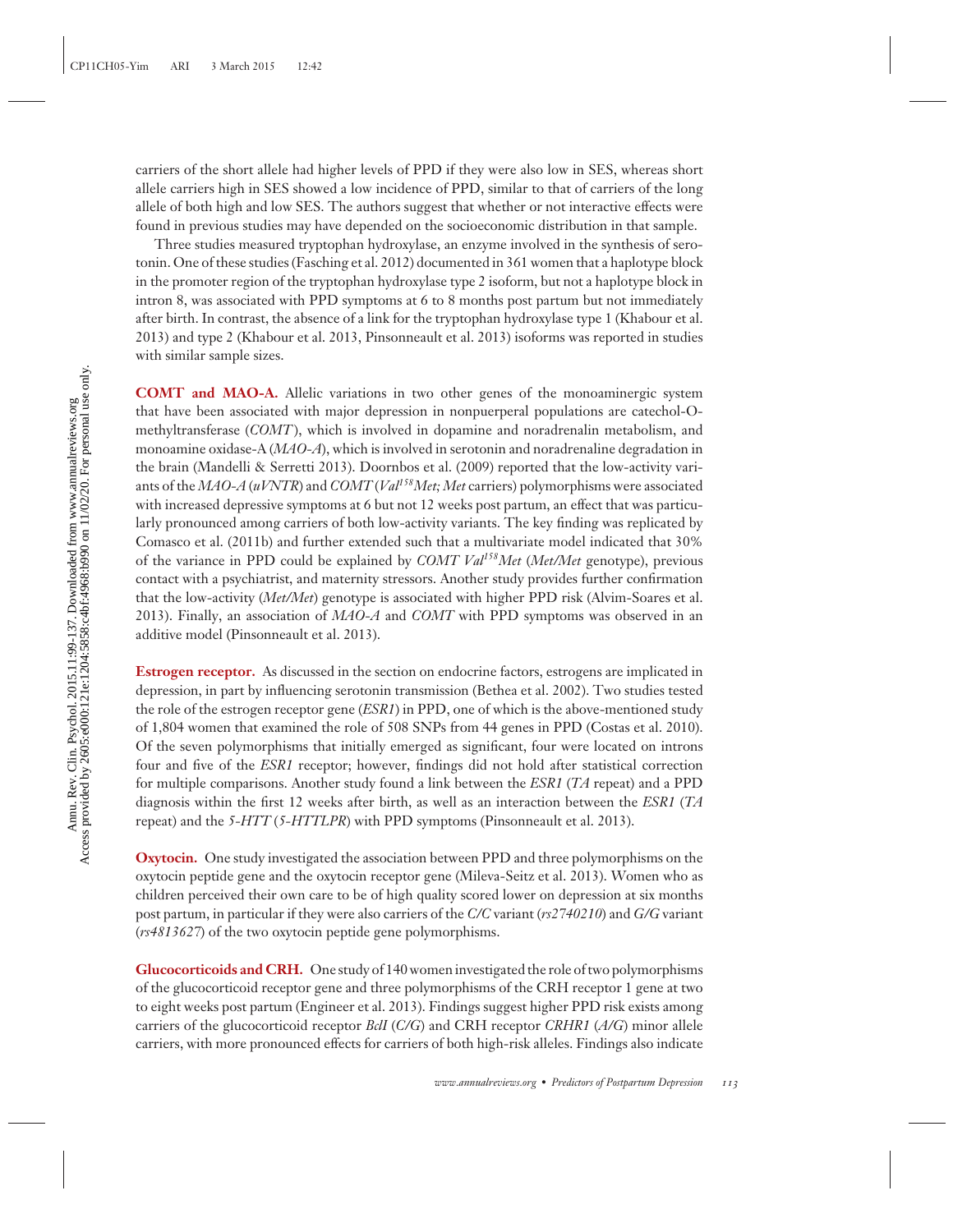carriers of the short allele had higher levels of PPD if they were also low in SES, whereas short allele carriers high in SES showed a low incidence of PPD, similar to that of carriers of the long allele of both high and low SES. The authors suggest that whether or not interactive effects were found in previous studies may have depended on the socioeconomic distribution in that sample.

Three studies measured tryptophan hydroxylase, an enzyme involved in the synthesis of serotonin. One of these studies (Fasching et al. 2012) documented in 361 women that a haplotype block in the promoter region of the tryptophan hydroxylase type 2 isoform, but not a haplotype block in intron 8, was associated with PPD symptoms at 6 to 8 months post partum but not immediately after birth. In contrast, the absence of a link for the tryptophan hydroxylase type 1 (Khabour et al. 2013) and type 2 (Khabour et al. 2013, Pinsonneault et al. 2013) isoforms was reported in studies with similar sample sizes.

**COMT and MAO-A.** Allelic variations in two other genes of the monoaminergic system that have been associated with major depression in nonpuerperal populations are catechol-O-methyltransferase (*COMT*), which is involved in dopamine and noradrenalin metabolism, and monoamine oxidase-A (*MAO-A*), which is involved in serotonin and noradrenaline degradation in the brain (Mandelli & Serretti 2013). Doornbos et al. (2009) reported that the low-activity variants of the *MAO-A* (*uVNTR*) and *COMT* (*Val*[158]*Met; Met* carriers) polymorphisms were associated with increased depressive symptoms at 6 but not 12 weeks post partum, an effect that was particularly pronounced among carriers of both low-activity variants. The key finding was replicated by Comasco et al. (2011b) and further extended such that a multivariate model indicated that 30% of the variance in PPD could be explained by *COMT Val*[158]*Met* (*Met/Met* genotype), previous contact with a psychiatrist, and maternity stressors. Another study provides further confirmation that the low-activity (*Met/Met*) genotype is associated with higher PPD risk (Alvim-Soares et al. 2013). Finally, an association of *MAO-A* and *COMT* with PPD symptoms was observed in an additive model (Pinsonneault et al. 2013).

**Estrogen receptor.** As discussed in the section on endocrine factors, estrogens are implicated in depression, in part by influencing serotonin transmission (Bethea et al. 2002). Two studies tested the role of the estrogen receptor gene (*ESR1*) in PPD, one of which is the above-mentioned study of 1,804 women that examined the role of 508 SNPs from 44 genes in PPD (Costas et al. 2010). Of the seven polymorphisms that initially emerged as significant, four were located on introns four and five of the *ESR1* receptor; however, findings did not hold after statistical correction for multiple comparisons. Another study found a link between the *ESR1* (*TA* repeat) and a PPD diagnosis within the first 12 weeks after birth, as well as an interaction between the *ESR1* (*TA* repeat) and the *5-HTT* (*5-HTTLPR*) with PPD symptoms (Pinsonneault et al. 2013).

**Oxytocin.** One study investigated the association between PPD and three polymorphisms on the oxytocin peptide gene and the oxytocin receptor gene (Mileva-Seitz et al. 2013). Women who as children perceived their own care to be of high quality scored lower on depression at six months post partum, in particular if they were also carriers of the *C/C* variant (*rs2740210*) and *G/G* variant (*rs4813627*) of the two oxytocin peptide gene polymorphisms.

**Glucocorticoids and CRH.** One study of 140 women investigated the role of two polymorphisms of the glucocorticoid receptor gene and three polymorphisms of the CRH receptor 1 gene at two to eight weeks post partum (Engineer et al. 2013). Findings suggest higher PPD risk exists among carriers of the glucocorticoid receptor *BclI* (*C/G*) and CRH receptor *CRHR1* (*A/G*) minor allele carriers, with more pronounced effects for carriers of both high-risk alleles. Findings also indicate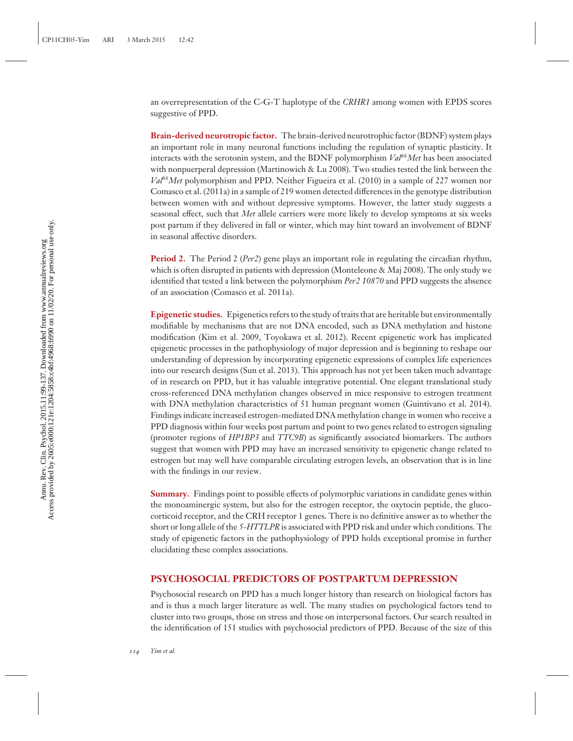an overrepresentation of the C-G-T haplotype of the *CRHR1* among women with EPDS scores suggestive of PPD.

**Brain-derived neurotropic factor.** The brain-derived neurotrophic factor (BDNF) system plays an important role in many neuronal functions including the regulation of synaptic plasticity. It interacts with the serotonin system, and the BDNF polymorphism *Val*$^{66}$*Met* has been associated with nonpuerperal depression (Martinowich & Lu 2008). Two studies tested the link between the *Val*$^{66}$*Met* polymorphism and PPD. Neither Figueira et al. (2010) in a sample of 227 women nor Comasco et al. (2011a) in a sample of 219 women detected differences in the genotype distribution between women with and without depressive symptoms. However, the latter study suggests a seasonal effect, such that *Met* allele carriers were more likely to develop symptoms at six weeks post partum if they delivered in fall or winter, which may hint toward an involvement of BDNF in seasonal affective disorders.

**Period 2.** The Period 2 (*Per2*) gene plays an important role in regulating the circadian rhythm, which is often disrupted in patients with depression (Monteleone & Maj 2008). The only study we identified that tested a link between the polymorphism *Per2 10870* and PPD suggests the absence of an association (Comasco et al. 2011a).

**Epigenetic studies.** Epigenetics refers to the study of traits that are heritable but environmentally modifiable by mechanisms that are not DNA encoded, such as DNA methylation and histone modification (Kim et al. 2009, Toyokawa et al. 2012). Recent epigenetic work has implicated epigenetic processes in the pathophysiology of major depression and is beginning to reshape our understanding of depression by incorporating epigenetic expressions of complex life experiences into our research designs (Sun et al. 2013). This approach has not yet been taken much advantage of in research on PPD, but it has valuable integrative potential. One elegant translational study cross-referenced DNA methylation changes observed in mice responsive to estrogen treatment with DNA methylation characteristics of 51 human pregnant women (Guintivano et al. 2014). Findings indicate increased estrogen-mediated DNA methylation change in women who receive a PPD diagnosis within four weeks post partum and point to two genes related to estrogen signaling (promoter regions of *HP1BP3* and *TTC9B*) as significantly associated biomarkers. The authors suggest that women with PPD may have an increased sensitivity to epigenetic change related to estrogen but may well have comparable circulating estrogen levels, an observation that is in line with the findings in our review.

**Summary.** Findings point to possible effects of polymorphic variations in candidate genes within the monoaminergic system, but also for the estrogen receptor, the oxytocin peptide, the glucocorticoid receptor, and the CRH receptor 1 genes. There is no definitive answer as to whether the short or long allele of the *5-HTTLPR* is associated with PPD risk and under which conditions. The study of epigenetic factors in the pathophysiology of PPD holds exceptional promise in further elucidating these complex associations.

## PSYCHOSOCIAL PREDICTORS OF POSTPARTUM DEPRESSION

Psychosocial research on PPD has a much longer history than research on biological factors has and is thus a much larger literature as well. The many studies on psychological factors tend to cluster into two groups, those on stress and those on interpersonal factors. Our search resulted in the identification of 151 studies with psychosocial predictors of PPD. Because of the size of this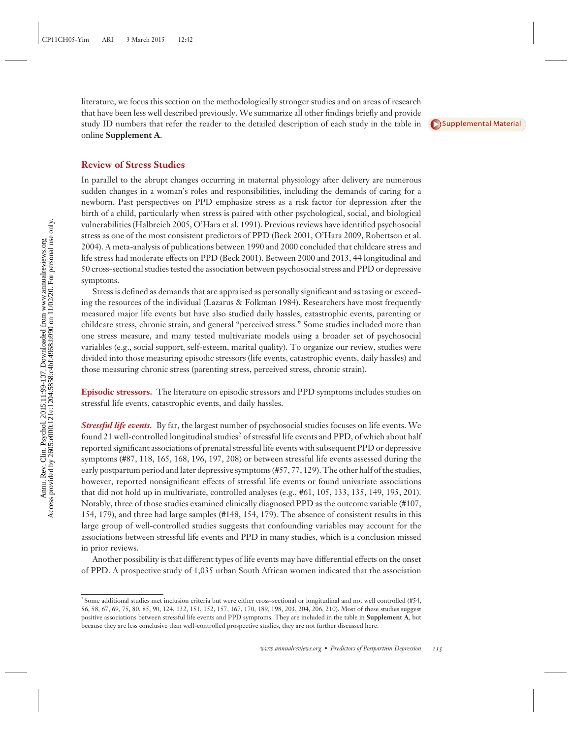literature, we focus this section on the methodologically stronger studies and on areas of research that have been less well described previously. We summarize all other findings briefly and provide study ID numbers that refer the reader to the detailed description of each study in the table in online **Supplement A**.

## Review of Stress Studies

In parallel to the abrupt changes occurring in maternal physiology after delivery are numerous sudden changes in a woman's roles and responsibilities, including the demands of caring for a newborn. Past perspectives on PPD emphasize stress as a risk factor for depression after the birth of a child, particularly when stress is paired with other psychological, social, and biological vulnerabilities (Halbreich 2005, O'Hara et al. 1991). Previous reviews have identified psychosocial stress as one of the most consistent predictors of PPD (Beck 2001, O'Hara 2009, Robertson et al. 2004). A meta-analysis of publications between 1990 and 2000 concluded that childcare stress and life stress had moderate effects on PPD (Beck 2001). Between 2000 and 2013, 44 longitudinal and 50 cross-sectional studies tested the association between psychosocial stress and PPD or depressive symptoms.

Stress is defined as demands that are appraised as personally significant and as taxing or exceeding the resources of the individual (Lazarus & Folkman 1984). Researchers have most frequently measured major life events but have also studied daily hassles, catastrophic events, parenting or childcare stress, chronic strain, and general "perceived stress." Some studies included more than one stress measure, and many tested multivariate models using a broader set of psychosocial variables (e.g., social support, self-esteem, marital quality). To organize our review, studies were divided into those measuring episodic stressors (life events, catastrophic events, daily hassles) and those measuring chronic stress (parenting stress, perceived stress, chronic strain).

**Episodic stressors.** The literature on episodic stressors and PPD symptoms includes studies on stressful life events, catastrophic events, and daily hassles.

***Stressful life events.*** By far, the largest number of psychosocial studies focuses on life events. We found 21 well-controlled longitudinal studies[2] of stressful life events and PPD, of which about half reported significant associations of prenatal stressful life events with subsequent PPD or depressive symptoms (#87, 118, 165, 168, 196, 197, 208) or between stressful life events assessed during the early postpartum period and later depressive symptoms (#57, 77, 129). The other half of the studies, however, reported nonsignificant effects of stressful life events or found univariate associations that did not hold up in multivariate, controlled analyses (e.g., #61, 105, 133, 135, 149, 195, 201). Notably, three of those studies examined clinically diagnosed PPD as the outcome variable (#107, 154, 179), and three had large samples (#148, 154, 179). The absence of consistent results in this large group of well-controlled studies suggests that confounding variables may account for the associations between stressful life events and PPD in many studies, which is a conclusion missed in prior reviews.

Another possibility is that different types of life events may have differential effects on the onset of PPD. A prospective study of 1,035 urban South African women indicated that the association

[2]Some additional studies met inclusion criteria but were either cross-sectional or longitudinal and not well controlled (#54, 56, 58, 67, 69, 75, 80, 85, 90, 124, 132, 151, 152, 157, 167, 170, 189, 198, 203, 204, 206, 210). Most of these studies suggest positive associations between stressful life events and PPD symptoms. They are included in the table in **Supplement A**, but because they are less conclusive than well-controlled prospective studies, they are not further discussed here.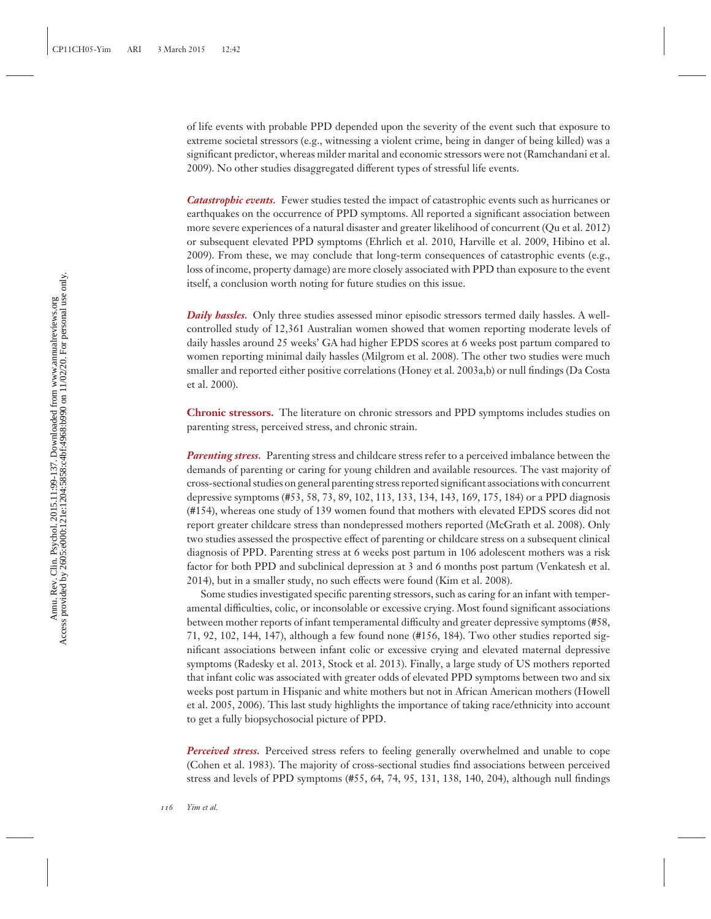of life events with probable PPD depended upon the severity of the event such that exposure to extreme societal stressors (e.g., witnessing a violent crime, being in danger of being killed) was a significant predictor, whereas milder marital and economic stressors were not (Ramchandani et al. 2009). No other studies disaggregated different types of stressful life events.

***Catastrophic events.*** Fewer studies tested the impact of catastrophic events such as hurricanes or earthquakes on the occurrence of PPD symptoms. All reported a significant association between more severe experiences of a natural disaster and greater likelihood of concurrent (Qu et al. 2012) or subsequent elevated PPD symptoms (Ehrlich et al. 2010, Harville et al. 2009, Hibino et al. 2009). From these, we may conclude that long-term consequences of catastrophic events (e.g., loss of income, property damage) are more closely associated with PPD than exposure to the event itself, a conclusion worth noting for future studies on this issue.

***Daily hassles.*** Only three studies assessed minor episodic stressors termed daily hassles. A well-controlled study of 12,361 Australian women showed that women reporting moderate levels of daily hassles around 25 weeks' GA had higher EPDS scores at 6 weeks post partum compared to women reporting minimal daily hassles (Milgrom et al. 2008). The other two studies were much smaller and reported either positive correlations (Honey et al. 2003a,b) or null findings (Da Costa et al. 2000).

**Chronic stressors.** The literature on chronic stressors and PPD symptoms includes studies on parenting stress, perceived stress, and chronic strain.

***Parenting stress.*** Parenting stress and childcare stress refer to a perceived imbalance between the demands of parenting or caring for young children and available resources. The vast majority of cross-sectional studies on general parenting stress reported significant associations with concurrent depressive symptoms (#53, 58, 73, 89, 102, 113, 133, 134, 143, 169, 175, 184) or a PPD diagnosis (#154), whereas one study of 139 women found that mothers with elevated EPDS scores did not report greater childcare stress than nondepressed mothers reported (McGrath et al. 2008). Only two studies assessed the prospective effect of parenting or childcare stress on a subsequent clinical diagnosis of PPD. Parenting stress at 6 weeks post partum in 106 adolescent mothers was a risk factor for both PPD and subclinical depression at 3 and 6 months post partum (Venkatesh et al. 2014), but in a smaller study, no such effects were found (Kim et al. 2008).

Some studies investigated specific parenting stressors, such as caring for an infant with temperamental difficulties, colic, or inconsolable or excessive crying. Most found significant associations between mother reports of infant temperamental difficulty and greater depressive symptoms (#58, 71, 92, 102, 144, 147), although a few found none (#156, 184). Two other studies reported significant associations between infant colic or excessive crying and elevated maternal depressive symptoms (Radesky et al. 2013, Stock et al. 2013). Finally, a large study of US mothers reported that infant colic was associated with greater odds of elevated PPD symptoms between two and six weeks post partum in Hispanic and white mothers but not in African American mothers (Howell et al. 2005, 2006). This last study highlights the importance of taking race/ethnicity into account to get a fully biopsychosocial picture of PPD.

***Perceived stress.*** Perceived stress refers to feeling generally overwhelmed and unable to cope (Cohen et al. 1983). The majority of cross-sectional studies find associations between perceived stress and levels of PPD symptoms (#55, 64, 74, 95, 131, 138, 140, 204), although null findings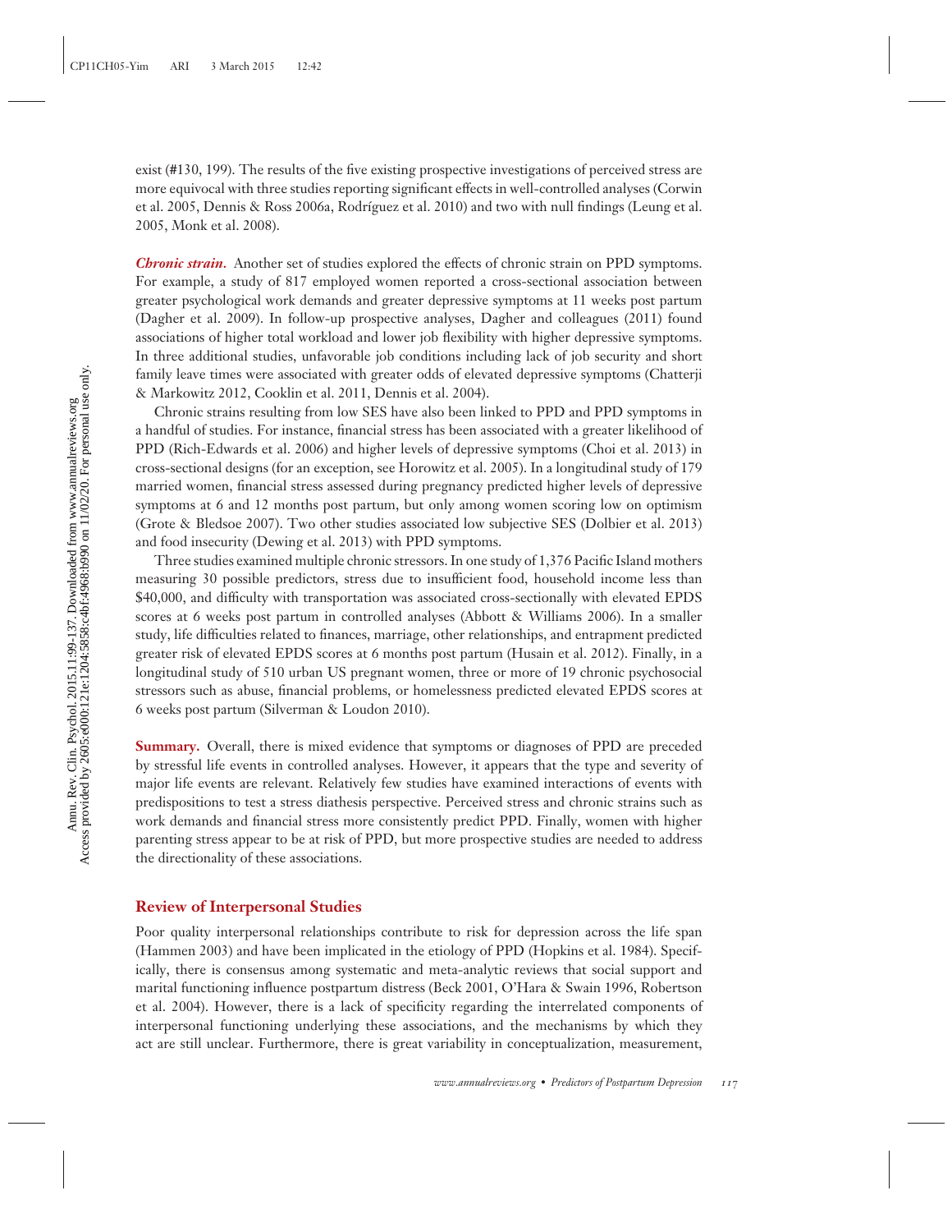exist (#130, 199). The results of the five existing prospective investigations of perceived stress are more equivocal with three studies reporting significant effects in well-controlled analyses (Corwin et al. 2005, Dennis & Ross 2006a, Rodríguez et al. 2010) and two with null findings (Leung et al. 2005, Monk et al. 2008).

***Chronic strain.*** Another set of studies explored the effects of chronic strain on PPD symptoms. For example, a study of 817 employed women reported a cross-sectional association between greater psychological work demands and greater depressive symptoms at 11 weeks post partum (Dagher et al. 2009). In follow-up prospective analyses, Dagher and colleagues (2011) found associations of higher total workload and lower job flexibility with higher depressive symptoms. In three additional studies, unfavorable job conditions including lack of job security and short family leave times were associated with greater odds of elevated depressive symptoms (Chatterji & Markowitz 2012, Cooklin et al. 2011, Dennis et al. 2004).

Chronic strains resulting from low SES have also been linked to PPD and PPD symptoms in a handful of studies. For instance, financial stress has been associated with a greater likelihood of PPD (Rich-Edwards et al. 2006) and higher levels of depressive symptoms (Choi et al. 2013) in cross-sectional designs (for an exception, see Horowitz et al. 2005). In a longitudinal study of 179 married women, financial stress assessed during pregnancy predicted higher levels of depressive symptoms at 6 and 12 months post partum, but only among women scoring low on optimism (Grote & Bledsoe 2007). Two other studies associated low subjective SES (Dolbier et al. 2013) and food insecurity (Dewing et al. 2013) with PPD symptoms.

Three studies examined multiple chronic stressors. In one study of 1,376 Pacific Island mothers measuring 30 possible predictors, stress due to insufficient food, household income less than $40,000, and difficulty with transportation was associated cross-sectionally with elevated EPDS scores at 6 weeks post partum in controlled analyses (Abbott & Williams 2006). In a smaller study, life difficulties related to finances, marriage, other relationships, and entrapment predicted greater risk of elevated EPDS scores at 6 months post partum (Husain et al. 2012). Finally, in a longitudinal study of 510 urban US pregnant women, three or more of 19 chronic psychosocial stressors such as abuse, financial problems, or homelessness predicted elevated EPDS scores at 6 weeks post partum (Silverman & Loudon 2010).

**Summary.** Overall, there is mixed evidence that symptoms or diagnoses of PPD are preceded by stressful life events in controlled analyses. However, it appears that the type and severity of major life events are relevant. Relatively few studies have examined interactions of events with predispositions to test a stress diathesis perspective. Perceived stress and chronic strains such as work demands and financial stress more consistently predict PPD. Finally, women with higher parenting stress appear to be at risk of PPD, but more prospective studies are needed to address the directionality of these associations.

### Review of Interpersonal Studies

Poor quality interpersonal relationships contribute to risk for depression across the life span (Hammen 2003) and have been implicated in the etiology of PPD (Hopkins et al. 1984). Specifically, there is consensus among systematic and meta-analytic reviews that social support and marital functioning influence postpartum distress (Beck 2001, O'Hara & Swain 1996, Robertson et al. 2004). However, there is a lack of specificity regarding the interrelated components of interpersonal functioning underlying these associations, and the mechanisms by which they act are still unclear. Furthermore, there is great variability in conceptualization, measurement,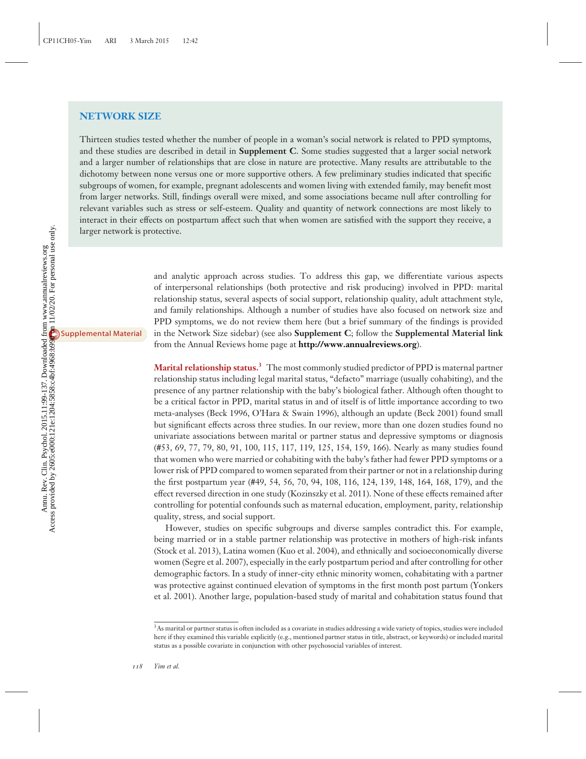## NETWORK SIZE

Thirteen studies tested whether the number of people in a woman's social network is related to PPD symptoms, and these studies are described in detail in **Supplement C**. Some studies suggested that a larger social network and a larger number of relationships that are close in nature are protective. Many results are attributable to the dichotomy between none versus one or more supportive others. A few preliminary studies indicated that specific subgroups of women, for example, pregnant adolescents and women living with extended family, may benefit most from larger networks. Still, findings overall were mixed, and some associations became null after controlling for relevant variables such as stress or self-esteem. Quality and quantity of network connections are most likely to interact in their effects on postpartum affect such that when women are satisfied with the support they receive, a larger network is protective.

and analytic approach across studies. To address this gap, we differentiate various aspects of interpersonal relationships (both protective and risk producing) involved in PPD: marital relationship status, several aspects of social support, relationship quality, adult attachment style, and family relationships. Although a number of studies have also focused on network size and PPD symptoms, we do not review them here (but a brief summary of the findings is provided in the Network Size sidebar) (see also **Supplement C**; follow the **Supplemental Material link** from the Annual Reviews home page at **http://www.annualreviews.org**).

**Marital relationship status.**[3] The most commonly studied predictor of PPD is maternal partner relationship status including legal marital status, "defacto" marriage (usually cohabiting), and the presence of any partner relationship with the baby's biological father. Although often thought to be a critical factor in PPD, marital status in and of itself is of little importance according to two meta-analyses (Beck 1996, O'Hara & Swain 1996), although an update (Beck 2001) found small but significant effects across three studies. In our review, more than one dozen studies found no univariate associations between marital or partner status and depressive symptoms or diagnosis (#53, 69, 77, 79, 80, 91, 100, 115, 117, 119, 125, 154, 159, 166). Nearly as many studies found that women who were married or cohabiting with the baby's father had fewer PPD symptoms or a lower risk of PPD compared to women separated from their partner or not in a relationship during the first postpartum year (#49, 54, 56, 70, 94, 108, 116, 124, 139, 148, 164, 168, 179), and the effect reversed direction in one study (Kozinszky et al. 2011). None of these effects remained after controlling for potential confounds such as maternal education, employment, parity, relationship quality, stress, and social support.

However, studies on specific subgroups and diverse samples contradict this. For example, being married or in a stable partner relationship was protective in mothers of high-risk infants (Stock et al. 2013), Latina women (Kuo et al. 2004), and ethnically and socioeconomically diverse women (Segre et al. 2007), especially in the early postpartum period and after controlling for other demographic factors. In a study of inner-city ethnic minority women, cohabitating with a partner was protective against continued elevation of symptoms in the first month post partum (Yonkers et al. 2001). Another large, population-based study of marital and cohabitation status found that

[3]As marital or partner status is often included as a covariate in studies addressing a wide variety of topics, studies were included here if they examined this variable explicitly (e.g., mentioned partner status in title, abstract, or keywords) or included marital status as a possible covariate in conjunction with other psychosocial variables of interest.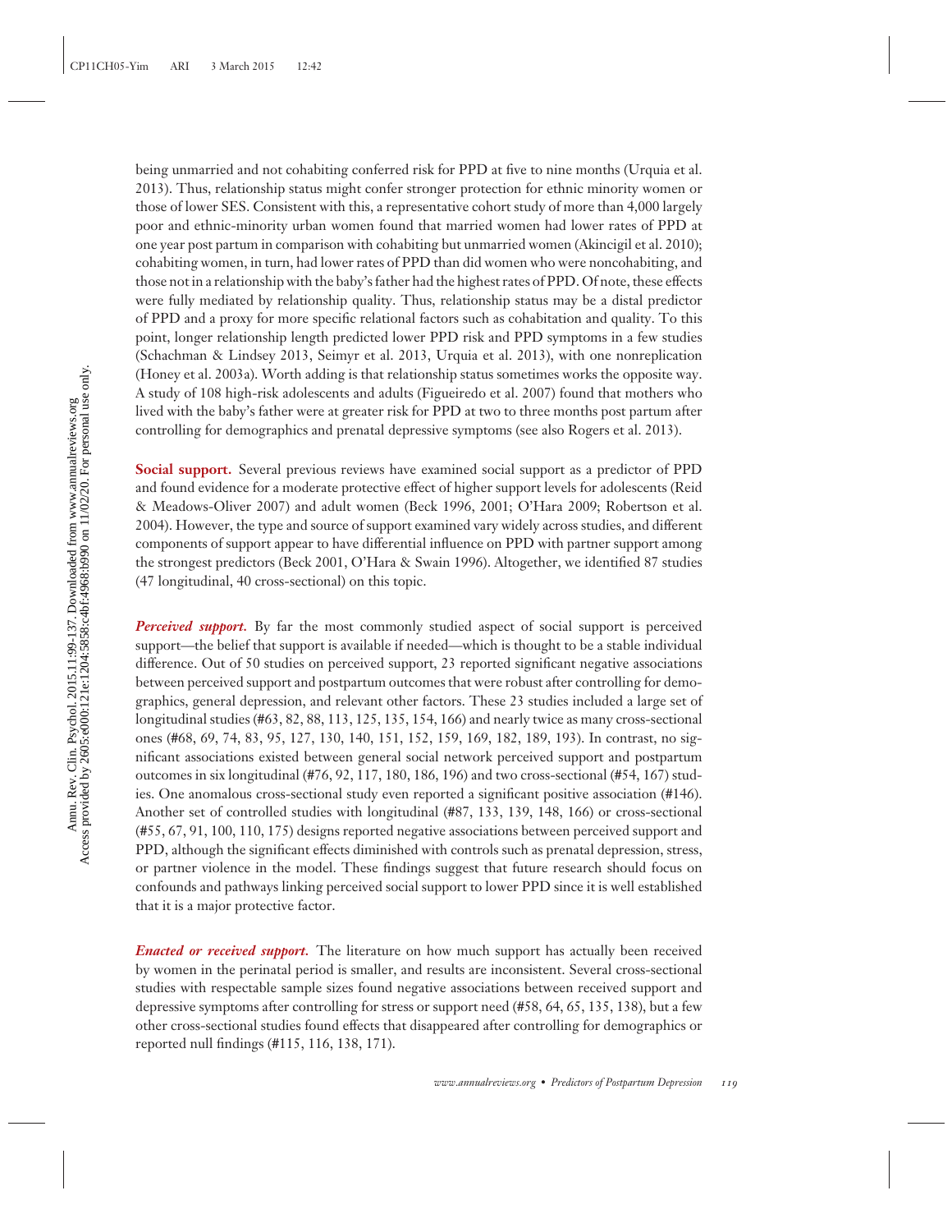being unmarried and not cohabiting conferred risk for PPD at five to nine months (Urquia et al. 2013). Thus, relationship status might confer stronger protection for ethnic minority women or those of lower SES. Consistent with this, a representative cohort study of more than 4,000 largely poor and ethnic-minority urban women found that married women had lower rates of PPD at one year post partum in comparison with cohabiting but unmarried women (Akincigil et al. 2010); cohabiting women, in turn, had lower rates of PPD than did women who were noncohabiting, and those not in a relationship with the baby's father had the highest rates of PPD. Of note, these effects were fully mediated by relationship quality. Thus, relationship status may be a distal predictor of PPD and a proxy for more specific relational factors such as cohabitation and quality. To this point, longer relationship length predicted lower PPD risk and PPD symptoms in a few studies (Schachman & Lindsey 2013, Seimyr et al. 2013, Urquia et al. 2013), with one nonreplication (Honey et al. 2003a). Worth adding is that relationship status sometimes works the opposite way. A study of 108 high-risk adolescents and adults (Figueiredo et al. 2007) found that mothers who lived with the baby's father were at greater risk for PPD at two to three months post partum after controlling for demographics and prenatal depressive symptoms (see also Rogers et al. 2013).

**Social support.** Several previous reviews have examined social support as a predictor of PPD and found evidence for a moderate protective effect of higher support levels for adolescents (Reid & Meadows-Oliver 2007) and adult women (Beck 1996, 2001; O'Hara 2009; Robertson et al. 2004). However, the type and source of support examined vary widely across studies, and different components of support appear to have differential influence on PPD with partner support among the strongest predictors (Beck 2001, O'Hara & Swain 1996). Altogether, we identified 87 studies (47 longitudinal, 40 cross-sectional) on this topic.

***Perceived support.*** By far the most commonly studied aspect of social support is perceived support—the belief that support is available if needed—which is thought to be a stable individual difference. Out of 50 studies on perceived support, 23 reported significant negative associations between perceived support and postpartum outcomes that were robust after controlling for demographics, general depression, and relevant other factors. These 23 studies included a large set of longitudinal studies (#63, 82, 88, 113, 125, 135, 154, 166) and nearly twice as many cross-sectional ones (#68, 69, 74, 83, 95, 127, 130, 140, 151, 152, 159, 169, 182, 189, 193). In contrast, no significant associations existed between general social network perceived support and postpartum outcomes in six longitudinal (#76, 92, 117, 180, 186, 196) and two cross-sectional (#54, 167) studies. One anomalous cross-sectional study even reported a significant positive association (#146). Another set of controlled studies with longitudinal (#87, 133, 139, 148, 166) or cross-sectional (#55, 67, 91, 100, 110, 175) designs reported negative associations between perceived support and PPD, although the significant effects diminished with controls such as prenatal depression, stress, or partner violence in the model. These findings suggest that future research should focus on confounds and pathways linking perceived social support to lower PPD since it is well established that it is a major protective factor.

***Enacted or received support.*** The literature on how much support has actually been received by women in the perinatal period is smaller, and results are inconsistent. Several cross-sectional studies with respectable sample sizes found negative associations between received support and depressive symptoms after controlling for stress or support need (#58, 64, 65, 135, 138), but a few other cross-sectional studies found effects that disappeared after controlling for demographics or reported null findings (#115, 116, 138, 171).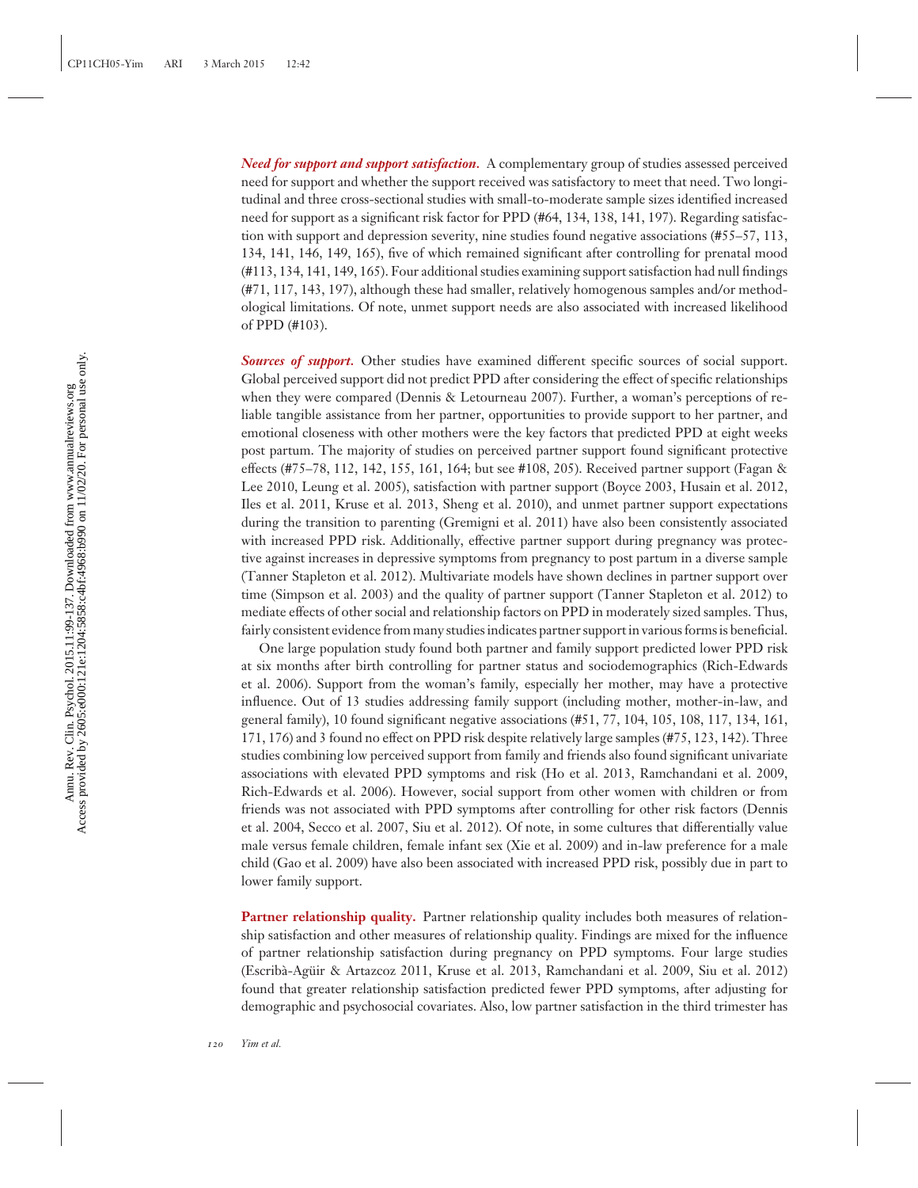***Need for support and support satisfaction.*** A complementary group of studies assessed perceived need for support and whether the support received was satisfactory to meet that need. Two longitudinal and three cross-sectional studies with small-to-moderate sample sizes identified increased need for support as a significant risk factor for PPD (#64, 134, 138, 141, 197). Regarding satisfaction with support and depression severity, nine studies found negative associations (#55–57, 113, 134, 141, 146, 149, 165), five of which remained significant after controlling for prenatal mood (#113, 134, 141, 149, 165). Four additional studies examining support satisfaction had null findings (#71, 117, 143, 197), although these had smaller, relatively homogenous samples and/or methodological limitations. Of note, unmet support needs are also associated with increased likelihood of PPD (#103).

***Sources of support.*** Other studies have examined different specific sources of social support. Global perceived support did not predict PPD after considering the effect of specific relationships when they were compared (Dennis & Letourneau 2007). Further, a woman's perceptions of reliable tangible assistance from her partner, opportunities to provide support to her partner, and emotional closeness with other mothers were the key factors that predicted PPD at eight weeks post partum. The majority of studies on perceived partner support found significant protective effects (#75–78, 112, 142, 155, 161, 164; but see #108, 205). Received partner support (Fagan & Lee 2010, Leung et al. 2005), satisfaction with partner support (Boyce 2003, Husain et al. 2012, Iles et al. 2011, Kruse et al. 2013, Sheng et al. 2010), and unmet partner support expectations during the transition to parenting (Gremigni et al. 2011) have also been consistently associated with increased PPD risk. Additionally, effective partner support during pregnancy was protective against increases in depressive symptoms from pregnancy to post partum in a diverse sample (Tanner Stapleton et al. 2012). Multivariate models have shown declines in partner support over time (Simpson et al. 2003) and the quality of partner support (Tanner Stapleton et al. 2012) to mediate effects of other social and relationship factors on PPD in moderately sized samples. Thus, fairly consistent evidence from many studies indicates partner support in various forms is beneficial.

One large population study found both partner and family support predicted lower PPD risk at six months after birth controlling for partner status and sociodemographics (Rich-Edwards et al. 2006). Support from the woman's family, especially her mother, may have a protective influence. Out of 13 studies addressing family support (including mother, mother-in-law, and general family), 10 found significant negative associations (#51, 77, 104, 105, 108, 117, 134, 161, 171, 176) and 3 found no effect on PPD risk despite relatively large samples (#75, 123, 142). Three studies combining low perceived support from family and friends also found significant univariate associations with elevated PPD symptoms and risk (Ho et al. 2013, Ramchandani et al. 2009, Rich-Edwards et al. 2006). However, social support from other women with children or from friends was not associated with PPD symptoms after controlling for other risk factors (Dennis et al. 2004, Secco et al. 2007, Siu et al. 2012). Of note, in some cultures that differentially value male versus female children, female infant sex (Xie et al. 2009) and in-law preference for a male child (Gao et al. 2009) have also been associated with increased PPD risk, possibly due in part to lower family support.

**Partner relationship quality.** Partner relationship quality includes both measures of relationship satisfaction and other measures of relationship quality. Findings are mixed for the influence of partner relationship satisfaction during pregnancy on PPD symptoms. Four large studies (Escribà-Agüir & Artazcoz 2011, Kruse et al. 2013, Ramchandani et al. 2009, Siu et al. 2012) found that greater relationship satisfaction predicted fewer PPD symptoms, after adjusting for demographic and psychosocial covariates. Also, low partner satisfaction in the third trimester has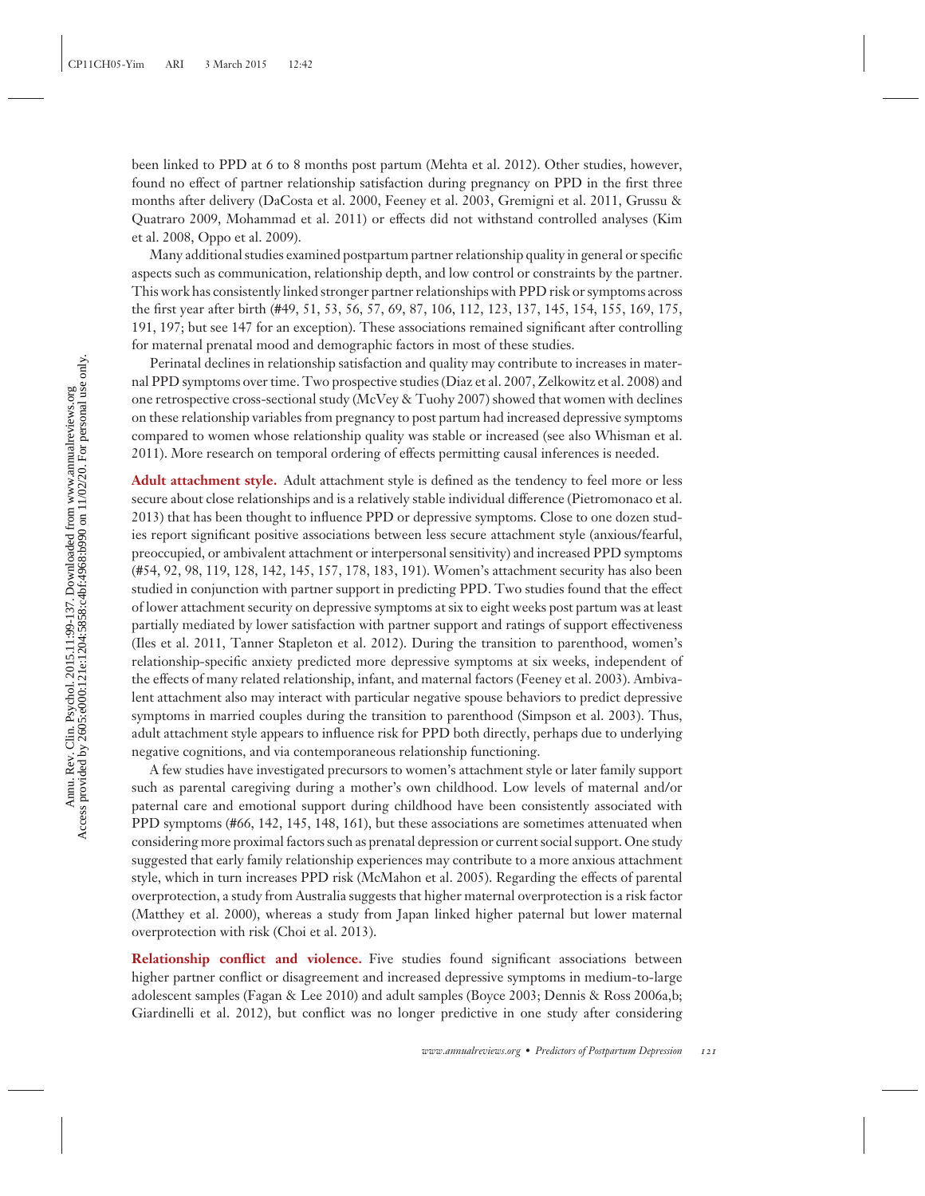been linked to PPD at 6 to 8 months post partum (Mehta et al. 2012). Other studies, however, found no effect of partner relationship satisfaction during pregnancy on PPD in the first three months after delivery (DaCosta et al. 2000, Feeney et al. 2003, Gremigni et al. 2011, Grussu & Quatraro 2009, Mohammad et al. 2011) or effects did not withstand controlled analyses (Kim et al. 2008, Oppo et al. 2009).

Many additional studies examined postpartum partner relationship quality in general or specific aspects such as communication, relationship depth, and low control or constraints by the partner. This work has consistently linked stronger partner relationships with PPD risk or symptoms across the first year after birth (#49, 51, 53, 56, 57, 69, 87, 106, 112, 123, 137, 145, 154, 155, 169, 175, 191, 197; but see 147 for an exception). These associations remained significant after controlling for maternal prenatal mood and demographic factors in most of these studies.

Perinatal declines in relationship satisfaction and quality may contribute to increases in maternal PPD symptoms over time. Two prospective studies (Diaz et al. 2007, Zelkowitz et al. 2008) and one retrospective cross-sectional study (McVey & Tuohy 2007) showed that women with declines on these relationship variables from pregnancy to post partum had increased depressive symptoms compared to women whose relationship quality was stable or increased (see also Whisman et al. 2011). More research on temporal ordering of effects permitting causal inferences is needed.

**Adult attachment style.** Adult attachment style is defined as the tendency to feel more or less secure about close relationships and is a relatively stable individual difference (Pietromonaco et al. 2013) that has been thought to influence PPD or depressive symptoms. Close to one dozen studies report significant positive associations between less secure attachment style (anxious/fearful, preoccupied, or ambivalent attachment or interpersonal sensitivity) and increased PPD symptoms (#54, 92, 98, 119, 128, 142, 145, 157, 178, 183, 191). Women's attachment security has also been studied in conjunction with partner support in predicting PPD. Two studies found that the effect of lower attachment security on depressive symptoms at six to eight weeks post partum was at least partially mediated by lower satisfaction with partner support and ratings of support effectiveness (Iles et al. 2011, Tanner Stapleton et al. 2012). During the transition to parenthood, women's relationship-specific anxiety predicted more depressive symptoms at six weeks, independent of the effects of many related relationship, infant, and maternal factors (Feeney et al. 2003). Ambivalent attachment also may interact with particular negative spouse behaviors to predict depressive symptoms in married couples during the transition to parenthood (Simpson et al. 2003). Thus, adult attachment style appears to influence risk for PPD both directly, perhaps due to underlying negative cognitions, and via contemporaneous relationship functioning.

A few studies have investigated precursors to women's attachment style or later family support such as parental caregiving during a mother's own childhood. Low levels of maternal and/or paternal care and emotional support during childhood have been consistently associated with PPD symptoms (#66, 142, 145, 148, 161), but these associations are sometimes attenuated when considering more proximal factors such as prenatal depression or current social support. One study suggested that early family relationship experiences may contribute to a more anxious attachment style, which in turn increases PPD risk (McMahon et al. 2005). Regarding the effects of parental overprotection, a study from Australia suggests that higher maternal overprotection is a risk factor (Matthey et al. 2000), whereas a study from Japan linked higher paternal but lower maternal overprotection with risk (Choi et al. 2013).

**Relationship conflict and violence.** Five studies found significant associations between higher partner conflict or disagreement and increased depressive symptoms in medium-to-large adolescent samples (Fagan & Lee 2010) and adult samples (Boyce 2003; Dennis & Ross 2006a,b; Giardinelli et al. 2012), but conflict was no longer predictive in one study after considering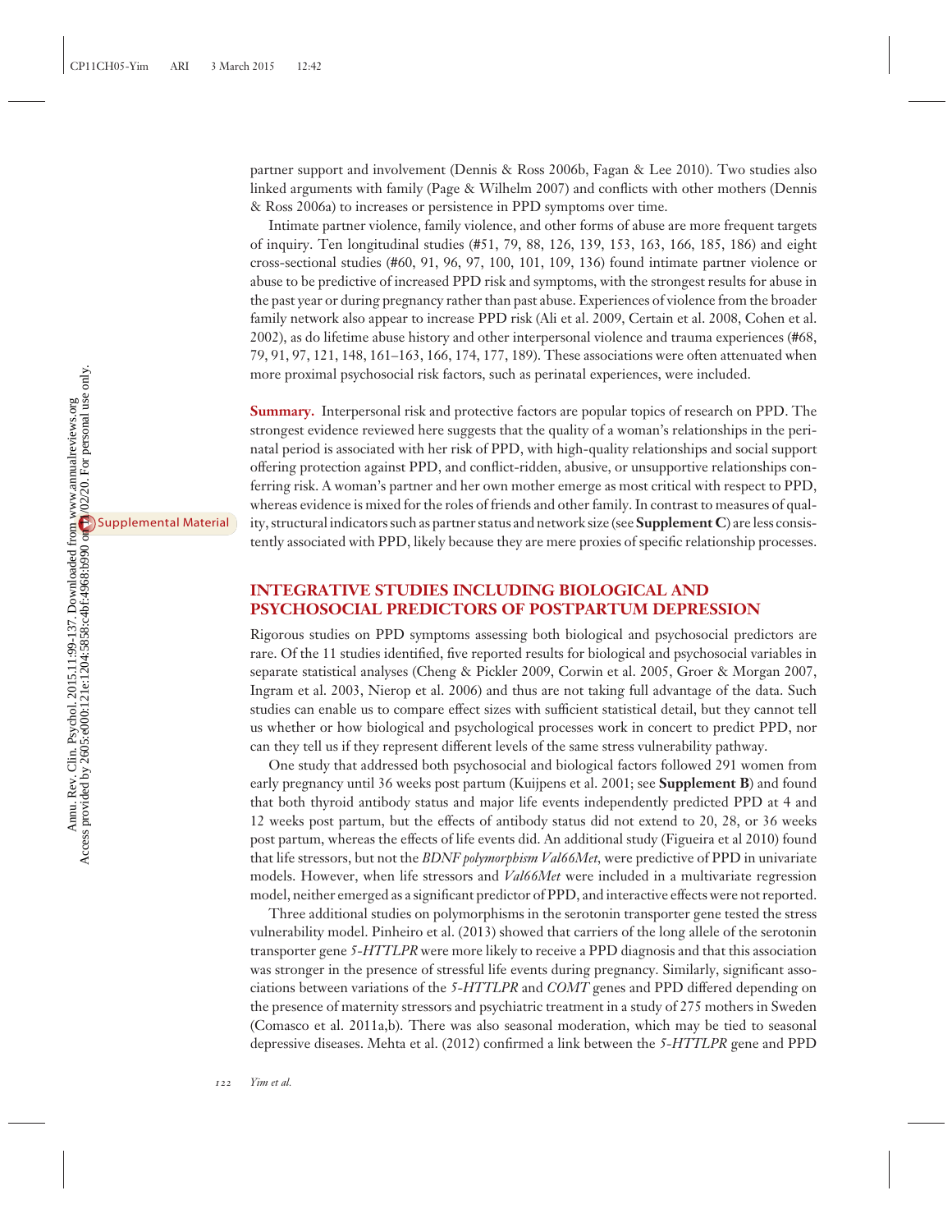partner support and involvement (Dennis & Ross 2006b, Fagan & Lee 2010). Two studies also linked arguments with family (Page & Wilhelm 2007) and conflicts with other mothers (Dennis & Ross 2006a) to increases or persistence in PPD symptoms over time.

Intimate partner violence, family violence, and other forms of abuse are more frequent targets of inquiry. Ten longitudinal studies (#51, 79, 88, 126, 139, 153, 163, 166, 185, 186) and eight cross-sectional studies (#60, 91, 96, 97, 100, 101, 109, 136) found intimate partner violence or abuse to be predictive of increased PPD risk and symptoms, with the strongest results for abuse in the past year or during pregnancy rather than past abuse. Experiences of violence from the broader family network also appear to increase PPD risk (Ali et al. 2009, Certain et al. 2008, Cohen et al. 2002), as do lifetime abuse history and other interpersonal violence and trauma experiences (#68, 79, 91, 97, 121, 148, 161–163, 166, 174, 177, 189). These associations were often attenuated when more proximal psychosocial risk factors, such as perinatal experiences, were included.

**Summary.** Interpersonal risk and protective factors are popular topics of research on PPD. The strongest evidence reviewed here suggests that the quality of a woman's relationships in the perinatal period is associated with her risk of PPD, with high-quality relationships and social support offering protection against PPD, and conflict-ridden, abusive, or unsupportive relationships conferring risk. A woman's partner and her own mother emerge as most critical with respect to PPD, whereas evidence is mixed for the roles of friends and other family. In contrast to measures of quality, structural indicators such as partner status and network size (see **Supplement C**) are less consistently associated with PPD, likely because they are mere proxies of specific relationship processes.

## INTEGRATIVE STUDIES INCLUDING BIOLOGICAL AND PSYCHOSOCIAL PREDICTORS OF POSTPARTUM DEPRESSION

Rigorous studies on PPD symptoms assessing both biological and psychosocial predictors are rare. Of the 11 studies identified, five reported results for biological and psychosocial variables in separate statistical analyses (Cheng & Pickler 2009, Corwin et al. 2005, Groer & Morgan 2007, Ingram et al. 2003, Nierop et al. 2006) and thus are not taking full advantage of the data. Such studies can enable us to compare effect sizes with sufficient statistical detail, but they cannot tell us whether or how biological and psychological processes work in concert to predict PPD, nor can they tell us if they represent different levels of the same stress vulnerability pathway.

One study that addressed both psychosocial and biological factors followed 291 women from early pregnancy until 36 weeks post partum (Kuijpens et al. 2001; see **Supplement B**) and found that both thyroid antibody status and major life events independently predicted PPD at 4 and 12 weeks post partum, but the effects of antibody status did not extend to 20, 28, or 36 weeks post partum, whereas the effects of life events did. An additional study (Figueira et al 2010) found that life stressors, but not the *BDNF polymorphism Val66Met*, were predictive of PPD in univariate models. However, when life stressors and *Val66Met* were included in a multivariate regression model, neither emerged as a significant predictor of PPD, and interactive effects were not reported.

Three additional studies on polymorphisms in the serotonin transporter gene tested the stress vulnerability model. Pinheiro et al. (2013) showed that carriers of the long allele of the serotonin transporter gene *5-HTTLPR* were more likely to receive a PPD diagnosis and that this association was stronger in the presence of stressful life events during pregnancy. Similarly, significant associations between variations of the *5-HTTLPR* and *COMT* genes and PPD differed depending on the presence of maternity stressors and psychiatric treatment in a study of 275 mothers in Sweden (Comasco et al. 2011a,b). There was also seasonal moderation, which may be tied to seasonal depressive diseases. Mehta et al. (2012) confirmed a link between the *5-HTTLPR* gene and PPD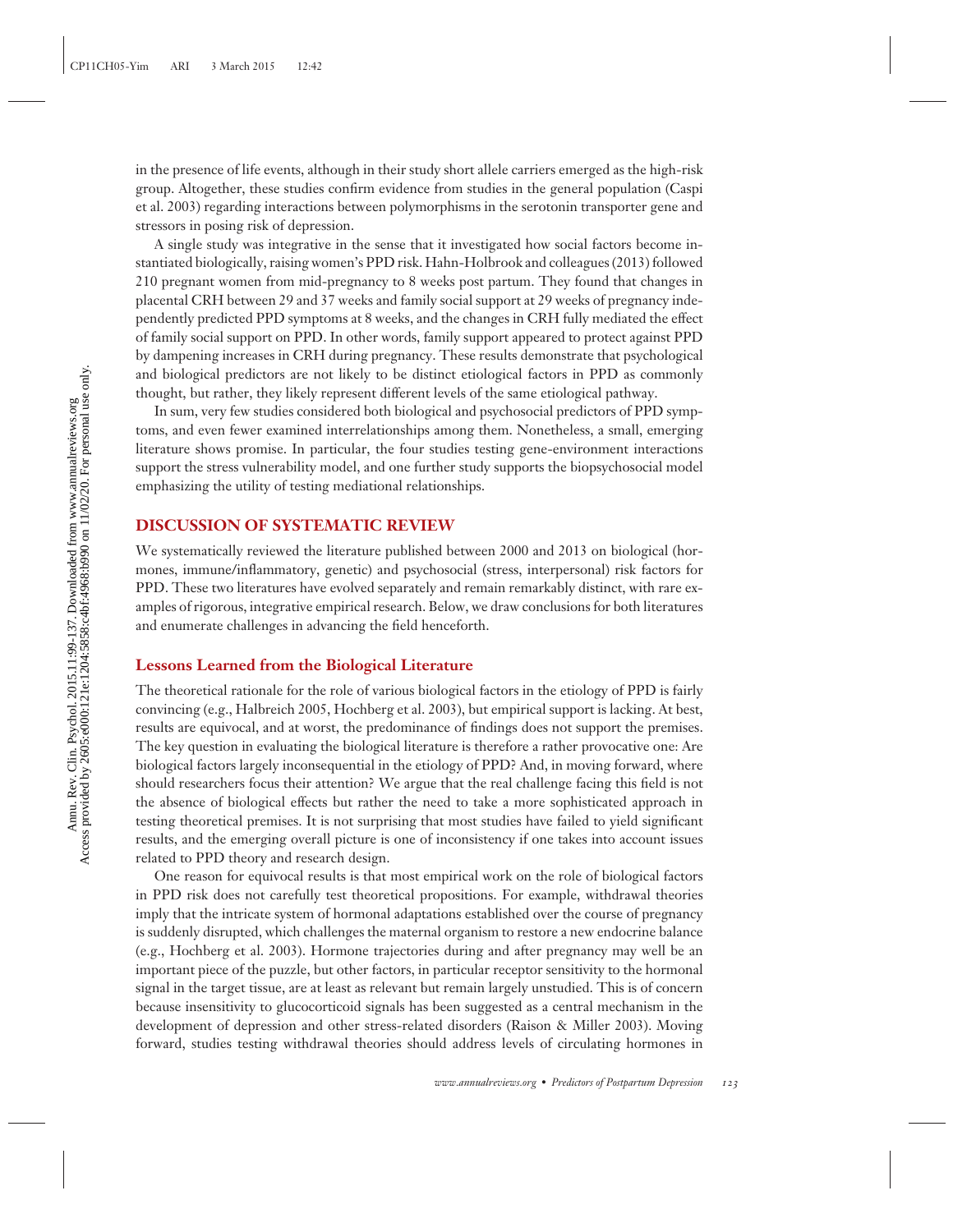in the presence of life events, although in their study short allele carriers emerged as the high-risk group. Altogether, these studies confirm evidence from studies in the general population (Caspi et al. 2003) regarding interactions between polymorphisms in the serotonin transporter gene and stressors in posing risk of depression.

A single study was integrative in the sense that it investigated how social factors become instantiated biologically, raising women's PPD risk. Hahn-Holbrook and colleagues (2013) followed 210 pregnant women from mid-pregnancy to 8 weeks post partum. They found that changes in placental CRH between 29 and 37 weeks and family social support at 29 weeks of pregnancy independently predicted PPD symptoms at 8 weeks, and the changes in CRH fully mediated the effect of family social support on PPD. In other words, family support appeared to protect against PPD by dampening increases in CRH during pregnancy. These results demonstrate that psychological and biological predictors are not likely to be distinct etiological factors in PPD as commonly thought, but rather, they likely represent different levels of the same etiological pathway.

In sum, very few studies considered both biological and psychosocial predictors of PPD symptoms, and even fewer examined interrelationships among them. Nonetheless, a small, emerging literature shows promise. In particular, the four studies testing gene-environment interactions support the stress vulnerability model, and one further study supports the biopsychosocial model emphasizing the utility of testing mediational relationships.

## DISCUSSION OF SYSTEMATIC REVIEW

We systematically reviewed the literature published between 2000 and 2013 on biological (hormones, immune/inflammatory, genetic) and psychosocial (stress, interpersonal) risk factors for PPD. These two literatures have evolved separately and remain remarkably distinct, with rare examples of rigorous, integrative empirical research. Below, we draw conclusions for both literatures and enumerate challenges in advancing the field henceforth.

### Lessons Learned from the Biological Literature

The theoretical rationale for the role of various biological factors in the etiology of PPD is fairly convincing (e.g., Halbreich 2005, Hochberg et al. 2003), but empirical support is lacking. At best, results are equivocal, and at worst, the predominance of findings does not support the premises. The key question in evaluating the biological literature is therefore a rather provocative one: Are biological factors largely inconsequential in the etiology of PPD? And, in moving forward, where should researchers focus their attention? We argue that the real challenge facing this field is not the absence of biological effects but rather the need to take a more sophisticated approach in testing theoretical premises. It is not surprising that most studies have failed to yield significant results, and the emerging overall picture is one of inconsistency if one takes into account issues related to PPD theory and research design.

One reason for equivocal results is that most empirical work on the role of biological factors in PPD risk does not carefully test theoretical propositions. For example, withdrawal theories imply that the intricate system of hormonal adaptations established over the course of pregnancy is suddenly disrupted, which challenges the maternal organism to restore a new endocrine balance (e.g., Hochberg et al. 2003). Hormone trajectories during and after pregnancy may well be an important piece of the puzzle, but other factors, in particular receptor sensitivity to the hormonal signal in the target tissue, are at least as relevant but remain largely unstudied. This is of concern because insensitivity to glucocorticoid signals has been suggested as a central mechanism in the development of depression and other stress-related disorders (Raison & Miller 2003). Moving forward, studies testing withdrawal theories should address levels of circulating hormones in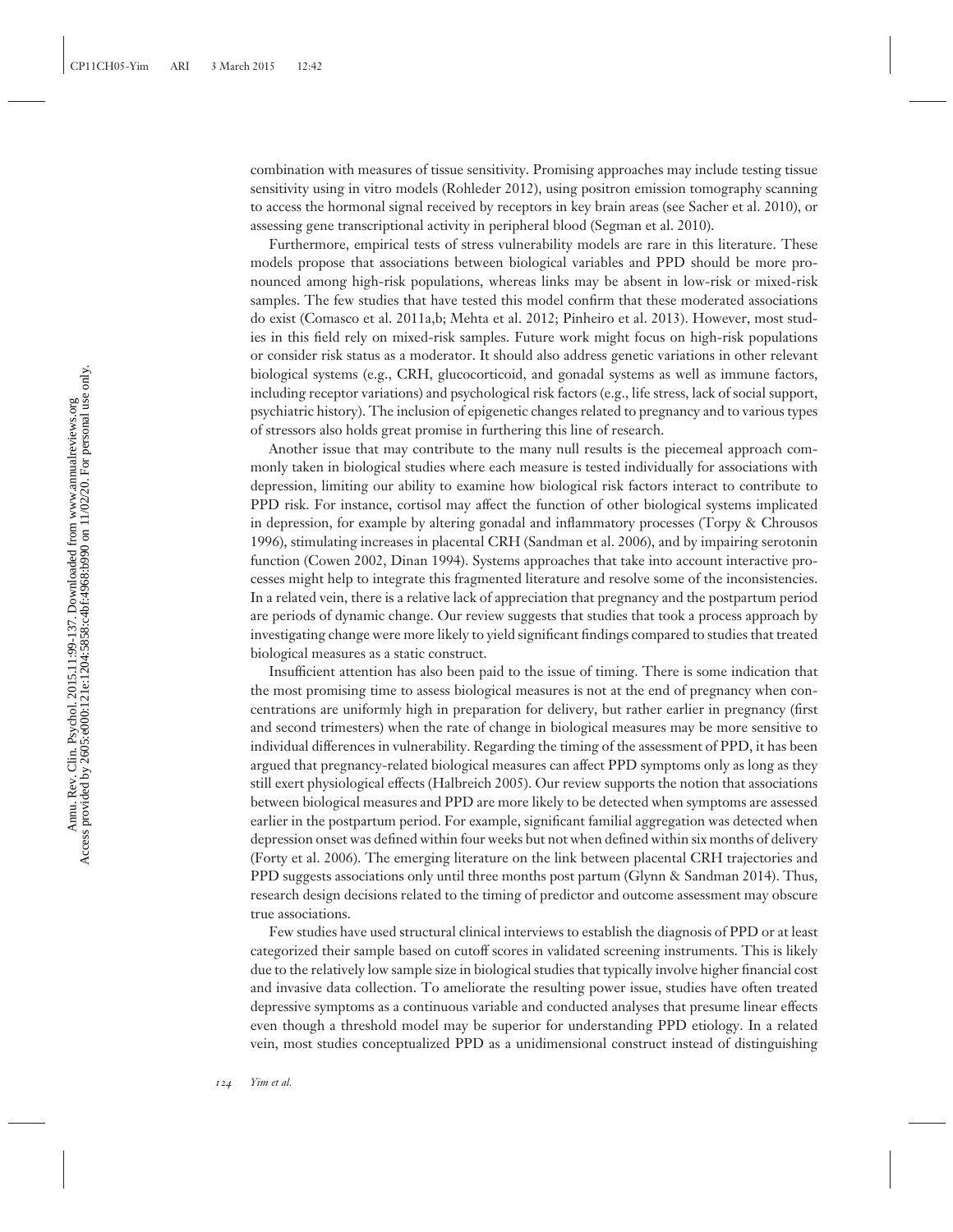combination with measures of tissue sensitivity. Promising approaches may include testing tissue sensitivity using in vitro models (Rohleder 2012), using positron emission tomography scanning to access the hormonal signal received by receptors in key brain areas (see Sacher et al. 2010), or assessing gene transcriptional activity in peripheral blood (Segman et al. 2010).

Furthermore, empirical tests of stress vulnerability models are rare in this literature. These models propose that associations between biological variables and PPD should be more pronounced among high-risk populations, whereas links may be absent in low-risk or mixed-risk samples. The few studies that have tested this model confirm that these moderated associations do exist (Comasco et al. 2011a,b; Mehta et al. 2012; Pinheiro et al. 2013). However, most studies in this field rely on mixed-risk samples. Future work might focus on high-risk populations or consider risk status as a moderator. It should also address genetic variations in other relevant biological systems (e.g., CRH, glucocorticoid, and gonadal systems as well as immune factors, including receptor variations) and psychological risk factors (e.g., life stress, lack of social support, psychiatric history). The inclusion of epigenetic changes related to pregnancy and to various types of stressors also holds great promise in furthering this line of research.

Another issue that may contribute to the many null results is the piecemeal approach commonly taken in biological studies where each measure is tested individually for associations with depression, limiting our ability to examine how biological risk factors interact to contribute to PPD risk. For instance, cortisol may affect the function of other biological systems implicated in depression, for example by altering gonadal and inflammatory processes (Torpy & Chrousos 1996), stimulating increases in placental CRH (Sandman et al. 2006), and by impairing serotonin function (Cowen 2002, Dinan 1994). Systems approaches that take into account interactive processes might help to integrate this fragmented literature and resolve some of the inconsistencies. In a related vein, there is a relative lack of appreciation that pregnancy and the postpartum period are periods of dynamic change. Our review suggests that studies that took a process approach by investigating change were more likely to yield significant findings compared to studies that treated biological measures as a static construct.

Insufficient attention has also been paid to the issue of timing. There is some indication that the most promising time to assess biological measures is not at the end of pregnancy when concentrations are uniformly high in preparation for delivery, but rather earlier in pregnancy (first and second trimesters) when the rate of change in biological measures may be more sensitive to individual differences in vulnerability. Regarding the timing of the assessment of PPD, it has been argued that pregnancy-related biological measures can affect PPD symptoms only as long as they still exert physiological effects (Halbreich 2005). Our review supports the notion that associations between biological measures and PPD are more likely to be detected when symptoms are assessed earlier in the postpartum period. For example, significant familial aggregation was detected when depression onset was defined within four weeks but not when defined within six months of delivery (Forty et al. 2006). The emerging literature on the link between placental CRH trajectories and PPD suggests associations only until three months post partum (Glynn & Sandman 2014). Thus, research design decisions related to the timing of predictor and outcome assessment may obscure true associations.

Few studies have used structural clinical interviews to establish the diagnosis of PPD or at least categorized their sample based on cutoff scores in validated screening instruments. This is likely due to the relatively low sample size in biological studies that typically involve higher financial cost and invasive data collection. To ameliorate the resulting power issue, studies have often treated depressive symptoms as a continuous variable and conducted analyses that presume linear effects even though a threshold model may be superior for understanding PPD etiology. In a related vein, most studies conceptualized PPD as a unidimensional construct instead of distinguishing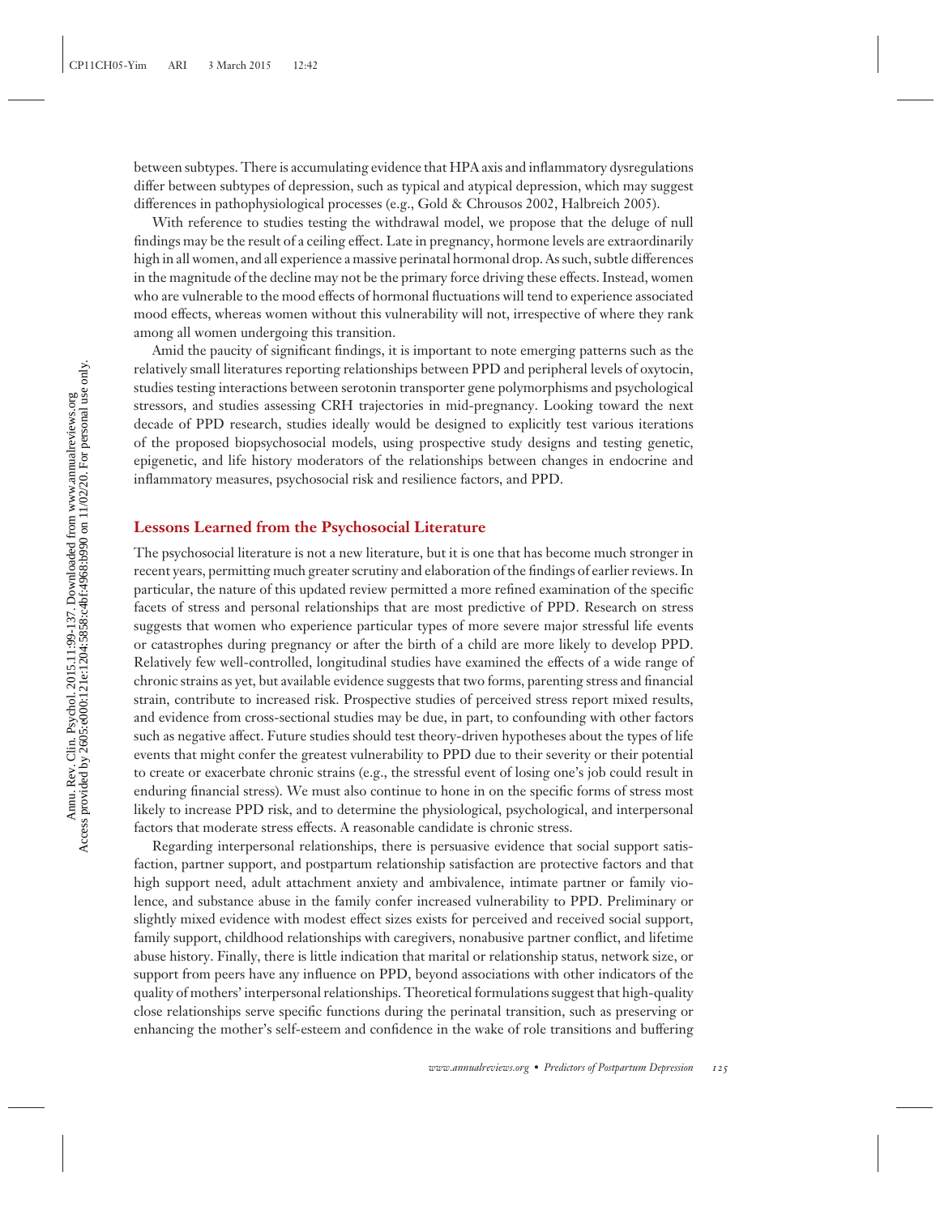between subtypes. There is accumulating evidence that HPA axis and inflammatory dysregulations differ between subtypes of depression, such as typical and atypical depression, which may suggest differences in pathophysiological processes (e.g., Gold & Chrousos 2002, Halbreich 2005).

With reference to studies testing the withdrawal model, we propose that the deluge of null findings may be the result of a ceiling effect. Late in pregnancy, hormone levels are extraordinarily high in all women, and all experience a massive perinatal hormonal drop. As such, subtle differences in the magnitude of the decline may not be the primary force driving these effects. Instead, women who are vulnerable to the mood effects of hormonal fluctuations will tend to experience associated mood effects, whereas women without this vulnerability will not, irrespective of where they rank among all women undergoing this transition.

Amid the paucity of significant findings, it is important to note emerging patterns such as the relatively small literatures reporting relationships between PPD and peripheral levels of oxytocin, studies testing interactions between serotonin transporter gene polymorphisms and psychological stressors, and studies assessing CRH trajectories in mid-pregnancy. Looking toward the next decade of PPD research, studies ideally would be designed to explicitly test various iterations of the proposed biopsychosocial models, using prospective study designs and testing genetic, epigenetic, and life history moderators of the relationships between changes in endocrine and inflammatory measures, psychosocial risk and resilience factors, and PPD.

## Lessons Learned from the Psychosocial Literature

The psychosocial literature is not a new literature, but it is one that has become much stronger in recent years, permitting much greater scrutiny and elaboration of the findings of earlier reviews. In particular, the nature of this updated review permitted a more refined examination of the specific facets of stress and personal relationships that are most predictive of PPD. Research on stress suggests that women who experience particular types of more severe major stressful life events or catastrophes during pregnancy or after the birth of a child are more likely to develop PPD. Relatively few well-controlled, longitudinal studies have examined the effects of a wide range of chronic strains as yet, but available evidence suggests that two forms, parenting stress and financial strain, contribute to increased risk. Prospective studies of perceived stress report mixed results, and evidence from cross-sectional studies may be due, in part, to confounding with other factors such as negative affect. Future studies should test theory-driven hypotheses about the types of life events that might confer the greatest vulnerability to PPD due to their severity or their potential to create or exacerbate chronic strains (e.g., the stressful event of losing one's job could result in enduring financial stress). We must also continue to hone in on the specific forms of stress most likely to increase PPD risk, and to determine the physiological, psychological, and interpersonal factors that moderate stress effects. A reasonable candidate is chronic stress.

Regarding interpersonal relationships, there is persuasive evidence that social support satisfaction, partner support, and postpartum relationship satisfaction are protective factors and that high support need, adult attachment anxiety and ambivalence, intimate partner or family violence, and substance abuse in the family confer increased vulnerability to PPD. Preliminary or slightly mixed evidence with modest effect sizes exists for perceived and received social support, family support, childhood relationships with caregivers, nonabusive partner conflict, and lifetime abuse history. Finally, there is little indication that marital or relationship status, network size, or support from peers have any influence on PPD, beyond associations with other indicators of the quality of mothers' interpersonal relationships. Theoretical formulations suggest that high-quality close relationships serve specific functions during the perinatal transition, such as preserving or enhancing the mother's self-esteem and confidence in the wake of role transitions and buffering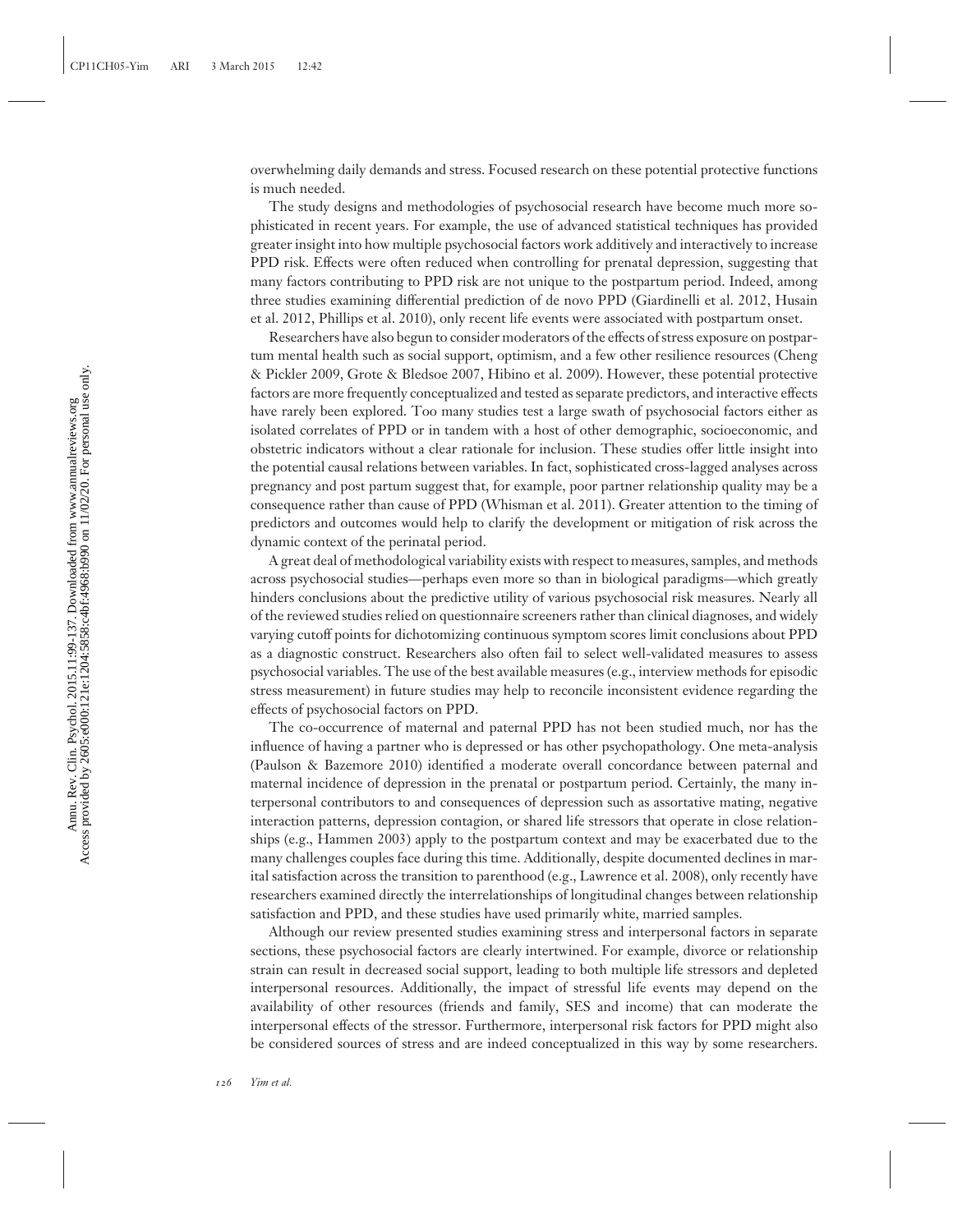overwhelming daily demands and stress. Focused research on these potential protective functions is much needed.

The study designs and methodologies of psychosocial research have become much more sophisticated in recent years. For example, the use of advanced statistical techniques has provided greater insight into how multiple psychosocial factors work additively and interactively to increase PPD risk. Effects were often reduced when controlling for prenatal depression, suggesting that many factors contributing to PPD risk are not unique to the postpartum period. Indeed, among three studies examining differential prediction of de novo PPD (Giardinelli et al. 2012, Husain et al. 2012, Phillips et al. 2010), only recent life events were associated with postpartum onset.

Researchers have also begun to consider moderators of the effects of stress exposure on postpartum mental health such as social support, optimism, and a few other resilience resources (Cheng & Pickler 2009, Grote & Bledsoe 2007, Hibino et al. 2009). However, these potential protective factors are more frequently conceptualized and tested as separate predictors, and interactive effects have rarely been explored. Too many studies test a large swath of psychosocial factors either as isolated correlates of PPD or in tandem with a host of other demographic, socioeconomic, and obstetric indicators without a clear rationale for inclusion. These studies offer little insight into the potential causal relations between variables. In fact, sophisticated cross-lagged analyses across pregnancy and post partum suggest that, for example, poor partner relationship quality may be a consequence rather than cause of PPD (Whisman et al. 2011). Greater attention to the timing of predictors and outcomes would help to clarify the development or mitigation of risk across the dynamic context of the perinatal period.

A great deal of methodological variability exists with respect to measures, samples, and methods across psychosocial studies—perhaps even more so than in biological paradigms—which greatly hinders conclusions about the predictive utility of various psychosocial risk measures. Nearly all of the reviewed studies relied on questionnaire screeners rather than clinical diagnoses, and widely varying cutoff points for dichotomizing continuous symptom scores limit conclusions about PPD as a diagnostic construct. Researchers also often fail to select well-validated measures to assess psychosocial variables. The use of the best available measures (e.g., interview methods for episodic stress measurement) in future studies may help to reconcile inconsistent evidence regarding the effects of psychosocial factors on PPD.

The co-occurrence of maternal and paternal PPD has not been studied much, nor has the influence of having a partner who is depressed or has other psychopathology. One meta-analysis (Paulson & Bazemore 2010) identified a moderate overall concordance between paternal and maternal incidence of depression in the prenatal or postpartum period. Certainly, the many interpersonal contributors to and consequences of depression such as assortative mating, negative interaction patterns, depression contagion, or shared life stressors that operate in close relationships (e.g., Hammen 2003) apply to the postpartum context and may be exacerbated due to the many challenges couples face during this time. Additionally, despite documented declines in marital satisfaction across the transition to parenthood (e.g., Lawrence et al. 2008), only recently have researchers examined directly the interrelationships of longitudinal changes between relationship satisfaction and PPD, and these studies have used primarily white, married samples.

Although our review presented studies examining stress and interpersonal factors in separate sections, these psychosocial factors are clearly intertwined. For example, divorce or relationship strain can result in decreased social support, leading to both multiple life stressors and depleted interpersonal resources. Additionally, the impact of stressful life events may depend on the availability of other resources (friends and family, SES and income) that can moderate the interpersonal effects of the stressor. Furthermore, interpersonal risk factors for PPD might also be considered sources of stress and are indeed conceptualized in this way by some researchers.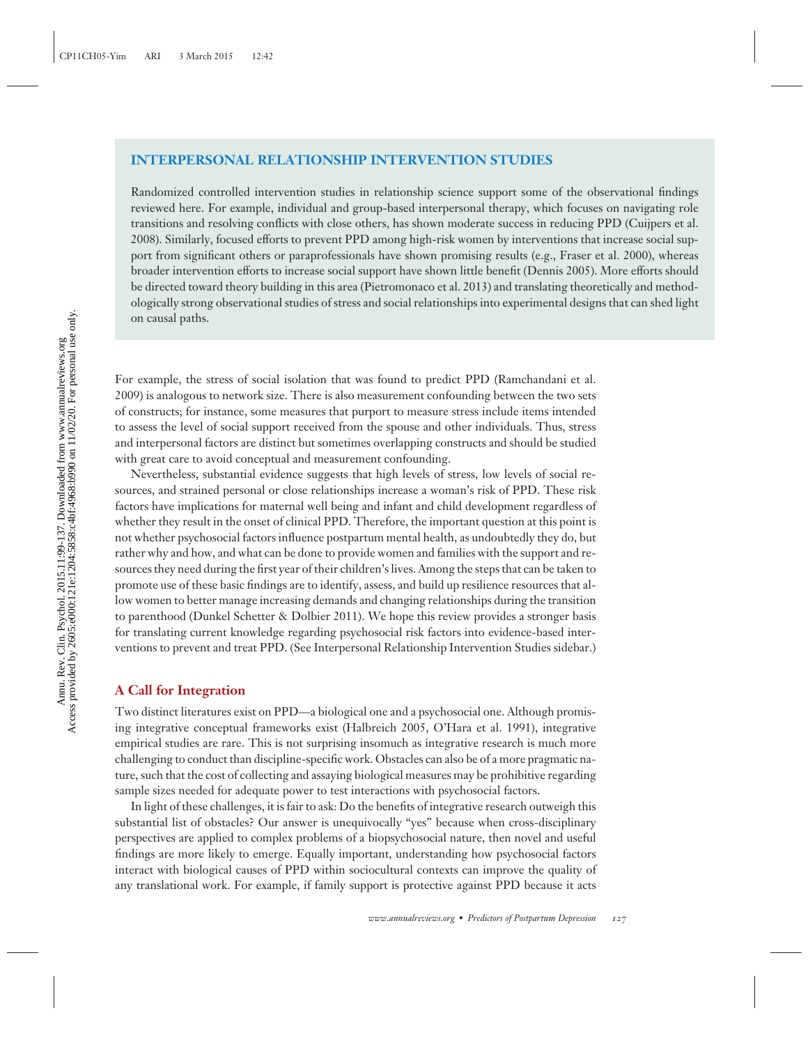## INTERPERSONAL RELATIONSHIP INTERVENTION STUDIES

Randomized controlled intervention studies in relationship science support some of the observational findings reviewed here. For example, individual and group-based interpersonal therapy, which focuses on navigating role transitions and resolving conflicts with close others, has shown moderate success in reducing PPD (Cuijpers et al. 2008). Similarly, focused efforts to prevent PPD among high-risk women by interventions that increase social support from significant others or paraprofessionals have shown promising results (e.g., Fraser et al. 2000), whereas broader intervention efforts to increase social support have shown little benefit (Dennis 2005). More efforts should be directed toward theory building in this area (Pietromonaco et al. 2013) and translating theoretically and methodologically strong observational studies of stress and social relationships into experimental designs that can shed light on causal paths.

For example, the stress of social isolation that was found to predict PPD (Ramchandani et al. 2009) is analogous to network size. There is also measurement confounding between the two sets of constructs; for instance, some measures that purport to measure stress include items intended to assess the level of social support received from the spouse and other individuals. Thus, stress and interpersonal factors are distinct but sometimes overlapping constructs and should be studied with great care to avoid conceptual and measurement confounding.

Nevertheless, substantial evidence suggests that high levels of stress, low levels of social resources, and strained personal or close relationships increase a woman's risk of PPD. These risk factors have implications for maternal well being and infant and child development regardless of whether they result in the onset of clinical PPD. Therefore, the important question at this point is not whether psychosocial factors influence postpartum mental health, as undoubtedly they do, but rather why and how, and what can be done to provide women and families with the support and resources they need during the first year of their children's lives. Among the steps that can be taken to promote use of these basic findings are to identify, assess, and build up resilience resources that allow women to better manage increasing demands and changing relationships during the transition to parenthood (Dunkel Schetter & Dolbier 2011). We hope this review provides a stronger basis for translating current knowledge regarding psychosocial risk factors into evidence-based interventions to prevent and treat PPD. (See Interpersonal Relationship Intervention Studies sidebar.)

### A Call for Integration

Two distinct literatures exist on PPD—a biological one and a psychosocial one. Although promising integrative conceptual frameworks exist (Halbreich 2005, O'Hara et al. 1991), integrative empirical studies are rare. This is not surprising insomuch as integrative research is much more challenging to conduct than discipline-specific work. Obstacles can also be of a more pragmatic nature, such that the cost of collecting and assaying biological measures may be prohibitive regarding sample sizes needed for adequate power to test interactions with psychosocial factors.

In light of these challenges, it is fair to ask: Do the benefits of integrative research outweigh this substantial list of obstacles? Our answer is unequivocally "yes" because when cross-disciplinary perspectives are applied to complex problems of a biopsychosocial nature, then novel and useful findings are more likely to emerge. Equally important, understanding how psychosocial factors interact with biological causes of PPD within sociocultural contexts can improve the quality of any translational work. For example, if family support is protective against PPD because it acts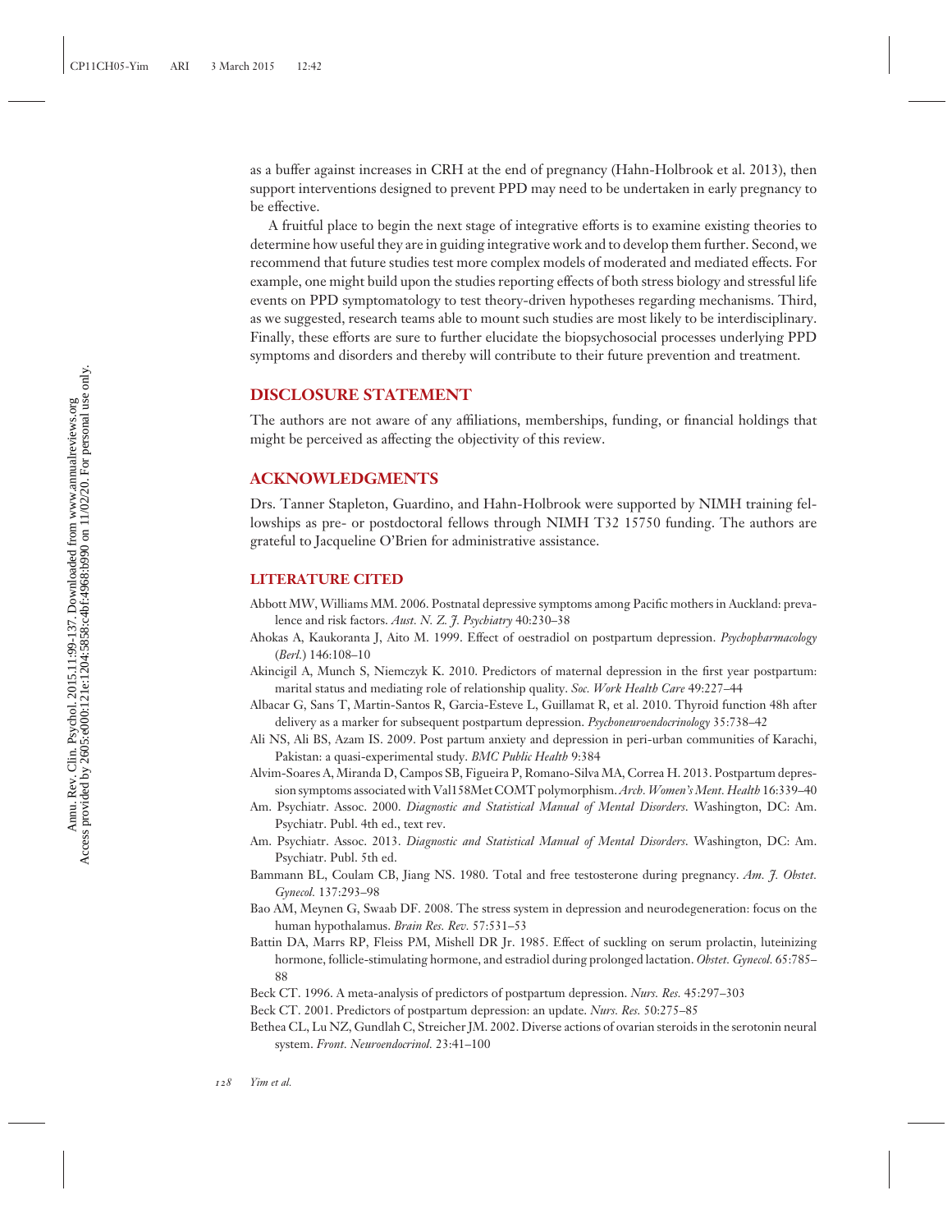as a buffer against increases in CRH at the end of pregnancy (Hahn-Holbrook et al. 2013), then support interventions designed to prevent PPD may need to be undertaken in early pregnancy to be effective.

A fruitful place to begin the next stage of integrative efforts is to examine existing theories to determine how useful they are in guiding integrative work and to develop them further. Second, we recommend that future studies test more complex models of moderated and mediated effects. For example, one might build upon the studies reporting effects of both stress biology and stressful life events on PPD symptomatology to test theory-driven hypotheses regarding mechanisms. Third, as we suggested, research teams able to mount such studies are most likely to be interdisciplinary. Finally, these efforts are sure to further elucidate the biopsychosocial processes underlying PPD symptoms and disorders and thereby will contribute to their future prevention and treatment.

## DISCLOSURE STATEMENT

The authors are not aware of any affiliations, memberships, funding, or financial holdings that might be perceived as affecting the objectivity of this review.

## ACKNOWLEDGMENTS

Drs. Tanner Stapleton, Guardino, and Hahn-Holbrook were supported by NIMH training fellowships as pre- or postdoctoral fellows through NIMH T32 15750 funding. The authors are grateful to Jacqueline O'Brien for administrative assistance.

## LITERATURE CITED

Abbott MW, Williams MM. 2006. Postnatal depressive symptoms among Pacific mothers in Auckland: prevalence and risk factors. *Aust. N. Z. J. Psychiatry* 40:230–38

Ahokas A, Kaukoranta J, Aito M. 1999. Effect of oestradiol on postpartum depression. *Psychopharmacology* (*Berl.*) 146:108–10

Akincigil A, Munch S, Niemczyk K. 2010. Predictors of maternal depression in the first year postpartum: marital status and mediating role of relationship quality. *Soc. Work Health Care* 49:227–44

Albacar G, Sans T, Martin-Santos R, Garcia-Esteve L, Guillamat R, et al. 2010. Thyroid function 48h after delivery as a marker for subsequent postpartum depression. *Psychoneuroendocrinology* 35:738–42

Ali NS, Ali BS, Azam IS. 2009. Post partum anxiety and depression in peri-urban communities of Karachi, Pakistan: a quasi-experimental study. *BMC Public Health* 9:384

Alvim-Soares A, Miranda D, Campos SB, Figueira P, Romano-Silva MA, Correa H. 2013. Postpartum depression symptoms associated with Val158Met COMT polymorphism. *Arch. Women's Ment. Health* 16:339–40

Am. Psychiatr. Assoc. 2000. *Diagnostic and Statistical Manual of Mental Disorders*. Washington, DC: Am. Psychiatr. Publ. 4th ed., text rev.

Am. Psychiatr. Assoc. 2013. *Diagnostic and Statistical Manual of Mental Disorders*. Washington, DC: Am. Psychiatr. Publ. 5th ed.

Bammann BL, Coulam CB, Jiang NS. 1980. Total and free testosterone during pregnancy. *Am. J. Obstet. Gynecol.* 137:293–98

Bao AM, Meynen G, Swaab DF. 2008. The stress system in depression and neurodegeneration: focus on the human hypothalamus. *Brain Res. Rev.* 57:531–53

Battin DA, Marrs RP, Fleiss PM, Mishell DR Jr. 1985. Effect of suckling on serum prolactin, luteinizing hormone, follicle-stimulating hormone, and estradiol during prolonged lactation. *Obstet. Gynecol.* 65:785–88

Beck CT. 1996. A meta-analysis of predictors of postpartum depression. *Nurs. Res.* 45:297–303

Beck CT. 2001. Predictors of postpartum depression: an update. *Nurs. Res.* 50:275–85

Bethea CL, Lu NZ, Gundlah C, Streicher JM. 2002. Diverse actions of ovarian steroids in the serotonin neural system. *Front. Neuroendocrinol.* 23:41–100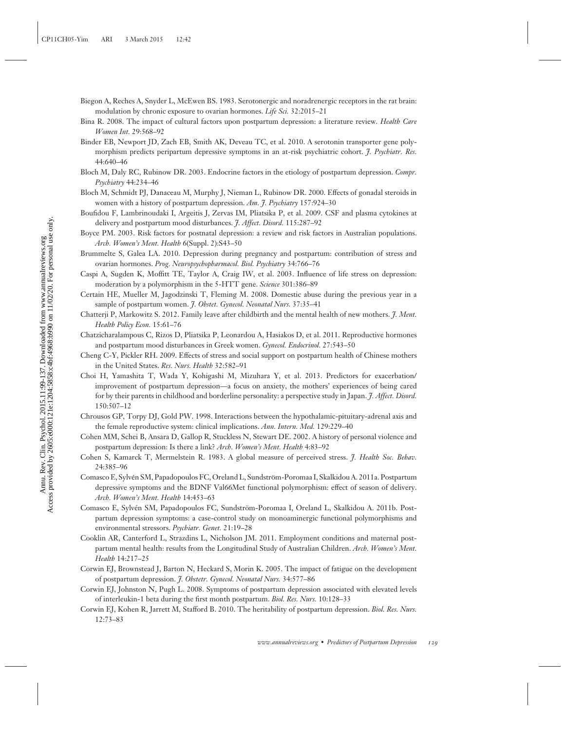Biegon A, Reches A, Snyder L, McEwen BS. 1983. Serotonergic and noradrenergic receptors in the rat brain: modulation by chronic exposure to ovarian hormones. *Life Sci.* 32:2015–21

Bina R. 2008. The impact of cultural factors upon postpartum depression: a literature review. *Health Care Women Int.* 29:568–92

Binder EB, Newport JD, Zach EB, Smith AK, Deveau TC, et al. 2010. A serotonin transporter gene polymorphism predicts peripartum depressive symptoms in an at-risk psychiatric cohort. *J. Psychiatr. Res.* 44:640–46

Bloch M, Daly RC, Rubinow DR. 2003. Endocrine factors in the etiology of postpartum depression. *Compr. Psychiatry* 44:234–46

Bloch M, Schmidt PJ, Danaceau M, Murphy J, Nieman L, Rubinow DR. 2000. Effects of gonadal steroids in women with a history of postpartum depression. *Am. J. Psychiatry* 157:924–30

Boufidou F, Lambrinoudaki I, Argeitis J, Zervas IM, Pliatsika P, et al. 2009. CSF and plasma cytokines at delivery and postpartum mood disturbances. *J. Affect. Disord.* 115:287–92

Boyce PM. 2003. Risk factors for postnatal depression: a review and risk factors in Australian populations. *Arch. Women's Ment. Health* 6(Suppl. 2):S43–50

Brummelte S, Galea LA. 2010. Depression during pregnancy and postpartum: contribution of stress and ovarian hormones. *Prog. Neuropsychopharmacol. Biol. Psychiatry* 34:766–76

Caspi A, Sugden K, Moffitt TE, Taylor A, Craig IW, et al. 2003. Influence of life stress on depression: moderation by a polymorphism in the 5-HTT gene. *Science* 301:386–89

Certain HE, Mueller M, Jagodzinski T, Fleming M. 2008. Domestic abuse during the previous year in a sample of postpartum women. *J. Obstet. Gynecol. Neonatal Nurs.* 37:35–41

Chatterji P, Markowitz S. 2012. Family leave after childbirth and the mental health of new mothers. *J. Ment. Health Policy Econ.* 15:61–76

Chatzicharalampous C, Rizos D, Pliatsika P, Leonardou A, Hasiakos D, et al. 2011. Reproductive hormones and postpartum mood disturbances in Greek women. *Gynecol. Endocrinol.* 27:543–50

Cheng C-Y, Pickler RH. 2009. Effects of stress and social support on postpartum health of Chinese mothers in the United States. *Res. Nurs. Health* 32:582–91

Choi H, Yamashita T, Wada Y, Kohigashi M, Mizuhara Y, et al. 2013. Predictors for exacerbation/improvement of postpartum depression—a focus on anxiety, the mothers' experiences of being cared for by their parents in childhood and borderline personality: a perspective study in Japan. *J. Affect. Disord.* 150:507–12

Chrousos GP, Torpy DJ, Gold PW. 1998. Interactions between the hypothalamic-pituitary-adrenal axis and the female reproductive system: clinical implications. *Ann. Intern. Med.* 129:229–40

Cohen MM, Schei B, Ansara D, Gallop R, Stuckless N, Stewart DE. 2002. A history of personal violence and postpartum depression: Is there a link? *Arch. Women's Ment. Health* 4:83–92

Cohen S, Kamarck T, Mermelstein R. 1983. A global measure of perceived stress. *J. Health Soc. Behav.* 24:385–96

Comasco E, Sylvén SM, Papadopoulos FC, Oreland L, Sundström-Poromaa I, Skalkidou A. 2011a. Postpartum depressive symptoms and the BDNF Val66Met functional polymorphism: effect of season of delivery. *Arch. Women's Ment. Health* 14:453–63

Comasco E, Sylvén SM, Papadopoulos FC, Sundström-Poromaa I, Oreland L, Skalkidou A. 2011b. Postpartum depression symptoms: a case-control study on monoaminergic functional polymorphisms and environmental stressors. *Psychiatr. Genet.* 21:19–28

Cooklin AR, Canterford L, Strazdins L, Nicholson JM. 2011. Employment conditions and maternal postpartum mental health: results from the Longitudinal Study of Australian Children. *Arch. Women's Ment. Health* 14:217–25

Corwin EJ, Brownstead J, Barton N, Heckard S, Morin K. 2005. The impact of fatigue on the development of postpartum depression. *J. Obstetr. Gynecol. Neonatal Nurs.* 34:577–86

Corwin EJ, Johnston N, Pugh L. 2008. Symptoms of postpartum depression associated with elevated levels of interleukin-1 beta during the first month postpartum. *Biol. Res. Nurs.* 10:128–33

Corwin EJ, Kohen R, Jarrett M, Stafford B. 2010. The heritability of postpartum depression. *Biol. Res. Nurs.* 12:73–83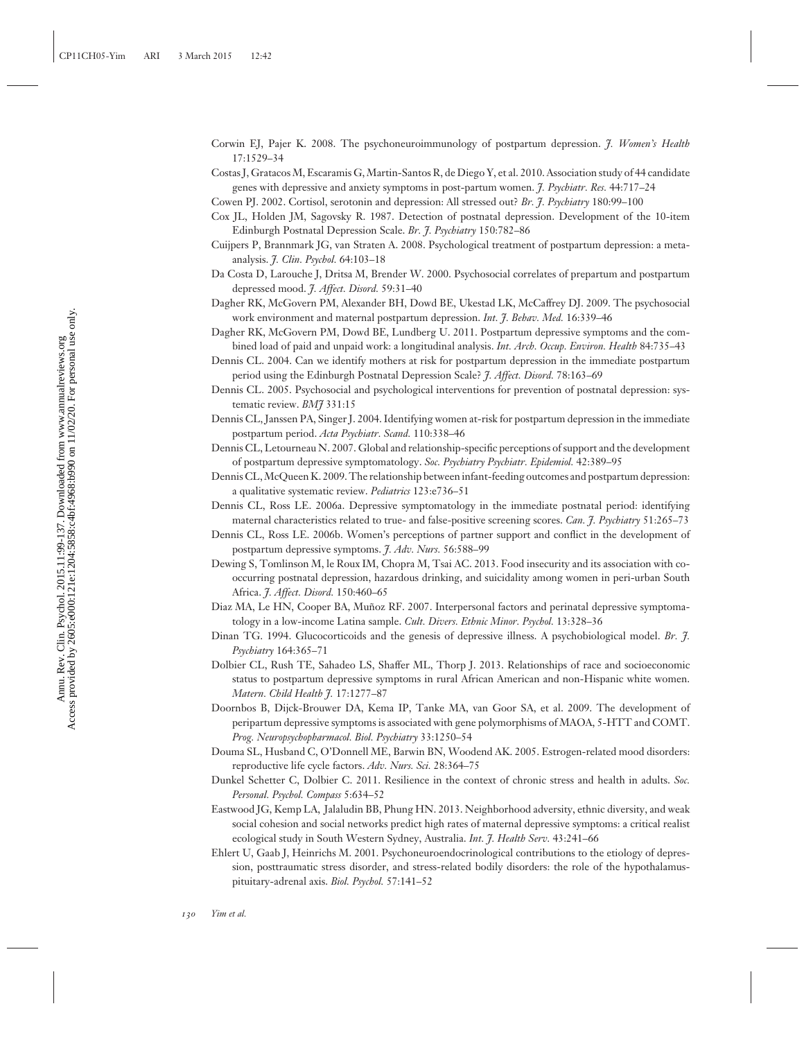Corwin EJ, Pajer K. 2008. The psychoneuroimmunology of postpartum depression. *J. Women's Health* 17:1529–34

Costas J, Gratacos M, Escaramis G, Martin-Santos R, de Diego Y, et al. 2010. Association study of 44 candidate genes with depressive and anxiety symptoms in post-partum women. *J. Psychiatr. Res.* 44:717–24

Cowen PJ. 2002. Cortisol, serotonin and depression: All stressed out? *Br. J. Psychiatry* 180:99–100

Cox JL, Holden JM, Sagovsky R. 1987. Detection of postnatal depression. Development of the 10-item Edinburgh Postnatal Depression Scale. *Br. J. Psychiatry* 150:782–86

Cuijpers P, Brannmark JG, van Straten A. 2008. Psychological treatment of postpartum depression: a meta-analysis. *J. Clin. Psychol.* 64:103–18

Da Costa D, Larouche J, Dritsa M, Brender W. 2000. Psychosocial correlates of prepartum and postpartum depressed mood. *J. Affect. Disord.* 59:31–40

Dagher RK, McGovern PM, Alexander BH, Dowd BE, Ukestad LK, McCaffrey DJ. 2009. The psychosocial work environment and maternal postpartum depression. *Int. J. Behav. Med.* 16:339–46

Dagher RK, McGovern PM, Dowd BE, Lundberg U. 2011. Postpartum depressive symptoms and the combined load of paid and unpaid work: a longitudinal analysis. *Int. Arch. Occup. Environ. Health* 84:735–43

Dennis CL. 2004. Can we identify mothers at risk for postpartum depression in the immediate postpartum period using the Edinburgh Postnatal Depression Scale? *J. Affect. Disord.* 78:163–69

Dennis CL. 2005. Psychosocial and psychological interventions for prevention of postnatal depression: systematic review. *BMJ* 331:15

Dennis CL, Janssen PA, Singer J. 2004. Identifying women at-risk for postpartum depression in the immediate postpartum period. *Acta Psychiatr. Scand.* 110:338–46

Dennis CL, Letourneau N. 2007. Global and relationship-specific perceptions of support and the development of postpartum depressive symptomatology. *Soc. Psychiatry Psychiatr. Epidemiol.* 42:389–95

Dennis CL, McQueen K. 2009. The relationship between infant-feeding outcomes and postpartum depression: a qualitative systematic review. *Pediatrics* 123:e736–51

Dennis CL, Ross LE. 2006a. Depressive symptomatology in the immediate postnatal period: identifying maternal characteristics related to true- and false-positive screening scores. *Can. J. Psychiatry* 51:265–73

Dennis CL, Ross LE. 2006b. Women's perceptions of partner support and conflict in the development of postpartum depressive symptoms. *J. Adv. Nurs.* 56:588–99

Dewing S, Tomlinson M, le Roux IM, Chopra M, Tsai AC. 2013. Food insecurity and its association with co-occurring postnatal depression, hazardous drinking, and suicidality among women in peri-urban South Africa. *J. Affect. Disord.* 150:460–65

Diaz MA, Le HN, Cooper BA, Muñoz RF. 2007. Interpersonal factors and perinatal depressive symptomatology in a low-income Latina sample. *Cult. Divers. Ethnic Minor. Psychol.* 13:328–36

Dinan TG. 1994. Glucocorticoids and the genesis of depressive illness. A psychobiological model. *Br. J. Psychiatry* 164:365–71

Dolbier CL, Rush TE, Sahadeo LS, Shaffer ML, Thorp J. 2013. Relationships of race and socioeconomic status to postpartum depressive symptoms in rural African American and non-Hispanic white women. *Matern. Child Health J.* 17:1277–87

Doornbos B, Dijck-Brouwer DA, Kema IP, Tanke MA, van Goor SA, et al. 2009. The development of peripartum depressive symptoms is associated with gene polymorphisms of MAOA, 5-HTT and COMT. *Prog. Neuropsychopharmacol. Biol. Psychiatry* 33:1250–54

Douma SL, Husband C, O'Donnell ME, Barwin BN, Woodend AK. 2005. Estrogen-related mood disorders: reproductive life cycle factors. *Adv. Nurs. Sci.* 28:364–75

Dunkel Schetter C, Dolbier C. 2011. Resilience in the context of chronic stress and health in adults. *Soc. Personal. Psychol. Compass* 5:634–52

Eastwood JG, Kemp LA, Jalaludin BB, Phung HN. 2013. Neighborhood adversity, ethnic diversity, and weak social cohesion and social networks predict high rates of maternal depressive symptoms: a critical realist ecological study in South Western Sydney, Australia. *Int. J. Health Serv.* 43:241–66

Ehlert U, Gaab J, Heinrichs M. 2001. Psychoneuroendocrinological contributions to the etiology of depression, posttraumatic stress disorder, and stress-related bodily disorders: the role of the hypothalamus-pituitary-adrenal axis. *Biol. Psychol.* 57:141–52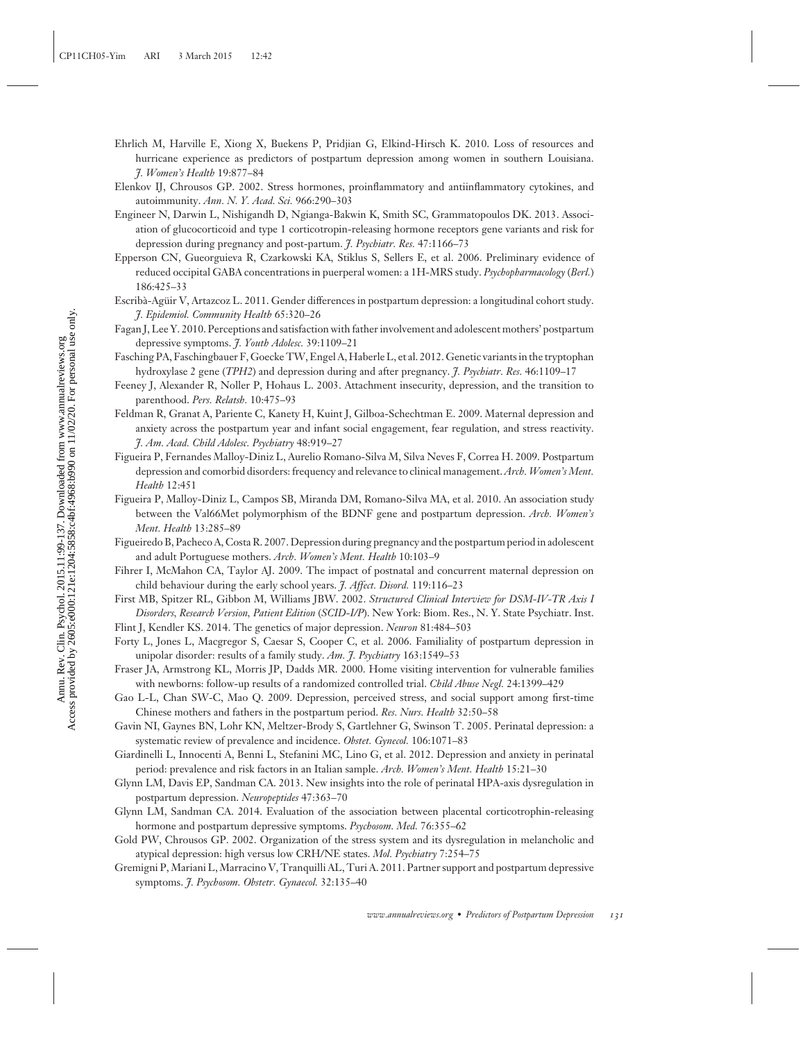Ehrlich M, Harville E, Xiong X, Buekens P, Pridjian G, Elkind-Hirsch K. 2010. Loss of resources and hurricane experience as predictors of postpartum depression among women in southern Louisiana. *J. Women's Health* 19:877–84

Elenkov IJ, Chrousos GP. 2002. Stress hormones, proinflammatory and antiinflammatory cytokines, and autoimmunity. *Ann. N. Y. Acad. Sci.* 966:290–303

Engineer N, Darwin L, Nishigandh D, Ngianga-Bakwin K, Smith SC, Grammatopoulos DK. 2013. Association of glucocorticoid and type 1 corticotropin-releasing hormone receptors gene variants and risk for depression during pregnancy and post-partum. *J. Psychiatr. Res.* 47:1166–73

Epperson CN, Gueorguieva R, Czarkowski KA, Stiklus S, Sellers E, et al. 2006. Preliminary evidence of reduced occipital GABA concentrations in puerperal women: a 1H-MRS study. *Psychopharmacology (Berl.)* 186:425–33

Escribà-Agüir V, Artazcoz L. 2011. Gender differences in postpartum depression: a longitudinal cohort study. *J. Epidemiol. Community Health* 65:320–26

Fagan J, Lee Y. 2010. Perceptions and satisfaction with father involvement and adolescent mothers' postpartum depressive symptoms. *J. Youth Adolesc.* 39:1109–21

Fasching PA, Faschingbauer F, Goecke TW, Engel A, Haberle L, et al. 2012. Genetic variants in the tryptophan hydroxylase 2 gene (*TPH2*) and depression during and after pregnancy. *J. Psychiatr. Res.* 46:1109–17

Feeney J, Alexander R, Noller P, Hohaus L. 2003. Attachment insecurity, depression, and the transition to parenthood. *Pers. Relatsh.* 10:475–93

Feldman R, Granat A, Pariente C, Kanety H, Kuint J, Gilboa-Schechtman E. 2009. Maternal depression and anxiety across the postpartum year and infant social engagement, fear regulation, and stress reactivity. *J. Am. Acad. Child Adolesc. Psychiatry* 48:919–27

Figueira P, Fernandes Malloy-Diniz L, Aurelio Romano-Silva M, Silva Neves F, Correa H. 2009. Postpartum depression and comorbid disorders: frequency and relevance to clinical management. *Arch. Women's Ment. Health* 12:451

Figueira P, Malloy-Diniz L, Campos SB, Miranda DM, Romano-Silva MA, et al. 2010. An association study between the Val66Met polymorphism of the BDNF gene and postpartum depression. *Arch. Women's Ment. Health* 13:285–89

Figueiredo B, Pacheco A, Costa R. 2007. Depression during pregnancy and the postpartum period in adolescent and adult Portuguese mothers. *Arch. Women's Ment. Health* 10:103–9

Fihrer I, McMahon CA, Taylor AJ. 2009. The impact of postnatal and concurrent maternal depression on child behaviour during the early school years. *J. Affect. Disord.* 119:116–23

First MB, Spitzer RL, Gibbon M, Williams JBW. 2002. *Structured Clinical Interview for DSM-IV-TR Axis I Disorders, Research Version, Patient Edition (SCID-I/P)*. New York: Biom. Res., N. Y. State Psychiatr. Inst.

Flint J, Kendler KS. 2014. The genetics of major depression. *Neuron* 81:484–503

Forty L, Jones L, Macgregor S, Caesar S, Cooper C, et al. 2006. Familiality of postpartum depression in unipolar disorder: results of a family study. *Am. J. Psychiatry* 163:1549–53

Fraser JA, Armstrong KL, Morris JP, Dadds MR. 2000. Home visiting intervention for vulnerable families with newborns: follow-up results of a randomized controlled trial. *Child Abuse Negl.* 24:1399–429

Gao L-L, Chan SW-C, Mao Q. 2009. Depression, perceived stress, and social support among first-time Chinese mothers and fathers in the postpartum period. *Res. Nurs. Health* 32:50–58

Gavin NI, Gaynes BN, Lohr KN, Meltzer-Brody S, Gartlehner G, Swinson T. 2005. Perinatal depression: a systematic review of prevalence and incidence. *Obstet. Gynecol.* 106:1071–83

Giardinelli L, Innocenti A, Benni L, Stefanini MC, Lino G, et al. 2012. Depression and anxiety in perinatal period: prevalence and risk factors in an Italian sample. *Arch. Women's Ment. Health* 15:21–30

Glynn LM, Davis EP, Sandman CA. 2013. New insights into the role of perinatal HPA-axis dysregulation in postpartum depression. *Neuropeptides* 47:363–70

Glynn LM, Sandman CA. 2014. Evaluation of the association between placental corticotrophin-releasing hormone and postpartum depressive symptoms. *Psychosom. Med.* 76:355–62

Gold PW, Chrousos GP. 2002. Organization of the stress system and its dysregulation in melancholic and atypical depression: high versus low CRH/NE states. *Mol. Psychiatry* 7:254–75

Gremigni P, Mariani L, Marracino V, Tranquilli AL, Turi A. 2011. Partner support and postpartum depressive symptoms. *J. Psychosom. Obstetr. Gynaecol.* 32:135–40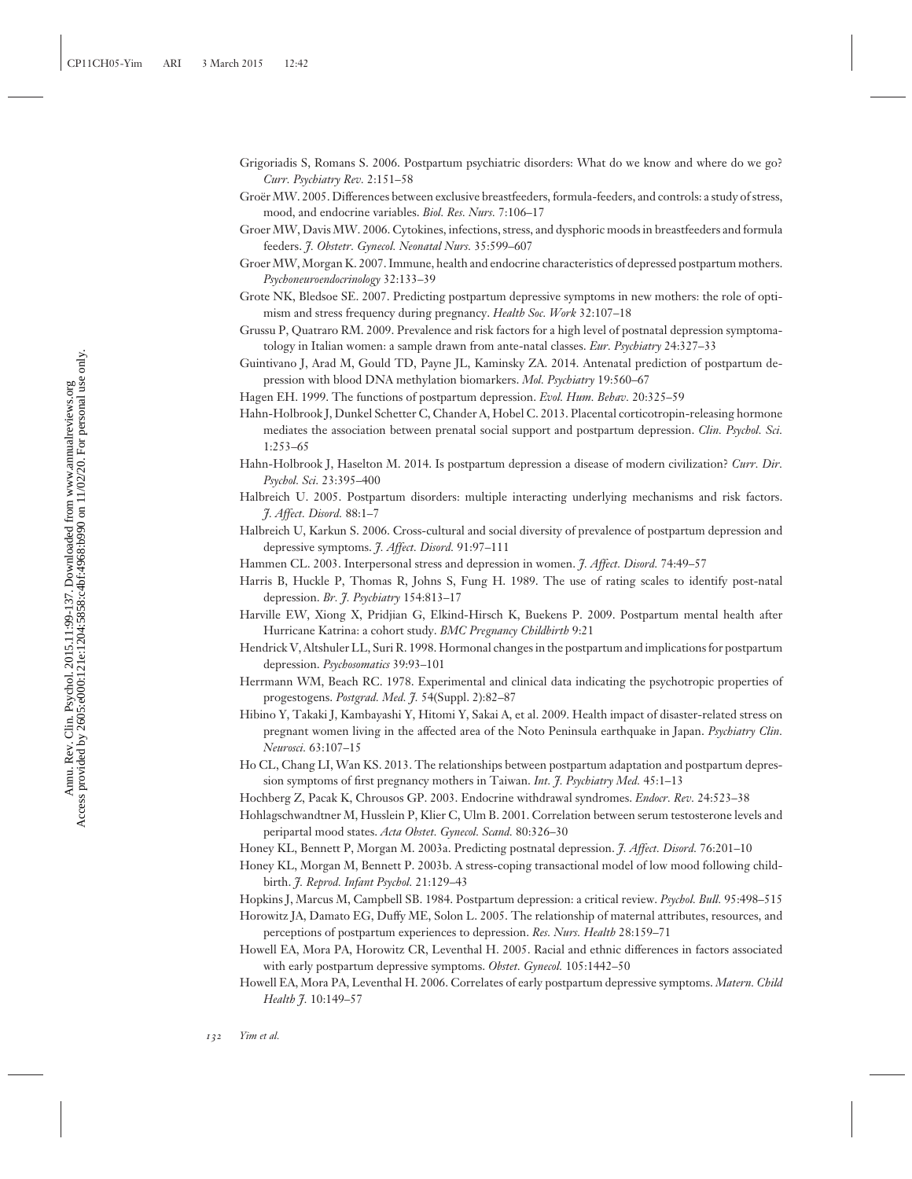Grigoriadis S, Romans S. 2006. Postpartum psychiatric disorders: What do we know and where do we go? *Curr. Psychiatry Rev.* 2:151–58

Groër MW. 2005. Differences between exclusive breastfeeders, formula-feeders, and controls: a study of stress, mood, and endocrine variables. *Biol. Res. Nurs.* 7:106–17

Groer MW, Davis MW. 2006. Cytokines, infections, stress, and dysphoric moods in breastfeeders and formula feeders. *J. Obstetr. Gynecol. Neonatal Nurs.* 35:599–607

Groer MW, Morgan K. 2007. Immune, health and endocrine characteristics of depressed postpartum mothers. *Psychoneuroendocrinology* 32:133–39

Grote NK, Bledsoe SE. 2007. Predicting postpartum depressive symptoms in new mothers: the role of optimism and stress frequency during pregnancy. *Health Soc. Work* 32:107–18

Grussu P, Quatraro RM. 2009. Prevalence and risk factors for a high level of postnatal depression symptomatology in Italian women: a sample drawn from ante-natal classes. *Eur. Psychiatry* 24:327–33

Guintivano J, Arad M, Gould TD, Payne JL, Kaminsky ZA. 2014. Antenatal prediction of postpartum depression with blood DNA methylation biomarkers. *Mol. Psychiatry* 19:560–67

Hagen EH. 1999. The functions of postpartum depression. *Evol. Hum. Behav.* 20:325–59

Hahn-Holbrook J, Dunkel Schetter C, Chander A, Hobel C. 2013. Placental corticotropin-releasing hormone mediates the association between prenatal social support and postpartum depression. *Clin. Psychol. Sci.* 1:253–65

Hahn-Holbrook J, Haselton M. 2014. Is postpartum depression a disease of modern civilization? *Curr. Dir. Psychol. Sci.* 23:395–400

Halbreich U. 2005. Postpartum disorders: multiple interacting underlying mechanisms and risk factors. *J. Affect. Disord.* 88:1–7

Halbreich U, Karkun S. 2006. Cross-cultural and social diversity of prevalence of postpartum depression and depressive symptoms. *J. Affect. Disord.* 91:97–111

Hammen CL. 2003. Interpersonal stress and depression in women. *J. Affect. Disord.* 74:49–57

Harris B, Huckle P, Thomas R, Johns S, Fung H. 1989. The use of rating scales to identify post-natal depression. *Br. J. Psychiatry* 154:813–17

Harville EW, Xiong X, Pridjian G, Elkind-Hirsch K, Buekens P. 2009. Postpartum mental health after Hurricane Katrina: a cohort study. *BMC Pregnancy Childbirth* 9:21

Hendrick V, Altshuler LL, Suri R. 1998. Hormonal changes in the postpartum and implications for postpartum depression. *Psychosomatics* 39:93–101

Herrmann WM, Beach RC. 1978. Experimental and clinical data indicating the psychotropic properties of progestogens. *Postgrad. Med. J.* 54(Suppl. 2):82–87

Hibino Y, Takaki J, Kambayashi Y, Hitomi Y, Sakai A, et al. 2009. Health impact of disaster-related stress on pregnant women living in the affected area of the Noto Peninsula earthquake in Japan. *Psychiatry Clin. Neurosci.* 63:107–15

Ho CL, Chang LI, Wan KS. 2013. The relationships between postpartum adaptation and postpartum depression symptoms of first pregnancy mothers in Taiwan. *Int. J. Psychiatry Med.* 45:1–13

Hochberg Z, Pacak K, Chrousos GP. 2003. Endocrine withdrawal syndromes. *Endocr. Rev.* 24:523–38

Hohlagschwandtner M, Husslein P, Klier C, Ulm B. 2001. Correlation between serum testosterone levels and peripartal mood states. *Acta Obstet. Gynecol. Scand.* 80:326–30

Honey KL, Bennett P, Morgan M. 2003a. Predicting postnatal depression. *J. Affect. Disord.* 76:201–10

Honey KL, Morgan M, Bennett P. 2003b. A stress-coping transactional model of low mood following childbirth. *J. Reprod. Infant Psychol.* 21:129–43

Hopkins J, Marcus M, Campbell SB. 1984. Postpartum depression: a critical review. *Psychol. Bull.* 95:498–515

Horowitz JA, Damato EG, Duffy ME, Solon L. 2005. The relationship of maternal attributes, resources, and perceptions of postpartum experiences to depression. *Res. Nurs. Health* 28:159–71

Howell EA, Mora PA, Horowitz CR, Leventhal H. 2005. Racial and ethnic differences in factors associated with early postpartum depressive symptoms. *Obstet. Gynecol.* 105:1442–50

Howell EA, Mora PA, Leventhal H. 2006. Correlates of early postpartum depressive symptoms. *Matern. Child Health J.* 10:149–57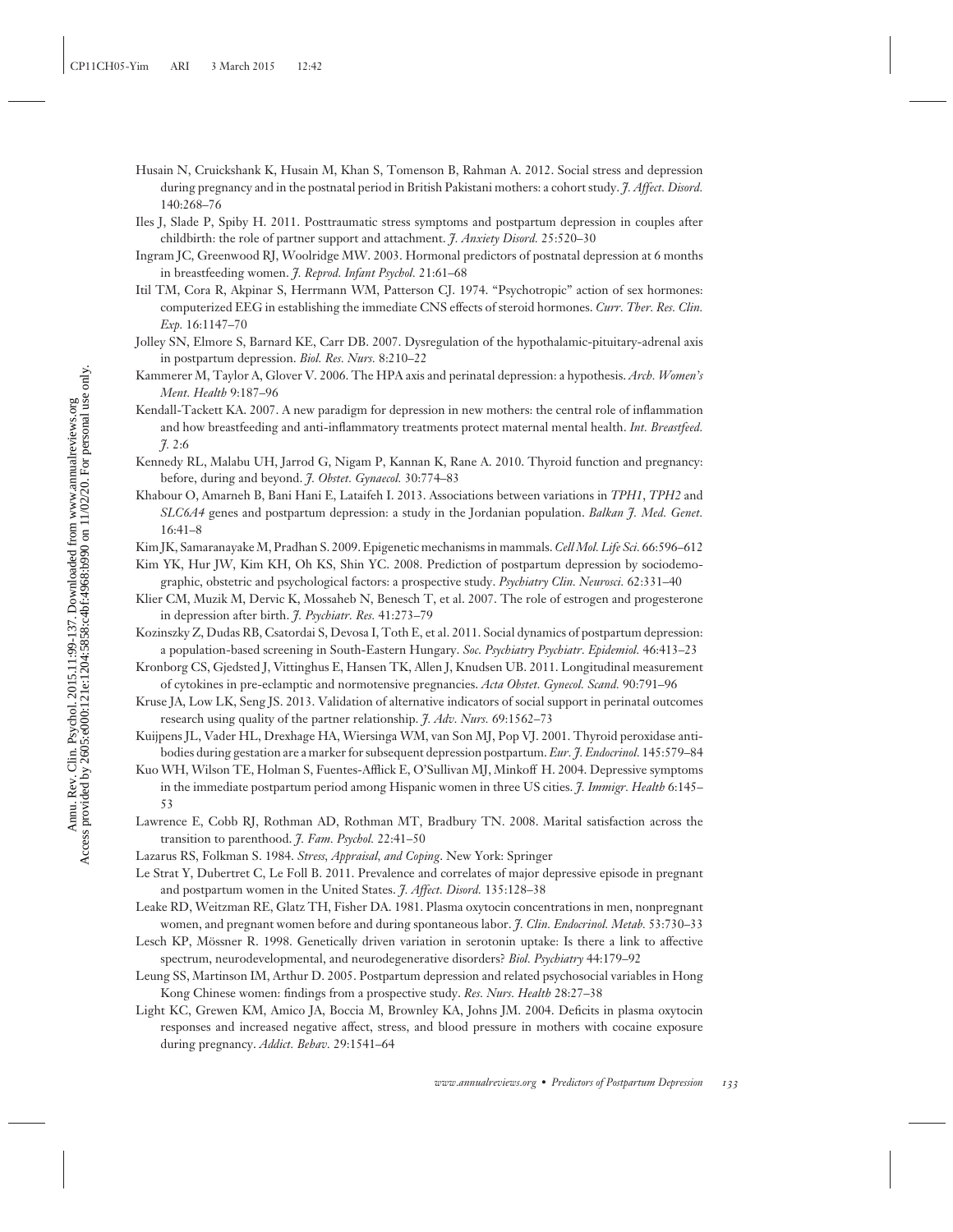Husain N, Cruickshank K, Husain M, Khan S, Tomenson B, Rahman A. 2012. Social stress and depression during pregnancy and in the postnatal period in British Pakistani mothers: a cohort study. *J. Affect. Disord.* 140:268–76

Iles J, Slade P, Spiby H. 2011. Posttraumatic stress symptoms and postpartum depression in couples after childbirth: the role of partner support and attachment. *J. Anxiety Disord.* 25:520–30

Ingram JC, Greenwood RJ, Woolridge MW. 2003. Hormonal predictors of postnatal depression at 6 months in breastfeeding women. *J. Reprod. Infant Psychol.* 21:61–68

Itil TM, Cora R, Akpinar S, Herrmann WM, Patterson CJ. 1974. "Psychotropic" action of sex hormones: computerized EEG in establishing the immediate CNS effects of steroid hormones. *Curr. Ther. Res. Clin. Exp.* 16:1147–70

Jolley SN, Elmore S, Barnard KE, Carr DB. 2007. Dysregulation of the hypothalamic-pituitary-adrenal axis in postpartum depression. *Biol. Res. Nurs.* 8:210–22

Kammerer M, Taylor A, Glover V. 2006. The HPA axis and perinatal depression: a hypothesis. *Arch. Women's Ment. Health* 9:187–96

Kendall-Tackett KA. 2007. A new paradigm for depression in new mothers: the central role of inflammation and how breastfeeding and anti-inflammatory treatments protect maternal mental health. *Int. Breastfeed. J.* 2:6

Kennedy RL, Malabu UH, Jarrod G, Nigam P, Kannan K, Rane A. 2010. Thyroid function and pregnancy: before, during and beyond. *J. Obstet. Gynaecol.* 30:774–83

Khabour O, Amarneh B, Bani Hani E, Lataifeh I. 2013. Associations between variations in *TPH1*, *TPH2* and *SLC6A4* genes and postpartum depression: a study in the Jordanian population. *Balkan J. Med. Genet.* 16:41–8

Kim JK, Samaranayake M, Pradhan S. 2009. Epigenetic mechanisms in mammals. *Cell Mol. Life Sci.* 66:596–612

Kim YK, Hur JW, Kim KH, Oh KS, Shin YC. 2008. Prediction of postpartum depression by sociodemographic, obstetric and psychological factors: a prospective study. *Psychiatry Clin. Neurosci.* 62:331–40

Klier CM, Muzik M, Dervic K, Mossaheb N, Benesch T, et al. 2007. The role of estrogen and progesterone in depression after birth. *J. Psychiatr. Res.* 41:273–79

Kozinszky Z, Dudas RB, Csatordai S, Devosa I, Toth E, et al. 2011. Social dynamics of postpartum depression: a population-based screening in South-Eastern Hungary. *Soc. Psychiatry Psychiatr. Epidemiol.* 46:413–23

Kronborg CS, Gjedsted J, Vittinghus E, Hansen TK, Allen J, Knudsen UB. 2011. Longitudinal measurement of cytokines in pre-eclamptic and normotensive pregnancies. *Acta Obstet. Gynecol. Scand.* 90:791–96

Kruse JA, Low LK, Seng JS. 2013. Validation of alternative indicators of social support in perinatal outcomes research using quality of the partner relationship. *J. Adv. Nurs.* 69:1562–73

Kuijpens JL, Vader HL, Drexhage HA, Wiersinga WM, van Son MJ, Pop VJ. 2001. Thyroid peroxidase antibodies during gestation are a marker for subsequent depression postpartum. *Eur. J. Endocrinol.* 145:579–84

Kuo WH, Wilson TE, Holman S, Fuentes-Afflick E, O'Sullivan MJ, Minkoff H. 2004. Depressive symptoms in the immediate postpartum period among Hispanic women in three US cities. *J. Immigr. Health* 6:145–53

Lawrence E, Cobb RJ, Rothman AD, Rothman MT, Bradbury TN. 2008. Marital satisfaction across the transition to parenthood. *J. Fam. Psychol.* 22:41–50

Lazarus RS, Folkman S. 1984. *Stress, Appraisal, and Coping*. New York: Springer

Le Strat Y, Dubertret C, Le Foll B. 2011. Prevalence and correlates of major depressive episode in pregnant and postpartum women in the United States. *J. Affect. Disord.* 135:128–38

Leake RD, Weitzman RE, Glatz TH, Fisher DA. 1981. Plasma oxytocin concentrations in men, nonpregnant women, and pregnant women before and during spontaneous labor. *J. Clin. Endocrinol. Metab.* 53:730–33

Lesch KP, Mössner R. 1998. Genetically driven variation in serotonin uptake: Is there a link to affective spectrum, neurodevelopmental, and neurodegenerative disorders? *Biol. Psychiatry* 44:179–92

Leung SS, Martinson IM, Arthur D. 2005. Postpartum depression and related psychosocial variables in Hong Kong Chinese women: findings from a prospective study. *Res. Nurs. Health* 28:27–38

Light KC, Grewen KM, Amico JA, Boccia M, Brownley KA, Johns JM. 2004. Deficits in plasma oxytocin responses and increased negative affect, stress, and blood pressure in mothers with cocaine exposure during pregnancy. *Addict. Behav.* 29:1541–64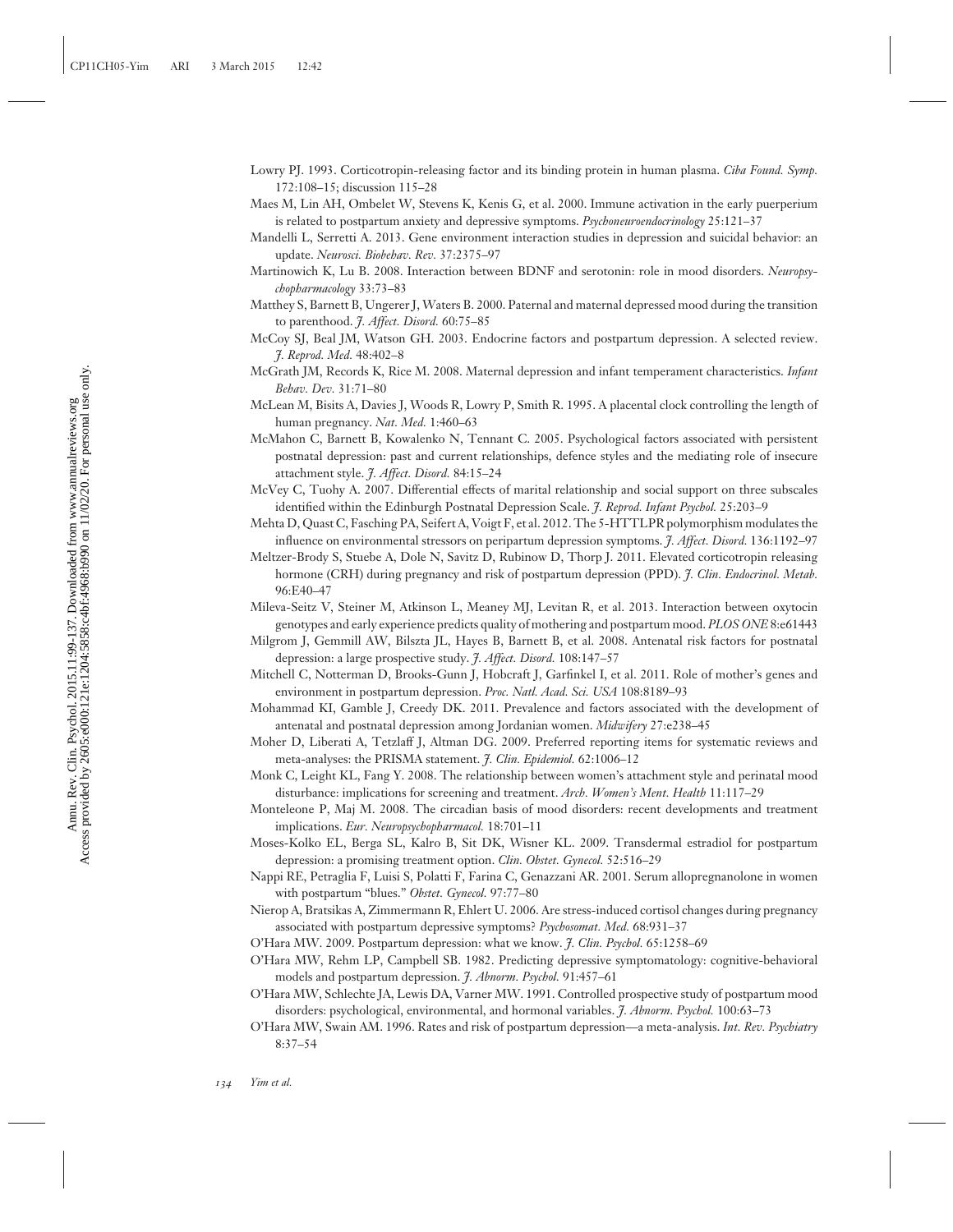Lowry PJ. 1993. Corticotropin-releasing factor and its binding protein in human plasma. *Ciba Found. Symp.* 172:108–15; discussion 115–28

Maes M, Lin AH, Ombelet W, Stevens K, Kenis G, et al. 2000. Immune activation in the early puerperium is related to postpartum anxiety and depressive symptoms. *Psychoneuroendocrinology* 25:121–37

Mandelli L, Serretti A. 2013. Gene environment interaction studies in depression and suicidal behavior: an update. *Neurosci. Biobehav. Rev.* 37:2375–97

Martinowich K, Lu B. 2008. Interaction between BDNF and serotonin: role in mood disorders. *Neuropsychopharmacology* 33:73–83

Matthey S, Barnett B, Ungerer J, Waters B. 2000. Paternal and maternal depressed mood during the transition to parenthood. *J. Affect. Disord.* 60:75–85

McCoy SJ, Beal JM, Watson GH. 2003. Endocrine factors and postpartum depression. A selected review. *J. Reprod. Med.* 48:402–8

McGrath JM, Records K, Rice M. 2008. Maternal depression and infant temperament characteristics. *Infant Behav. Dev.* 31:71–80

McLean M, Bisits A, Davies J, Woods R, Lowry P, Smith R. 1995. A placental clock controlling the length of human pregnancy. *Nat. Med.* 1:460–63

McMahon C, Barnett B, Kowalenko N, Tennant C. 2005. Psychological factors associated with persistent postnatal depression: past and current relationships, defence styles and the mediating role of insecure attachment style. *J. Affect. Disord.* 84:15–24

McVey C, Tuohy A. 2007. Differential effects of marital relationship and social support on three subscales identified within the Edinburgh Postnatal Depression Scale. *J. Reprod. Infant Psychol.* 25:203–9

Mehta D, Quast C, Fasching PA, Seifert A, Voigt F, et al. 2012. The 5-HTTLPR polymorphism modulates the influence on environmental stressors on peripartum depression symptoms. *J. Affect. Disord.* 136:1192–97

Meltzer-Brody S, Stuebe A, Dole N, Savitz D, Rubinow D, Thorp J. 2011. Elevated corticotropin releasing hormone (CRH) during pregnancy and risk of postpartum depression (PPD). *J. Clin. Endocrinol. Metab.* 96:E40–47

Mileva-Seitz V, Steiner M, Atkinson L, Meaney MJ, Levitan R, et al. 2013. Interaction between oxytocin genotypes and early experience predicts quality of mothering and postpartum mood. *PLOS ONE* 8:e61443

Milgrom J, Gemmill AW, Bilszta JL, Hayes B, Barnett B, et al. 2008. Antenatal risk factors for postnatal depression: a large prospective study. *J. Affect. Disord.* 108:147–57

Mitchell C, Notterman D, Brooks-Gunn J, Hobcraft J, Garfinkel I, et al. 2011. Role of mother's genes and environment in postpartum depression. *Proc. Natl. Acad. Sci. USA* 108:8189–93

Mohammad KI, Gamble J, Creedy DK. 2011. Prevalence and factors associated with the development of antenatal and postnatal depression among Jordanian women. *Midwifery* 27:e238–45

Moher D, Liberati A, Tetzlaff J, Altman DG. 2009. Preferred reporting items for systematic reviews and meta-analyses: the PRISMA statement. *J. Clin. Epidemiol.* 62:1006–12

Monk C, Leight KL, Fang Y. 2008. The relationship between women's attachment style and perinatal mood disturbance: implications for screening and treatment. *Arch. Women's Ment. Health* 11:117–29

Monteleone P, Maj M. 2008. The circadian basis of mood disorders: recent developments and treatment implications. *Eur. Neuropsychopharmacol.* 18:701–11

Moses-Kolko EL, Berga SL, Kalro B, Sit DK, Wisner KL. 2009. Transdermal estradiol for postpartum depression: a promising treatment option. *Clin. Obstet. Gynecol.* 52:516–29

Nappi RE, Petraglia F, Luisi S, Polatti F, Farina C, Genazzani AR. 2001. Serum allopregnanolone in women with postpartum "blues." *Obstet. Gynecol.* 97:77–80

Nierop A, Bratsikas A, Zimmermann R, Ehlert U. 2006. Are stress-induced cortisol changes during pregnancy associated with postpartum depressive symptoms? *Psychosomat. Med.* 68:931–37

O'Hara MW. 2009. Postpartum depression: what we know. *J. Clin. Psychol.* 65:1258–69

O'Hara MW, Rehm LP, Campbell SB. 1982. Predicting depressive symptomatology: cognitive-behavioral models and postpartum depression. *J. Abnorm. Psychol.* 91:457–61

O'Hara MW, Schlechte JA, Lewis DA, Varner MW. 1991. Controlled prospective study of postpartum mood disorders: psychological, environmental, and hormonal variables. *J. Abnorm. Psychol.* 100:63–73

O'Hara MW, Swain AM. 1996. Rates and risk of postpartum depression—a meta-analysis. *Int. Rev. Psychiatry* 8:37–54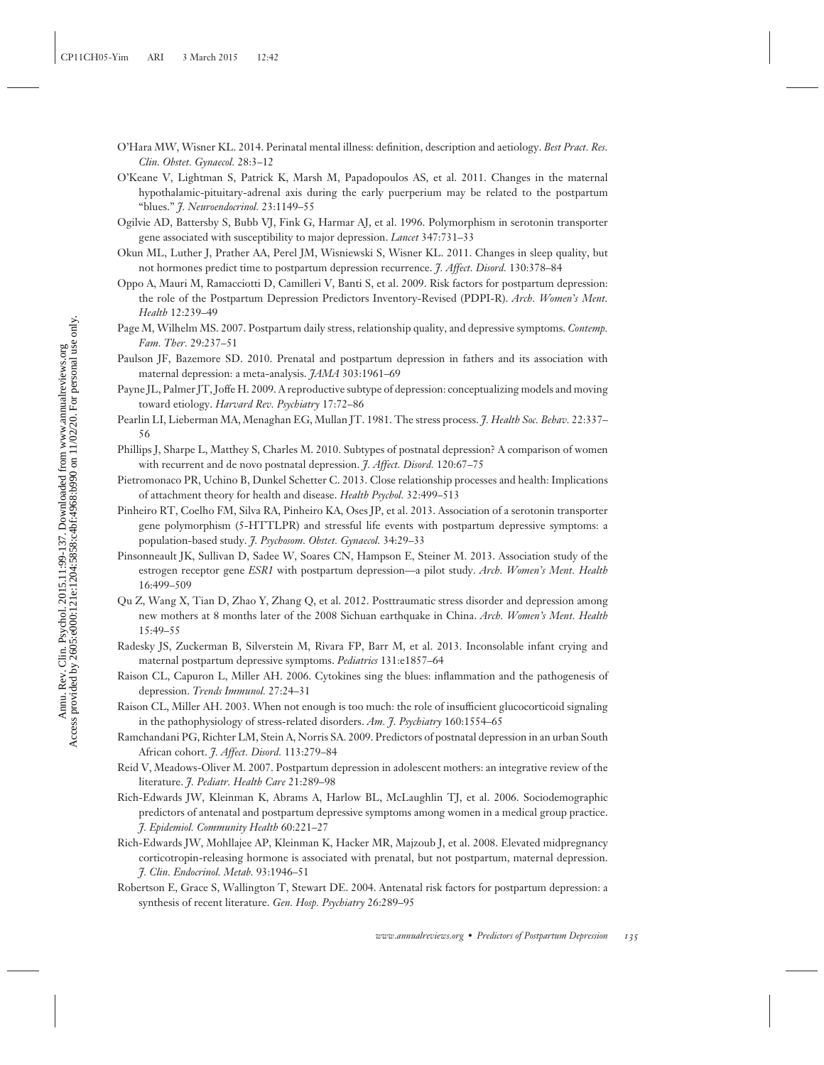O'Hara MW, Wisner KL. 2014. Perinatal mental illness: definition, description and aetiology. *Best Pract. Res. Clin. Obstet. Gynaecol.* 28:3–12

O'Keane V, Lightman S, Patrick K, Marsh M, Papadopoulos AS, et al. 2011. Changes in the maternal hypothalamic-pituitary-adrenal axis during the early puerperium may be related to the postpartum "blues." *J. Neuroendocrinol.* 23:1149–55

Ogilvie AD, Battersby S, Bubb VJ, Fink G, Harmar AJ, et al. 1996. Polymorphism in serotonin transporter gene associated with susceptibility to major depression. *Lancet* 347:731–33

Okun ML, Luther J, Prather AA, Perel JM, Wisniewski S, Wisner KL. 2011. Changes in sleep quality, but not hormones predict time to postpartum depression recurrence. *J. Affect. Disord.* 130:378–84

Oppo A, Mauri M, Ramacciotti D, Camilleri V, Banti S, et al. 2009. Risk factors for postpartum depression: the role of the Postpartum Depression Predictors Inventory-Revised (PDPI-R). *Arch. Women's Ment. Health* 12:239–49

Page M, Wilhelm MS. 2007. Postpartum daily stress, relationship quality, and depressive symptoms. *Contemp. Fam. Ther.* 29:237–51

Paulson JF, Bazemore SD. 2010. Prenatal and postpartum depression in fathers and its association with maternal depression: a meta-analysis. *JAMA* 303:1961–69

Payne JL, Palmer JT, Joffe H. 2009. A reproductive subtype of depression: conceptualizing models and moving toward etiology. *Harvard Rev. Psychiatry* 17:72–86

Pearlin LI, Lieberman MA, Menaghan EG, Mullan JT. 1981. The stress process. *J. Health Soc. Behav.* 22:337–56

Phillips J, Sharpe L, Matthey S, Charles M. 2010. Subtypes of postnatal depression? A comparison of women with recurrent and de novo postnatal depression. *J. Affect. Disord.* 120:67–75

Pietromonaco PR, Uchino B, Dunkel Schetter C. 2013. Close relationship processes and health: Implications of attachment theory for health and disease. *Health Psychol.* 32:499–513

Pinheiro RT, Coelho FM, Silva RA, Pinheiro KA, Oses JP, et al. 2013. Association of a serotonin transporter gene polymorphism (5-HTTLPR) and stressful life events with postpartum depressive symptoms: a population-based study. *J. Psychosom. Obstet. Gynaecol.* 34:29–33

Pinsonneault JK, Sullivan D, Sadee W, Soares CN, Hampson E, Steiner M. 2013. Association study of the estrogen receptor gene *ESR1* with postpartum depression—a pilot study. *Arch. Women's Ment. Health* 16:499–509

Qu Z, Wang X, Tian D, Zhao Y, Zhang Q, et al. 2012. Posttraumatic stress disorder and depression among new mothers at 8 months later of the 2008 Sichuan earthquake in China. *Arch. Women's Ment. Health* 15:49–55

Radesky JS, Zuckerman B, Silverstein M, Rivara FP, Barr M, et al. 2013. Inconsolable infant crying and maternal postpartum depressive symptoms. *Pediatrics* 131:e1857–64

Raison CL, Capuron L, Miller AH. 2006. Cytokines sing the blues: inflammation and the pathogenesis of depression. *Trends Immunol.* 27:24–31

Raison CL, Miller AH. 2003. When not enough is too much: the role of insufficient glucocorticoid signaling in the pathophysiology of stress-related disorders. *Am. J. Psychiatry* 160:1554–65

Ramchandani PG, Richter LM, Stein A, Norris SA. 2009. Predictors of postnatal depression in an urban South African cohort. *J. Affect. Disord.* 113:279–84

Reid V, Meadows-Oliver M. 2007. Postpartum depression in adolescent mothers: an integrative review of the literature. *J. Pediatr. Health Care* 21:289–98

Rich-Edwards JW, Kleinman K, Abrams A, Harlow BL, McLaughlin TJ, et al. 2006. Sociodemographic predictors of antenatal and postpartum depressive symptoms among women in a medical group practice. *J. Epidemiol. Community Health* 60:221–27

Rich-Edwards JW, Mohllajee AP, Kleinman K, Hacker MR, Majzoub J, et al. 2008. Elevated midpregnancy corticotropin-releasing hormone is associated with prenatal, but not postpartum, maternal depression. *J. Clin. Endocrinol. Metab.* 93:1946–51

Robertson E, Grace S, Wallington T, Stewart DE. 2004. Antenatal risk factors for postpartum depression: a synthesis of recent literature. *Gen. Hosp. Psychiatry* 26:289–95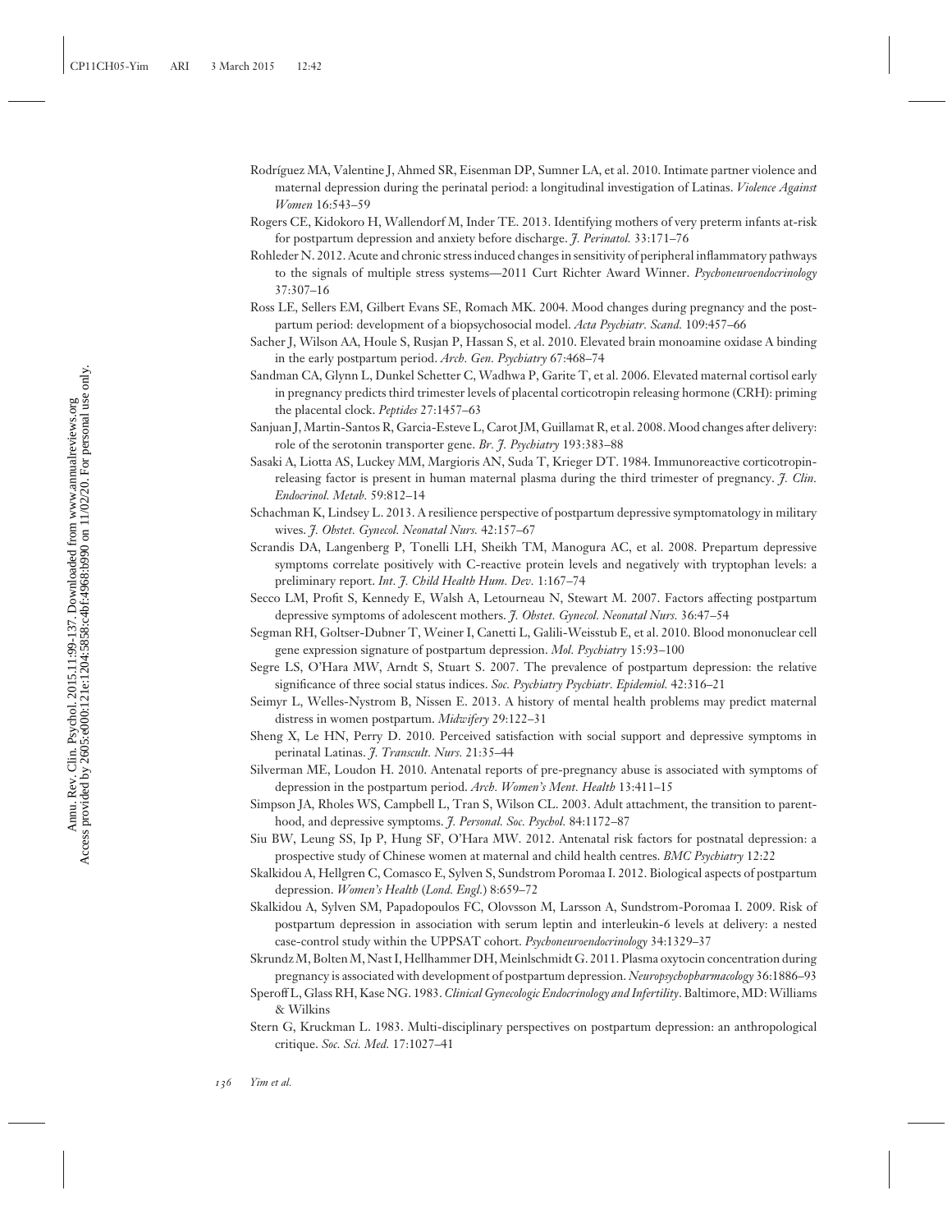Rodríguez MA, Valentine J, Ahmed SR, Eisenman DP, Sumner LA, et al. 2010. Intimate partner violence and maternal depression during the perinatal period: a longitudinal investigation of Latinas. *Violence Against Women* 16:543–59

Rogers CE, Kidokoro H, Wallendorf M, Inder TE. 2013. Identifying mothers of very preterm infants at-risk for postpartum depression and anxiety before discharge. *J. Perinatol.* 33:171–76

Rohleder N. 2012. Acute and chronic stress induced changes in sensitivity of peripheral inflammatory pathways to the signals of multiple stress systems—2011 Curt Richter Award Winner. *Psychoneuroendocrinology* 37:307–16

Ross LE, Sellers EM, Gilbert Evans SE, Romach MK. 2004. Mood changes during pregnancy and the postpartum period: development of a biopsychosocial model. *Acta Psychiatr. Scand.* 109:457–66

Sacher J, Wilson AA, Houle S, Rusjan P, Hassan S, et al. 2010. Elevated brain monoamine oxidase A binding in the early postpartum period. *Arch. Gen. Psychiatry* 67:468–74

Sandman CA, Glynn L, Dunkel Schetter C, Wadhwa P, Garite T, et al. 2006. Elevated maternal cortisol early in pregnancy predicts third trimester levels of placental corticotropin releasing hormone (CRH): priming the placental clock. *Peptides* 27:1457–63

Sanjuan J, Martin-Santos R, Garcia-Esteve L, Carot JM, Guillamat R, et al. 2008. Mood changes after delivery: role of the serotonin transporter gene. *Br. J. Psychiatry* 193:383–88

Sasaki A, Liotta AS, Luckey MM, Margioris AN, Suda T, Krieger DT. 1984. Immunoreactive corticotropin-releasing factor is present in human maternal plasma during the third trimester of pregnancy. *J. Clin. Endocrinol. Metab.* 59:812–14

Schachman K, Lindsey L. 2013. A resilience perspective of postpartum depressive symptomatology in military wives. *J. Obstet. Gynecol. Neonatal Nurs.* 42:157–67

Scrandis DA, Langenberg P, Tonelli LH, Sheikh TM, Manogura AC, et al. 2008. Prepartum depressive symptoms correlate positively with C-reactive protein levels and negatively with tryptophan levels: a preliminary report. *Int. J. Child Health Hum. Dev.* 1:167–74

Secco LM, Profit S, Kennedy E, Walsh A, Letourneau N, Stewart M. 2007. Factors affecting postpartum depressive symptoms of adolescent mothers. *J. Obstet. Gynecol. Neonatal Nurs.* 36:47–54

Segman RH, Goltser-Dubner T, Weiner I, Canetti L, Galili-Weisstub E, et al. 2010. Blood mononuclear cell gene expression signature of postpartum depression. *Mol. Psychiatry* 15:93–100

Segre LS, O'Hara MW, Arndt S, Stuart S. 2007. The prevalence of postpartum depression: the relative significance of three social status indices. *Soc. Psychiatry Psychiatr. Epidemiol.* 42:316–21

Seimyr L, Welles-Nystrom B, Nissen E. 2013. A history of mental health problems may predict maternal distress in women postpartum. *Midwifery* 29:122–31

Sheng X, Le HN, Perry D. 2010. Perceived satisfaction with social support and depressive symptoms in perinatal Latinas. *J. Transcult. Nurs.* 21:35–44

Silverman ME, Loudon H. 2010. Antenatal reports of pre-pregnancy abuse is associated with symptoms of depression in the postpartum period. *Arch. Women's Ment. Health* 13:411–15

Simpson JA, Rholes WS, Campbell L, Tran S, Wilson CL. 2003. Adult attachment, the transition to parenthood, and depressive symptoms. *J. Personal. Soc. Psychol.* 84:1172–87

Siu BW, Leung SS, Ip P, Hung SF, O'Hara MW. 2012. Antenatal risk factors for postnatal depression: a prospective study of Chinese women at maternal and child health centres. *BMC Psychiatry* 12:22

Skalkidou A, Hellgren C, Comasco E, Sylven S, Sundstrom Poromaa I. 2012. Biological aspects of postpartum depression. *Women's Health (Lond. Engl.)* 8:659–72

Skalkidou A, Sylven SM, Papadopoulos FC, Olovsson M, Larsson A, Sundstrom-Poromaa I. 2009. Risk of postpartum depression in association with serum leptin and interleukin-6 levels at delivery: a nested case-control study within the UPPSAT cohort. *Psychoneuroendocrinology* 34:1329–37

Skrundz M, Bolten M, Nast I, Hellhammer DH, Meinlschmidt G. 2011. Plasma oxytocin concentration during pregnancy is associated with development of postpartum depression. *Neuropsychopharmacology* 36:1886–93

Speroff L, Glass RH, Kase NG. 1983. *Clinical Gynecologic Endocrinology and Infertility*. Baltimore, MD: Williams & Wilkins

Stern G, Kruckman L. 1983. Multi-disciplinary perspectives on postpartum depression: an anthropological critique. *Soc. Sci. Med.* 17:1027–41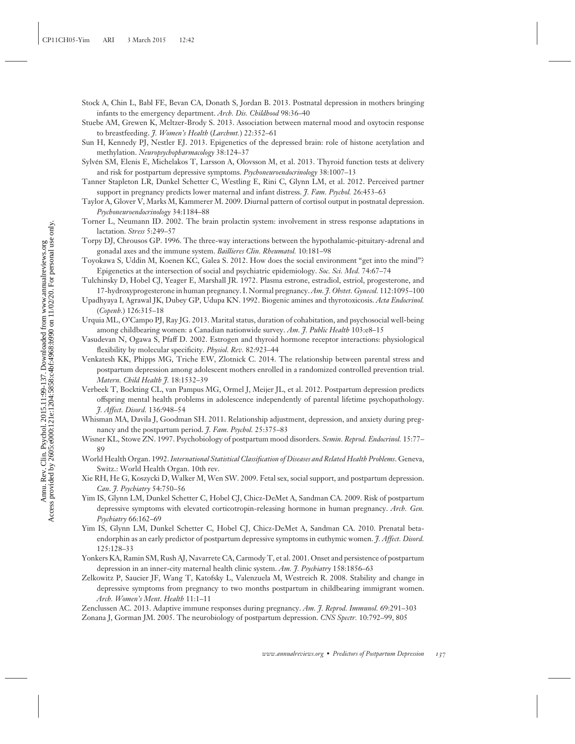Stock A, Chin L, Babl FE, Bevan CA, Donath S, Jordan B. 2013. Postnatal depression in mothers bringing infants to the emergency department. *Arch. Dis. Childhood* 98:36–40

Stuebe AM, Grewen K, Meltzer-Brody S. 2013. Association between maternal mood and oxytocin response to breastfeeding. *J. Women's Health* (*Larchmt.*) 22:352–61

Sun H, Kennedy PJ, Nestler EJ. 2013. Epigenetics of the depressed brain: role of histone acetylation and methylation. *Neuropsychopharmacology* 38:124–37

Sylvén SM, Elenis E, Michelakos T, Larsson A, Olovsson M, et al. 2013. Thyroid function tests at delivery and risk for postpartum depressive symptoms. *Psychoneuroendocrinology* 38:1007–13

Tanner Stapleton LR, Dunkel Schetter C, Westling E, Rini C, Glynn LM, et al. 2012. Perceived partner support in pregnancy predicts lower maternal and infant distress. *J. Fam. Psychol.* 26:453–63

Taylor A, Glover V, Marks M, Kammerer M. 2009. Diurnal pattern of cortisol output in postnatal depression. *Psychoneuroendocrinology* 34:1184–88

Torner L, Neumann ID. 2002. The brain prolactin system: involvement in stress response adaptations in lactation. *Stress* 5:249–57

Torpy DJ, Chrousos GP. 1996. The three-way interactions between the hypothalamic-pituitary-adrenal and gonadal axes and the immune system. *Baillieres Clin. Rheumatol.* 10:181–98

Toyokawa S, Uddin M, Koenen KC, Galea S. 2012. How does the social environment "get into the mind"? Epigenetics at the intersection of social and psychiatric epidemiology. *Soc. Sci. Med.* 74:67–74

Tulchinsky D, Hobel CJ, Yeager E, Marshall JR. 1972. Plasma estrone, estradiol, estriol, progesterone, and 17-hydroxyprogesterone in human pregnancy. I. Normal pregnancy. *Am. J. Obstet. Gynecol.* 112:1095–100

Upadhyaya I, Agrawal JK, Dubey GP, Udupa KN. 1992. Biogenic amines and thyrotoxicosis. *Acta Endocrinol.* (*Copenh.*) 126:315–18

Urquia ML, O'Campo PJ, Ray JG. 2013. Marital status, duration of cohabitation, and psychosocial well-being among childbearing women: a Canadian nationwide survey. *Am. J. Public Health* 103:e8–15

Vasudevan N, Ogawa S, Pfaff D. 2002. Estrogen and thyroid hormone receptor interactions: physiological flexibility by molecular specificity. *Physiol. Rev.* 82:923–44

Venkatesh KK, Phipps MG, Triche EW, Zlotnick C. 2014. The relationship between parental stress and postpartum depression among adolescent mothers enrolled in a randomized controlled prevention trial. *Matern. Child Health J.* 18:1532–39

Verbeek T, Bockting CL, van Pampus MG, Ormel J, Meijer JL, et al. 2012. Postpartum depression predicts offspring mental health problems in adolescence independently of parental lifetime psychopathology. *J. Affect. Disord.* 136:948–54

Whisman MA, Davila J, Goodman SH. 2011. Relationship adjustment, depression, and anxiety during pregnancy and the postpartum period. *J. Fam. Psychol.* 25:375–83

Wisner KL, Stowe ZN. 1997. Psychobiology of postpartum mood disorders. *Semin. Reprod. Endocrinol.* 15:77–89

World Health Organ. 1992. *International Statistical Classification of Diseases and Related Health Problems*. Geneva, Switz.: World Health Organ. 10th rev.

Xie RH, He G, Koszycki D, Walker M, Wen SW. 2009. Fetal sex, social support, and postpartum depression. *Can. J. Psychiatry* 54:750–56

Yim IS, Glynn LM, Dunkel Schetter C, Hobel CJ, Chicz-DeMet A, Sandman CA. 2009. Risk of postpartum depressive symptoms with elevated corticotropin-releasing hormone in human pregnancy. *Arch. Gen. Psychiatry* 66:162–69

Yim IS, Glynn LM, Dunkel Schetter C, Hobel CJ, Chicz-DeMet A, Sandman CA. 2010. Prenatal beta-endorphin as an early predictor of postpartum depressive symptoms in euthymic women. *J. Affect. Disord.* 125:128–33

Yonkers KA, Ramin SM, Rush AJ, Navarrete CA, Carmody T, et al. 2001. Onset and persistence of postpartum depression in an inner-city maternal health clinic system. *Am. J. Psychiatry* 158:1856–63

Zelkowitz P, Saucier JF, Wang T, Katofsky L, Valenzuela M, Westreich R. 2008. Stability and change in depressive symptoms from pregnancy to two months postpartum in childbearing immigrant women. *Arch. Women's Ment. Health* 11:1–11

Zenclussen AC. 2013. Adaptive immune responses during pregnancy. *Am. J. Reprod. Immunol.* 69:291–303

Zonana J, Gorman JM. 2005. The neurobiology of postpartum depression. *CNS Spectr.* 10:792–99, 805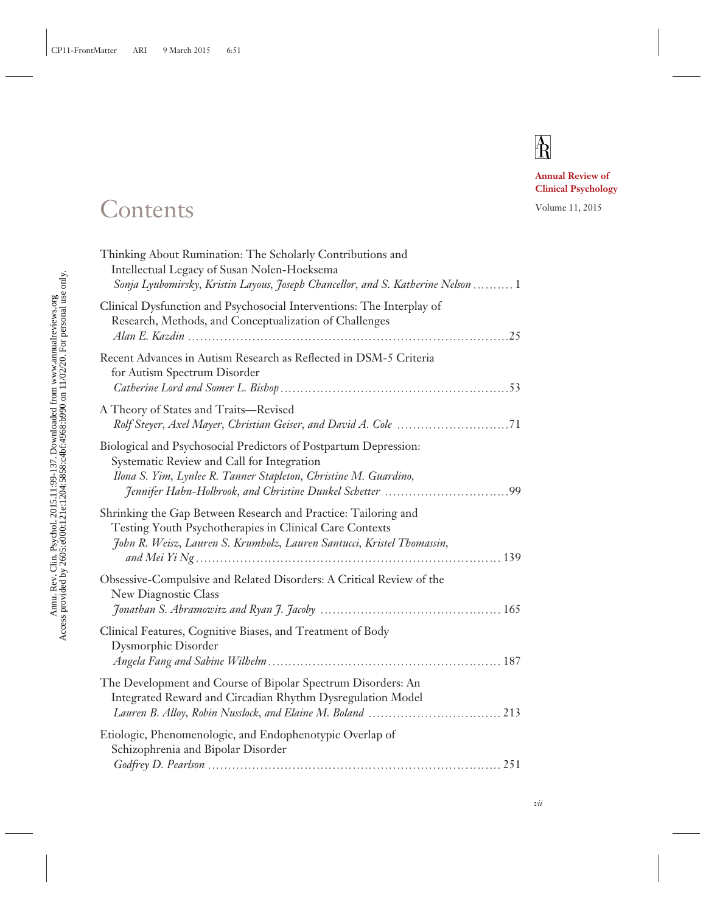# Contents

**Annual Review of Clinical Psychology**

Volume 11, 2015

Thinking About Rumination: The Scholarly Contributions and Intellectual Legacy of Susan Nolen-Hoeksema
*Sonja Lyubomirsky, Kristin Layous, Joseph Chancellor, and S. Katherine Nelson* .......... 1

Clinical Dysfunction and Psychosocial Interventions: The Interplay of Research, Methods, and Conceptualization of Challenges
*Alan E. Kazdin* .......... 25

Recent Advances in Autism Research as Reflected in DSM-5 Criteria for Autism Spectrum Disorder
*Catherine Lord and Somer L. Bishop* .......... 53

A Theory of States and Traits—Revised
*Rolf Steyer, Axel Mayer, Christian Geiser, and David A. Cole* .......... 71

Biological and Psychosocial Predictors of Postpartum Depression: Systematic Review and Call for Integration
*Ilona S. Yim, Lynlee R. Tanner Stapleton, Christine M. Guardino, Jennifer Hahn-Holbrook, and Christine Dunkel Schetter* .......... 99

Shrinking the Gap Between Research and Practice: Tailoring and Testing Youth Psychotherapies in Clinical Care Contexts
*John R. Weisz, Lauren S. Krumholz, Lauren Santucci, Kristel Thomassin, and Mei Yi Ng* .......... 139

Obsessive-Compulsive and Related Disorders: A Critical Review of the New Diagnostic Class
*Jonathan S. Abramowitz and Ryan J. Jacoby* .......... 165

Clinical Features, Cognitive Biases, and Treatment of Body Dysmorphic Disorder
*Angela Fang and Sabine Wilhelm* .......... 187

The Development and Course of Bipolar Spectrum Disorders: An Integrated Reward and Circadian Rhythm Dysregulation Model
*Lauren B. Alloy, Robin Nusslock, and Elaine M. Boland* .......... 213

Etiologic, Phenomenologic, and Endophenotypic Overlap of Schizophrenia and Bipolar Disorder
*Godfrey D. Pearlson* .......... 251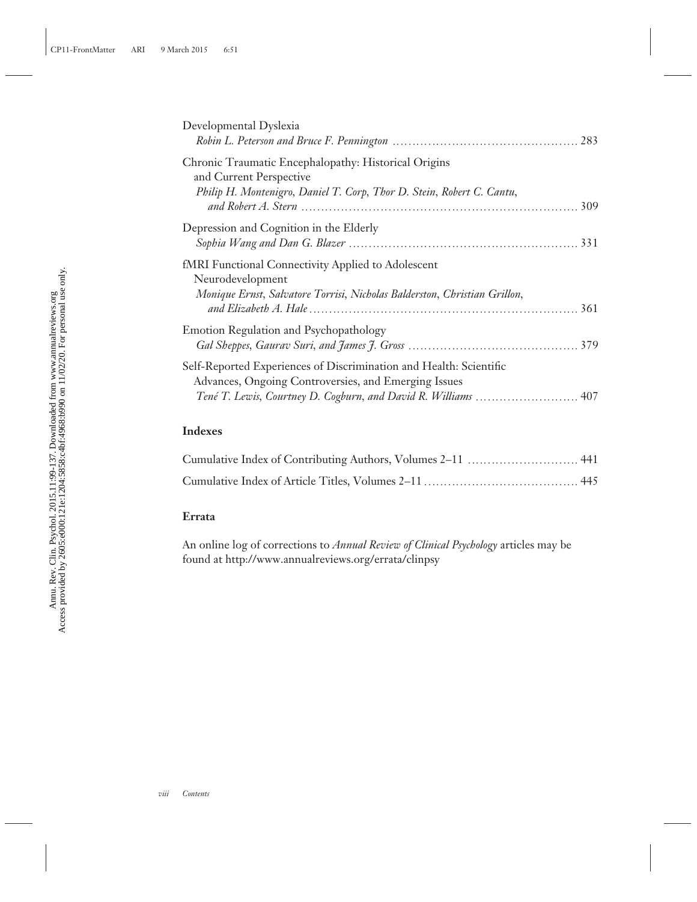Developmental Dyslexia
*Robin L. Peterson and Bruce F. Pennington* ............................................ 283

Chronic Traumatic Encephalopathy: Historical Origins and Current Perspective
*Philip H. Montenigro, Daniel T. Corp, Thor D. Stein, Robert C. Cantu, and Robert A. Stern* ............................................ 309

Depression and Cognition in the Elderly
*Sophia Wang and Dan G. Blazer* ............................................ 331

fMRI Functional Connectivity Applied to Adolescent Neurodevelopment
*Monique Ernst, Salvatore Torrisi, Nicholas Balderston, Christian Grillon, and Elizabeth A. Hale* ............................................ 361

Emotion Regulation and Psychopathology
*Gal Sheppes, Gaurav Suri, and James J. Gross* ............................................ 379

Self-Reported Experiences of Discrimination and Health: Scientific Advances, Ongoing Controversies, and Emerging Issues
*Tené T. Lewis, Courtney D. Cogburn, and David R. Williams* ............................................ 407

## Indexes

Cumulative Index of Contributing Authors, Volumes 2–11 ............................................ 441

Cumulative Index of Article Titles, Volumes 2–11 ............................................ 445

## Errata

An online log of corrections to *Annual Review of Clinical Psychology* articles may be found at http://www.annualreviews.org/errata/clinpsy